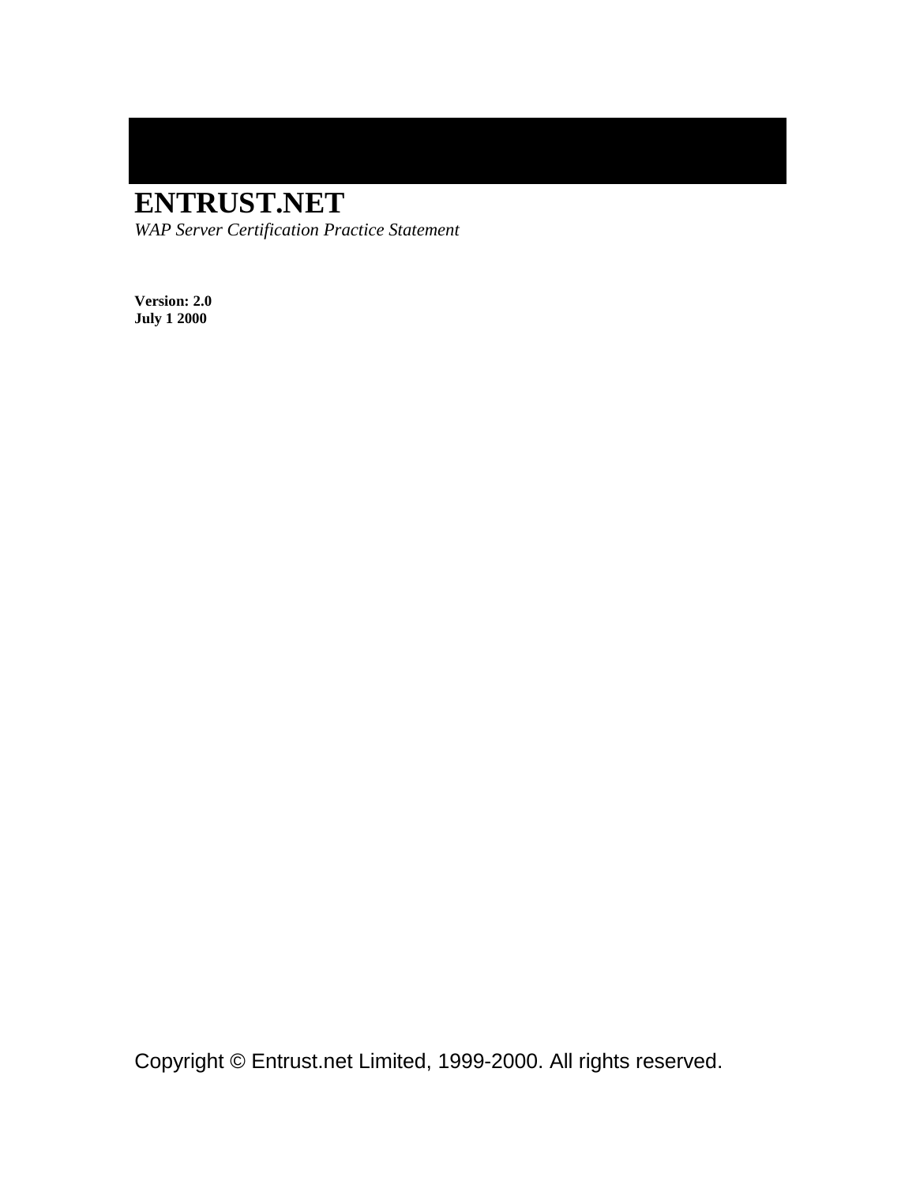# ENTRUST.NET

*WAP Server Certification Practice Statement*

**Version: 2.0**
**July 1 2000**

Copyright © Entrust.net Limited, 1999-2000. All rights reserved.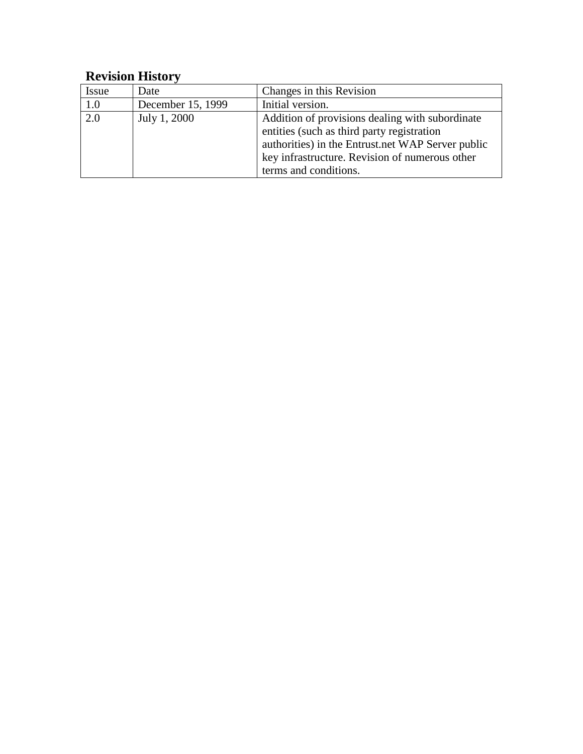## Revision History

| Issue | Date | Changes in this Revision |
|---|---|---|
| 1.0 | December 15, 1999 | Initial version. |
| 2.0 | July 1, 2000 | Addition of provisions dealing with subordinate entities (such as third party registration authorities) in the Entrust.net WAP Server public key infrastructure. Revision of numerous other terms and conditions. |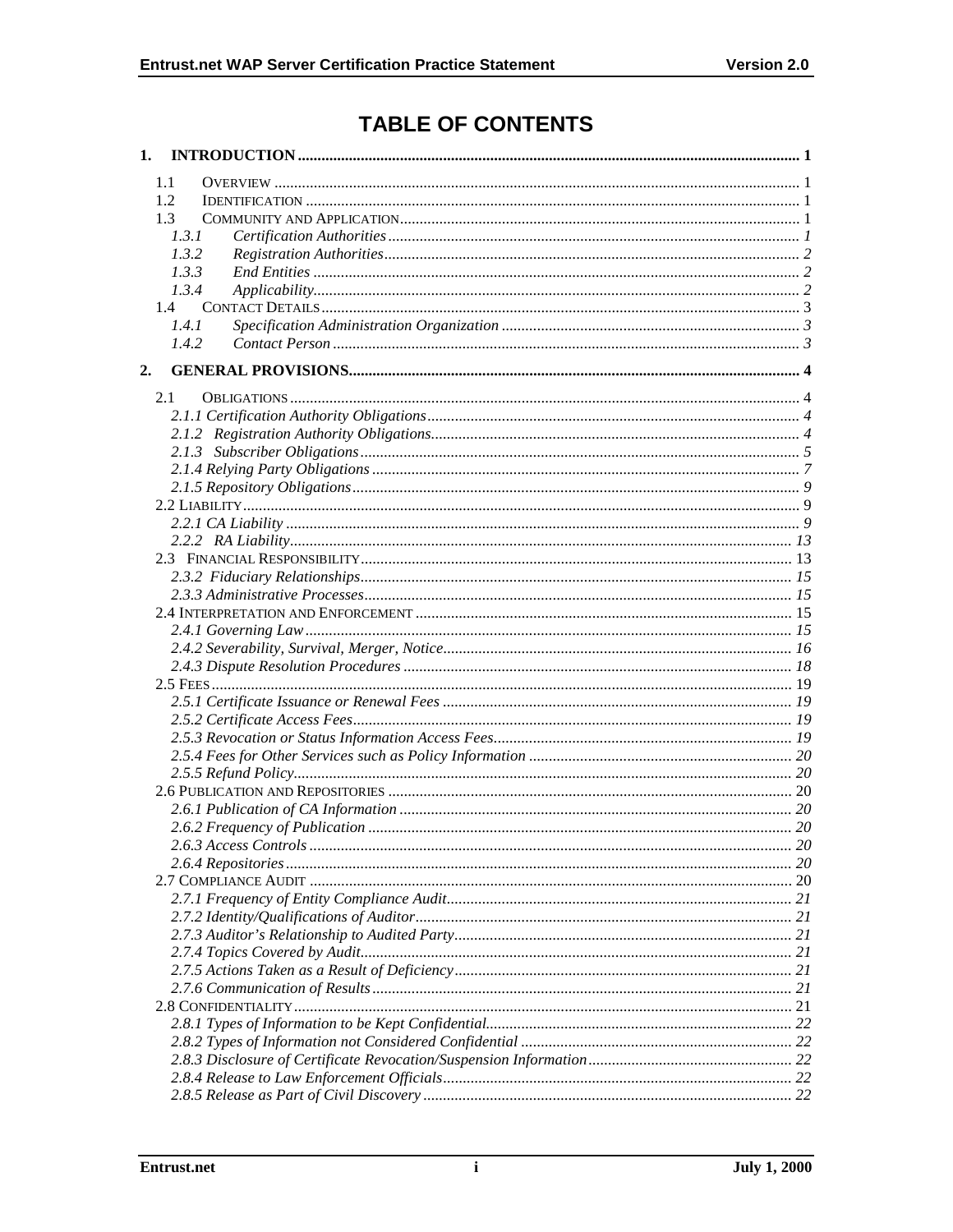# TABLE OF CONTENTS

1. INTRODUCTION ..... 1
   - 1.1 OVERVIEW ..... 1
   - 1.2 IDENTIFICATION ..... 1
   - 1.3 COMMUNITY AND APPLICATION ..... 1
     - *1.3.1 Certification Authorities ..... 1*
     - *1.3.2 Registration Authorities ..... 2*
     - *1.3.3 End Entities ..... 2*
     - *1.3.4 Applicability ..... 2*
   - 1.4 CONTACT DETAILS ..... 3
     - *1.4.1 Specification Administration Organization ..... 3*
     - *1.4.2 Contact Person ..... 3*
2. GENERAL PROVISIONS ..... 4
   - 2.1 OBLIGATIONS ..... 4
     - *2.1.1 Certification Authority Obligations ..... 4*
     - *2.1.2 Registration Authority Obligations ..... 4*
     - *2.1.3 Subscriber Obligations ..... 5*
     - *2.1.4 Relying Party Obligations ..... 7*
     - *2.1.5 Repository Obligations ..... 9*
   - 2.2 LIABILITY ..... 9
     - *2.2.1 CA Liability ..... 9*
     - *2.2.2 RA Liability ..... 13*
   - 2.3 FINANCIAL RESPONSIBILITY ..... 13
     - *2.3.2 Fiduciary Relationships ..... 15*
     - *2.3.3 Administrative Processes ..... 15*
   - 2.4 INTERPRETATION AND ENFORCEMENT ..... 15
     - *2.4.1 Governing Law ..... 15*
     - *2.4.2 Severability, Survival, Merger, Notice ..... 16*
     - *2.4.3 Dispute Resolution Procedures ..... 18*
   - 2.5 FEES ..... 19
     - *2.5.1 Certificate Issuance or Renewal Fees ..... 19*
     - *2.5.2 Certificate Access Fees ..... 19*
     - *2.5.3 Revocation or Status Information Access Fees ..... 19*
     - *2.5.4 Fees for Other Services such as Policy Information ..... 20*
     - *2.5.5 Refund Policy ..... 20*
   - 2.6 PUBLICATION AND REPOSITORIES ..... 20
     - *2.6.1 Publication of CA Information ..... 20*
     - *2.6.2 Frequency of Publication ..... 20*
     - *2.6.3 Access Controls ..... 20*
     - *2.6.4 Repositories ..... 20*
   - 2.7 COMPLIANCE AUDIT ..... 20
     - *2.7.1 Frequency of Entity Compliance Audit ..... 21*
     - *2.7.2 Identity/Qualifications of Auditor ..... 21*
     - *2.7.3 Auditor's Relationship to Audited Party ..... 21*
     - *2.7.4 Topics Covered by Audit ..... 21*
     - *2.7.5 Actions Taken as a Result of Deficiency ..... 21*
     - *2.7.6 Communication of Results ..... 21*
   - 2.8 CONFIDENTIALITY ..... 21
     - *2.8.1 Types of Information to be Kept Confidential ..... 22*
     - *2.8.2 Types of Information not Considered Confidential ..... 22*
     - *2.8.3 Disclosure of Certificate Revocation/Suspension Information ..... 22*
     - *2.8.4 Release to Law Enforcement Officials ..... 22*
     - *2.8.5 Release as Part of Civil Discovery ..... 22*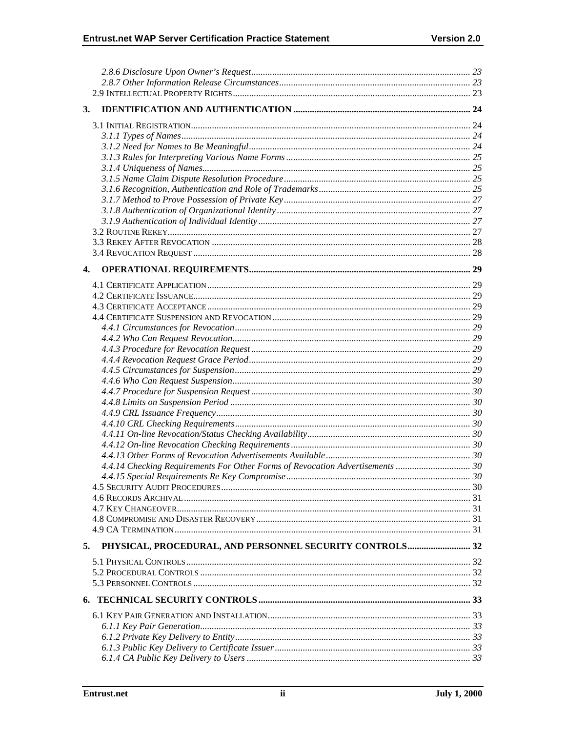2.8.6 Disclosure Upon Owner's Request ........ 23
2.8.7 Other Information Release Circumstances ........ 23
2.9 INTELLECTUAL PROPERTY RIGHTS ........ 23

**3. IDENTIFICATION AND AUTHENTICATION ........ 24**

3.1 INITIAL REGISTRATION ........ 24
3.1.1 Types of Names ........ 24
3.1.2 Need for Names to Be Meaningful ........ 24
3.1.3 Rules for Interpreting Various Name Forms ........ 25
3.1.4 Uniqueness of Names ........ 25
3.1.5 Name Claim Dispute Resolution Procedure ........ 25
3.1.6 Recognition, Authentication and Role of Trademarks ........ 25
3.1.7 Method to Prove Possession of Private Key ........ 27
3.1.8 Authentication of Organizational Identity ........ 27
3.1.9 Authentication of Individual Identity ........ 27
3.2 ROUTINE REKEY ........ 27
3.3 REKEY AFTER REVOCATION ........ 28
3.4 REVOCATION REQUEST ........ 28

**4. OPERATIONAL REQUIREMENTS ........ 29**

4.1 CERTIFICATE APPLICATION ........ 29
4.2 CERTIFICATE ISSUANCE ........ 29
4.3 CERTIFICATE ACCEPTANCE ........ 29
4.4 CERTIFICATE SUSPENSION AND REVOCATION ........ 29
4.4.1 Circumstances for Revocation ........ 29
4.4.2 Who Can Request Revocation ........ 29
4.4.3 Procedure for Revocation Request ........ 29
4.4.4 Revocation Request Grace Period ........ 29
4.4.5 Circumstances for Suspension ........ 29
4.4.6 Who Can Request Suspension ........ 30
4.4.7 Procedure for Suspension Request ........ 30
4.4.8 Limits on Suspension Period ........ 30
4.4.9 CRL Issuance Frequency ........ 30
4.4.10 CRL Checking Requirements ........ 30
4.4.11 On-line Revocation/Status Checking Availability ........ 30
4.4.12 On-line Revocation Checking Requirements ........ 30
4.4.13 Other Forms of Revocation Advertisements Available ........ 30
4.4.14 Checking Requirements For Other Forms of Revocation Advertisements ........ 30
4.4.15 Special Requirements Re Key Compromise ........ 30
4.5 SECURITY AUDIT PROCEDURES ........ 30
4.6 RECORDS ARCHIVAL ........ 31
4.7 KEY CHANGEOVER ........ 31
4.8 COMPROMISE AND DISASTER RECOVERY ........ 31
4.9 CA TERMINATION ........ 31

**5. PHYSICAL, PROCEDURAL, AND PERSONNEL SECURITY CONTROLS ........ 32**

5.1 PHYSICAL CONTROLS ........ 32
5.2 PROCEDURAL CONTROLS ........ 32
5.3 PERSONNEL CONTROLS ........ 32

**6. TECHNICAL SECURITY CONTROLS ........ 33**

6.1 KEY PAIR GENERATION AND INSTALLATION ........ 33
6.1.1 Key Pair Generation ........ 33
6.1.2 Private Key Delivery to Entity ........ 33
6.1.3 Public Key Delivery to Certificate Issuer ........ 33
6.1.4 CA Public Key Delivery to Users ........ 33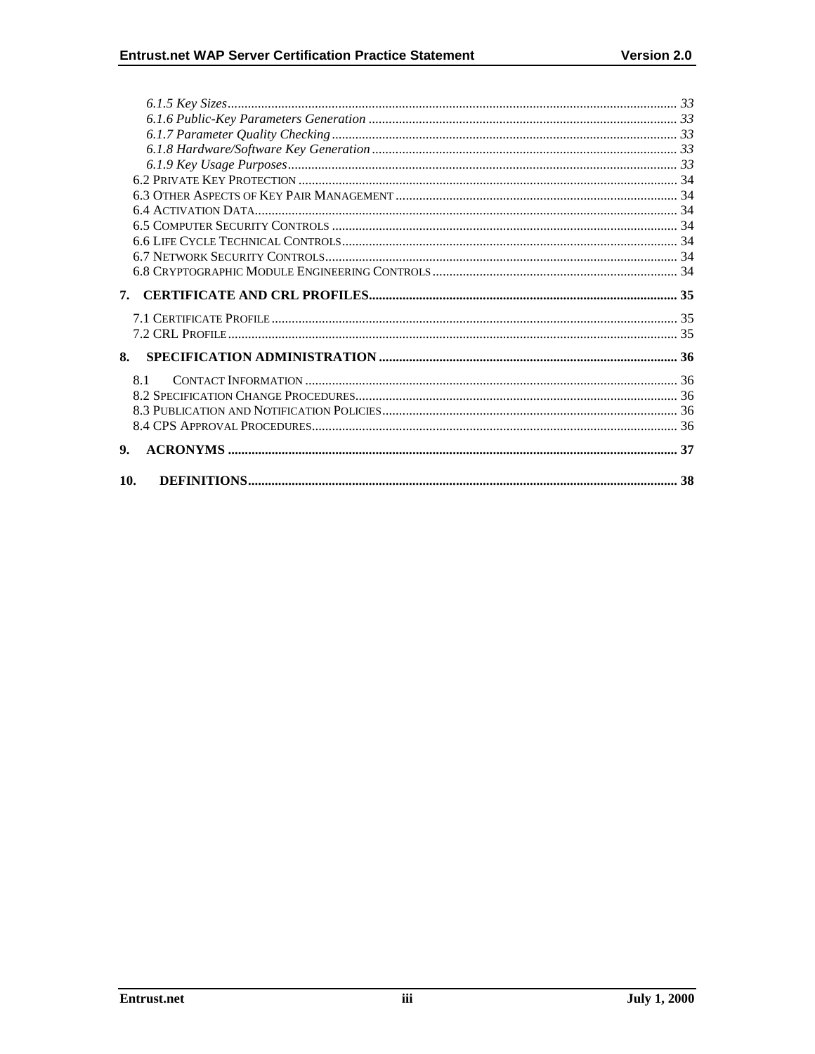*6.1.5 Key Sizes* ..... *33*
*6.1.6 Public-Key Parameters Generation* ..... *33*
*6.1.7 Parameter Quality Checking* ..... *33*
*6.1.8 Hardware/Software Key Generation* ..... *33*
*6.1.9 Key Usage Purposes* ..... *33*
6.2 PRIVATE KEY PROTECTION ..... 34
6.3 OTHER ASPECTS OF KEY PAIR MANAGEMENT ..... 34
6.4 ACTIVATION DATA ..... 34
6.5 COMPUTER SECURITY CONTROLS ..... 34
6.6 LIFE CYCLE TECHNICAL CONTROLS ..... 34
6.7 NETWORK SECURITY CONTROLS ..... 34
6.8 CRYPTOGRAPHIC MODULE ENGINEERING CONTROLS ..... 34

**7. CERTIFICATE AND CRL PROFILES ..... 35**

7.1 CERTIFICATE PROFILE ..... 35
7.2 CRL PROFILE ..... 35

**8. SPECIFICATION ADMINISTRATION ..... 36**

8.1 CONTACT INFORMATION ..... 36
8.2 SPECIFICATION CHANGE PROCEDURES ..... 36
8.3 PUBLICATION AND NOTIFICATION POLICIES ..... 36
8.4 CPS APPROVAL PROCEDURES ..... 36

**9. ACRONYMS ..... 37**

**10. DEFINITIONS ..... 38**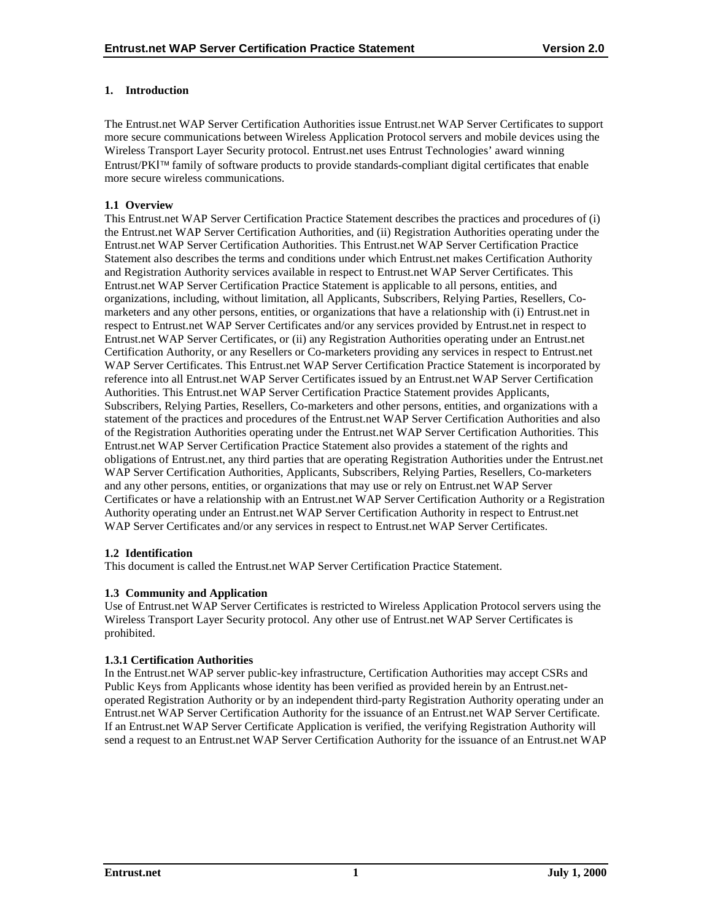# 1. Introduction

The Entrust.net WAP Server Certification Authorities issue Entrust.net WAP Server Certificates to support more secure communications between Wireless Application Protocol servers and mobile devices using the Wireless Transport Layer Security protocol. Entrust.net uses Entrust Technologies' award winning Entrust/PKI™ family of software products to provide standards-compliant digital certificates that enable more secure wireless communications.

## 1.1 Overview

This Entrust.net WAP Server Certification Practice Statement describes the practices and procedures of (i) the Entrust.net WAP Server Certification Authorities, and (ii) Registration Authorities operating under the Entrust.net WAP Server Certification Authorities. This Entrust.net WAP Server Certification Practice Statement also describes the terms and conditions under which Entrust.net makes Certification Authority and Registration Authority services available in respect to Entrust.net WAP Server Certificates. This Entrust.net WAP Server Certification Practice Statement is applicable to all persons, entities, and organizations, including, without limitation, all Applicants, Subscribers, Relying Parties, Resellers, Co-marketers and any other persons, entities, or organizations that have a relationship with (i) Entrust.net in respect to Entrust.net WAP Server Certificates and/or any services provided by Entrust.net in respect to Entrust.net WAP Server Certificates, or (ii) any Registration Authorities operating under an Entrust.net Certification Authority, or any Resellers or Co-marketers providing any services in respect to Entrust.net WAP Server Certificates. This Entrust.net WAP Server Certification Practice Statement is incorporated by reference into all Entrust.net WAP Server Certificates issued by an Entrust.net WAP Server Certification Authorities. This Entrust.net WAP Server Certification Practice Statement provides Applicants, Subscribers, Relying Parties, Resellers, Co-marketers and other persons, entities, and organizations with a statement of the practices and procedures of the Entrust.net WAP Server Certification Authorities and also of the Registration Authorities operating under the Entrust.net WAP Server Certification Authorities. This Entrust.net WAP Server Certification Practice Statement also provides a statement of the rights and obligations of Entrust.net, any third parties that are operating Registration Authorities under the Entrust.net WAP Server Certification Authorities, Applicants, Subscribers, Relying Parties, Resellers, Co-marketers and any other persons, entities, or organizations that may use or rely on Entrust.net WAP Server Certificates or have a relationship with an Entrust.net WAP Server Certification Authority or a Registration Authority operating under an Entrust.net WAP Server Certification Authority in respect to Entrust.net WAP Server Certificates and/or any services in respect to Entrust.net WAP Server Certificates.

## 1.2 Identification

This document is called the Entrust.net WAP Server Certification Practice Statement.

## 1.3 Community and Application

Use of Entrust.net WAP Server Certificates is restricted to Wireless Application Protocol servers using the Wireless Transport Layer Security protocol. Any other use of Entrust.net WAP Server Certificates is prohibited.

### 1.3.1 Certification Authorities

In the Entrust.net WAP server public-key infrastructure, Certification Authorities may accept CSRs and Public Keys from Applicants whose identity has been verified as provided herein by an Entrust.net-operated Registration Authority or by an independent third-party Registration Authority operating under an Entrust.net WAP Server Certification Authority for the issuance of an Entrust.net WAP Server Certificate. If an Entrust.net WAP Server Certificate Application is verified, the verifying Registration Authority will send a request to an Entrust.net WAP Server Certification Authority for the issuance of an Entrust.net WAP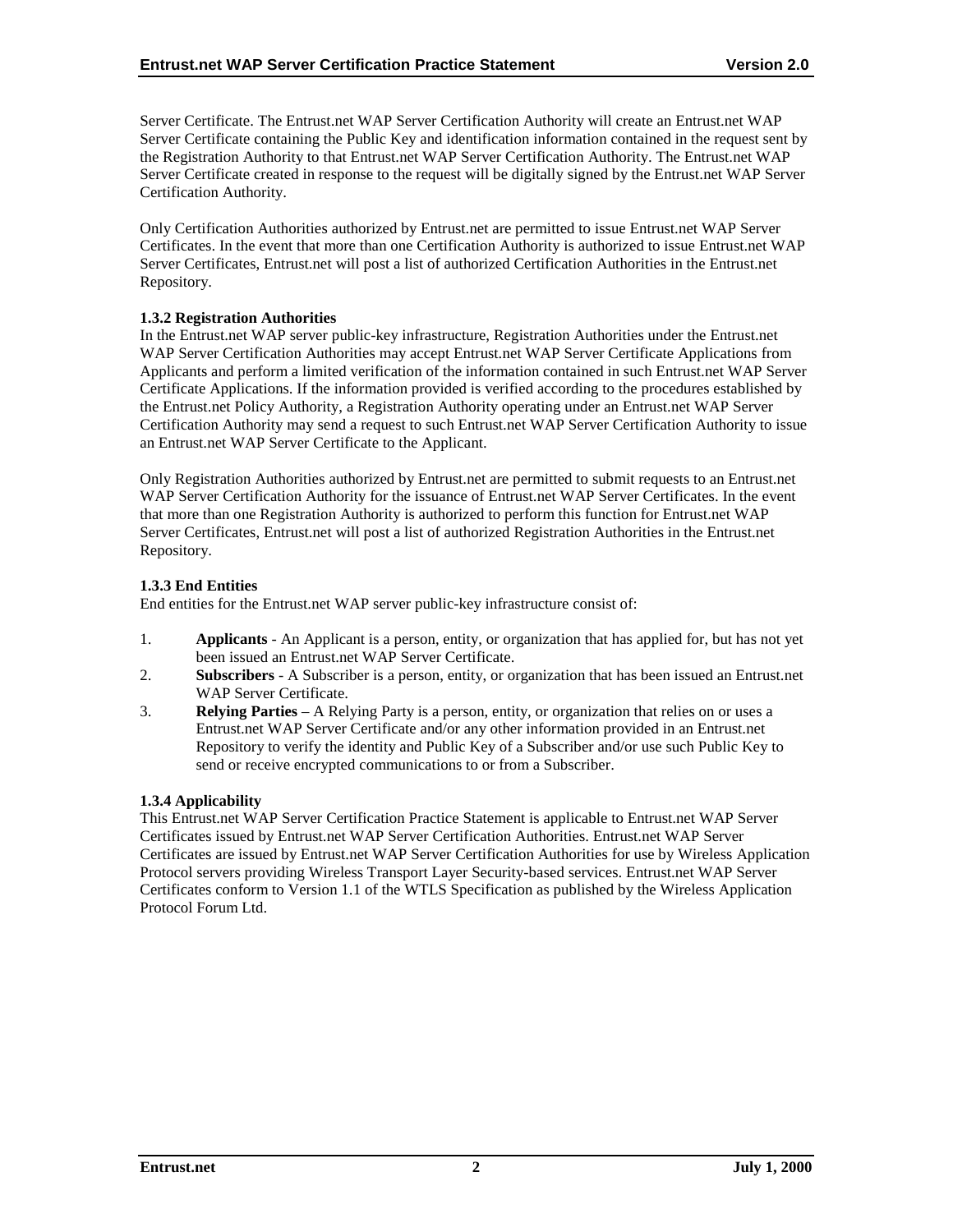Server Certificate. The Entrust.net WAP Server Certification Authority will create an Entrust.net WAP Server Certificate containing the Public Key and identification information contained in the request sent by the Registration Authority to that Entrust.net WAP Server Certification Authority. The Entrust.net WAP Server Certificate created in response to the request will be digitally signed by the Entrust.net WAP Server Certification Authority.

Only Certification Authorities authorized by Entrust.net are permitted to issue Entrust.net WAP Server Certificates. In the event that more than one Certification Authority is authorized to issue Entrust.net WAP Server Certificates, Entrust.net will post a list of authorized Certification Authorities in the Entrust.net Repository.

### 1.3.2 Registration Authorities

In the Entrust.net WAP server public-key infrastructure, Registration Authorities under the Entrust.net WAP Server Certification Authorities may accept Entrust.net WAP Server Certificate Applications from Applicants and perform a limited verification of the information contained in such Entrust.net WAP Server Certificate Applications. If the information provided is verified according to the procedures established by the Entrust.net Policy Authority, a Registration Authority operating under an Entrust.net WAP Server Certification Authority may send a request to such Entrust.net WAP Server Certification Authority to issue an Entrust.net WAP Server Certificate to the Applicant.

Only Registration Authorities authorized by Entrust.net are permitted to submit requests to an Entrust.net WAP Server Certification Authority for the issuance of Entrust.net WAP Server Certificates. In the event that more than one Registration Authority is authorized to perform this function for Entrust.net WAP Server Certificates, Entrust.net will post a list of authorized Registration Authorities in the Entrust.net Repository.

### 1.3.3 End Entities

End entities for the Entrust.net WAP server public-key infrastructure consist of:

1. **Applicants** - An Applicant is a person, entity, or organization that has applied for, but has not yet been issued an Entrust.net WAP Server Certificate.
2. **Subscribers** - A Subscriber is a person, entity, or organization that has been issued an Entrust.net WAP Server Certificate.
3. **Relying Parties** – A Relying Party is a person, entity, or organization that relies on or uses a Entrust.net WAP Server Certificate and/or any other information provided in an Entrust.net Repository to verify the identity and Public Key of a Subscriber and/or use such Public Key to send or receive encrypted communications to or from a Subscriber.

### 1.3.4 Applicability

This Entrust.net WAP Server Certification Practice Statement is applicable to Entrust.net WAP Server Certificates issued by Entrust.net WAP Server Certification Authorities. Entrust.net WAP Server Certificates are issued by Entrust.net WAP Server Certification Authorities for use by Wireless Application Protocol servers providing Wireless Transport Layer Security-based services. Entrust.net WAP Server Certificates conform to Version 1.1 of the WTLS Specification as published by the Wireless Application Protocol Forum Ltd.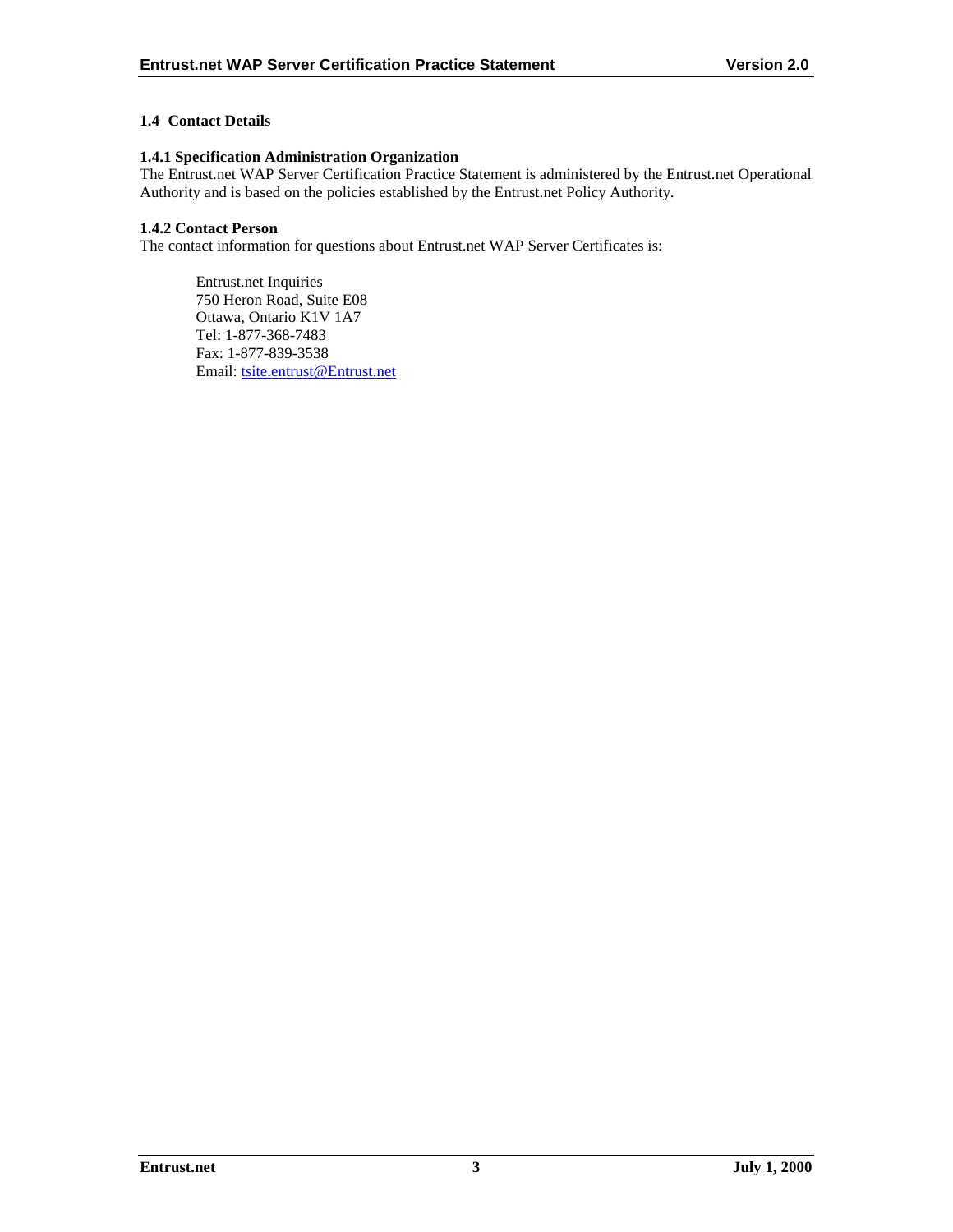## 1.4 Contact Details

### 1.4.1 Specification Administration Organization

The Entrust.net WAP Server Certification Practice Statement is administered by the Entrust.net Operational Authority and is based on the policies established by the Entrust.net Policy Authority.

### 1.4.2 Contact Person

The contact information for questions about Entrust.net WAP Server Certificates is:

Entrust.net Inquiries
750 Heron Road, Suite E08
Ottawa, Ontario K1V 1A7
Tel: 1-877-368-7483
Fax: 1-877-839-3538
Email: tsite.entrust@Entrust.net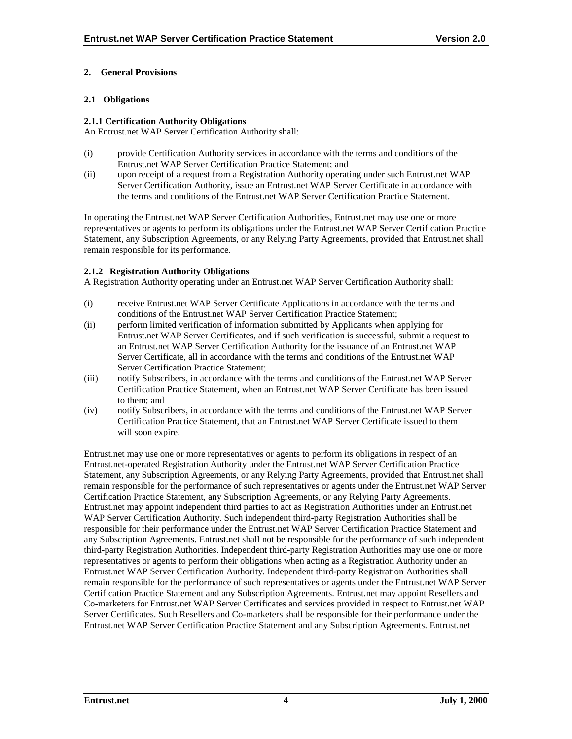## 2. General Provisions

### 2.1 Obligations

#### 2.1.1 Certification Authority Obligations

An Entrust.net WAP Server Certification Authority shall:

(i) provide Certification Authority services in accordance with the terms and conditions of the Entrust.net WAP Server Certification Practice Statement; and

(ii) upon receipt of a request from a Registration Authority operating under such Entrust.net WAP Server Certification Authority, issue an Entrust.net WAP Server Certificate in accordance with the terms and conditions of the Entrust.net WAP Server Certification Practice Statement.

In operating the Entrust.net WAP Server Certification Authorities, Entrust.net may use one or more representatives or agents to perform its obligations under the Entrust.net WAP Server Certification Practice Statement, any Subscription Agreements, or any Relying Party Agreements, provided that Entrust.net shall remain responsible for its performance.

#### 2.1.2 Registration Authority Obligations

A Registration Authority operating under an Entrust.net WAP Server Certification Authority shall:

(i) receive Entrust.net WAP Server Certificate Applications in accordance with the terms and conditions of the Entrust.net WAP Server Certification Practice Statement;

(ii) perform limited verification of information submitted by Applicants when applying for Entrust.net WAP Server Certificates, and if such verification is successful, submit a request to an Entrust.net WAP Server Certification Authority for the issuance of an Entrust.net WAP Server Certificate, all in accordance with the terms and conditions of the Entrust.net WAP Server Certification Practice Statement;

(iii) notify Subscribers, in accordance with the terms and conditions of the Entrust.net WAP Server Certification Practice Statement, when an Entrust.net WAP Server Certificate has been issued to them; and

(iv) notify Subscribers, in accordance with the terms and conditions of the Entrust.net WAP Server Certification Practice Statement, that an Entrust.net WAP Server Certificate issued to them will soon expire.

Entrust.net may use one or more representatives or agents to perform its obligations in respect of an Entrust.net-operated Registration Authority under the Entrust.net WAP Server Certification Practice Statement, any Subscription Agreements, or any Relying Party Agreements, provided that Entrust.net shall remain responsible for the performance of such representatives or agents under the Entrust.net WAP Server Certification Practice Statement, any Subscription Agreements, or any Relying Party Agreements. Entrust.net may appoint independent third parties to act as Registration Authorities under an Entrust.net WAP Server Certification Authority. Such independent third-party Registration Authorities shall be responsible for their performance under the Entrust.net WAP Server Certification Practice Statement and any Subscription Agreements. Entrust.net shall not be responsible for the performance of such independent third-party Registration Authorities. Independent third-party Registration Authorities may use one or more representatives or agents to perform their obligations when acting as a Registration Authority under an Entrust.net WAP Server Certification Authority. Independent third-party Registration Authorities shall remain responsible for the performance of such representatives or agents under the Entrust.net WAP Server Certification Practice Statement and any Subscription Agreements. Entrust.net may appoint Resellers and Co-marketers for Entrust.net WAP Server Certificates and services provided in respect to Entrust.net WAP Server Certificates. Such Resellers and Co-marketers shall be responsible for their performance under the Entrust.net WAP Server Certification Practice Statement and any Subscription Agreements. Entrust.net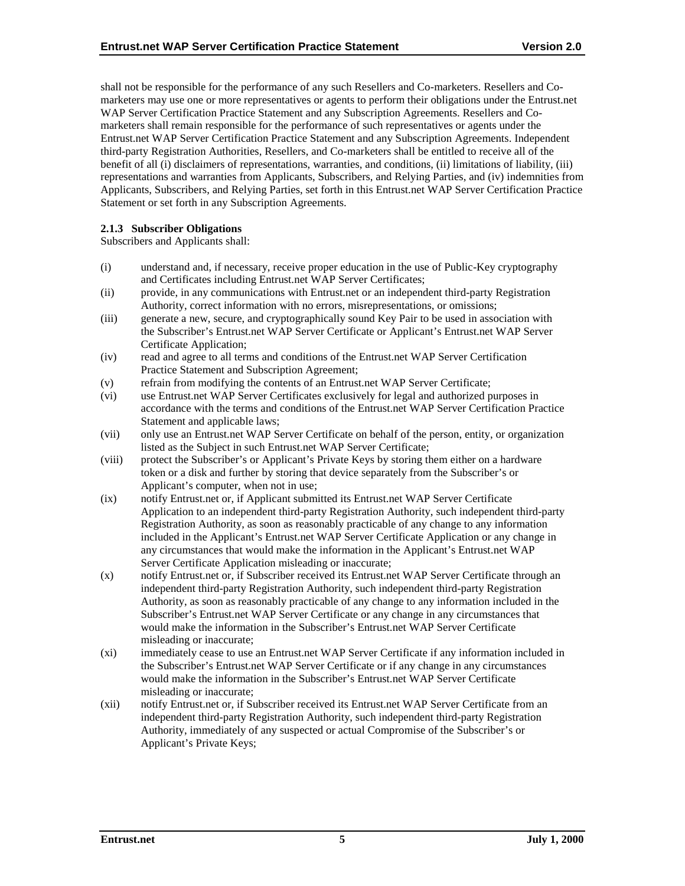shall not be responsible for the performance of any such Resellers and Co-marketers. Resellers and Co-marketers may use one or more representatives or agents to perform their obligations under the Entrust.net WAP Server Certification Practice Statement and any Subscription Agreements. Resellers and Co-marketers shall remain responsible for the performance of such representatives or agents under the Entrust.net WAP Server Certification Practice Statement and any Subscription Agreements. Independent third-party Registration Authorities, Resellers, and Co-marketers shall be entitled to receive all of the benefit of all (i) disclaimers of representations, warranties, and conditions, (ii) limitations of liability, (iii) representations and warranties from Applicants, Subscribers, and Relying Parties, and (iv) indemnities from Applicants, Subscribers, and Relying Parties, set forth in this Entrust.net WAP Server Certification Practice Statement or set forth in any Subscription Agreements.

#### 2.1.3 Subscriber Obligations

Subscribers and Applicants shall:

(i) understand and, if necessary, receive proper education in the use of Public-Key cryptography and Certificates including Entrust.net WAP Server Certificates;

(ii) provide, in any communications with Entrust.net or an independent third-party Registration Authority, correct information with no errors, misrepresentations, or omissions;

(iii) generate a new, secure, and cryptographically sound Key Pair to be used in association with the Subscriber's Entrust.net WAP Server Certificate or Applicant's Entrust.net WAP Server Certificate Application;

(iv) read and agree to all terms and conditions of the Entrust.net WAP Server Certification Practice Statement and Subscription Agreement;

(v) refrain from modifying the contents of an Entrust.net WAP Server Certificate;

(vi) use Entrust.net WAP Server Certificates exclusively for legal and authorized purposes in accordance with the terms and conditions of the Entrust.net WAP Server Certification Practice Statement and applicable laws;

(vii) only use an Entrust.net WAP Server Certificate on behalf of the person, entity, or organization listed as the Subject in such Entrust.net WAP Server Certificate;

(viii) protect the Subscriber's or Applicant's Private Keys by storing them either on a hardware token or a disk and further by storing that device separately from the Subscriber's or Applicant's computer, when not in use;

(ix) notify Entrust.net or, if Applicant submitted its Entrust.net WAP Server Certificate Application to an independent third-party Registration Authority, such independent third-party Registration Authority, as soon as reasonably practicable of any change to any information included in the Applicant's Entrust.net WAP Server Certificate Application or any change in any circumstances that would make the information in the Applicant's Entrust.net WAP Server Certificate Application misleading or inaccurate;

(x) notify Entrust.net or, if Subscriber received its Entrust.net WAP Server Certificate through an independent third-party Registration Authority, such independent third-party Registration Authority, as soon as reasonably practicable of any change to any information included in the Subscriber's Entrust.net WAP Server Certificate or any change in any circumstances that would make the information in the Subscriber's Entrust.net WAP Server Certificate misleading or inaccurate;

(xi) immediately cease to use an Entrust.net WAP Server Certificate if any information included in the Subscriber's Entrust.net WAP Server Certificate or if any change in any circumstances would make the information in the Subscriber's Entrust.net WAP Server Certificate misleading or inaccurate;

(xii) notify Entrust.net or, if Subscriber received its Entrust.net WAP Server Certificate from an independent third-party Registration Authority, such independent third-party Registration Authority, immediately of any suspected or actual Compromise of the Subscriber's or Applicant's Private Keys;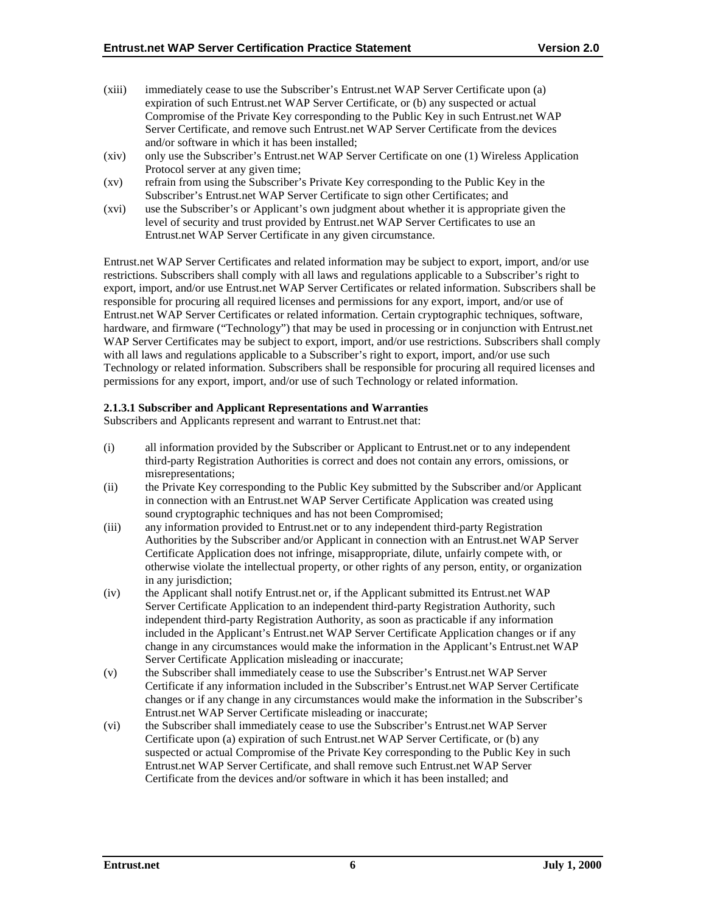(xiii) immediately cease to use the Subscriber's Entrust.net WAP Server Certificate upon (a) expiration of such Entrust.net WAP Server Certificate, or (b) any suspected or actual Compromise of the Private Key corresponding to the Public Key in such Entrust.net WAP Server Certificate, and remove such Entrust.net WAP Server Certificate from the devices and/or software in which it has been installed;

(xiv) only use the Subscriber's Entrust.net WAP Server Certificate on one (1) Wireless Application Protocol server at any given time;

(xv) refrain from using the Subscriber's Private Key corresponding to the Public Key in the Subscriber's Entrust.net WAP Server Certificate to sign other Certificates; and

(xvi) use the Subscriber's or Applicant's own judgment about whether it is appropriate given the level of security and trust provided by Entrust.net WAP Server Certificates to use an Entrust.net WAP Server Certificate in any given circumstance.

Entrust.net WAP Server Certificates and related information may be subject to export, import, and/or use restrictions. Subscribers shall comply with all laws and regulations applicable to a Subscriber's right to export, import, and/or use Entrust.net WAP Server Certificates or related information. Subscribers shall be responsible for procuring all required licenses and permissions for any export, import, and/or use of Entrust.net WAP Server Certificates or related information. Certain cryptographic techniques, software, hardware, and firmware ("Technology") that may be used in processing or in conjunction with Entrust.net WAP Server Certificates may be subject to export, import, and/or use restrictions. Subscribers shall comply with all laws and regulations applicable to a Subscriber's right to export, import, and/or use such Technology or related information. Subscribers shall be responsible for procuring all required licenses and permissions for any export, import, and/or use of such Technology or related information.

#### 2.1.3.1 Subscriber and Applicant Representations and Warranties

Subscribers and Applicants represent and warrant to Entrust.net that:

(i) all information provided by the Subscriber or Applicant to Entrust.net or to any independent third-party Registration Authorities is correct and does not contain any errors, omissions, or misrepresentations;

(ii) the Private Key corresponding to the Public Key submitted by the Subscriber and/or Applicant in connection with an Entrust.net WAP Server Certificate Application was created using sound cryptographic techniques and has not been Compromised;

(iii) any information provided to Entrust.net or to any independent third-party Registration Authorities by the Subscriber and/or Applicant in connection with an Entrust.net WAP Server Certificate Application does not infringe, misappropriate, dilute, unfairly compete with, or otherwise violate the intellectual property, or other rights of any person, entity, or organization in any jurisdiction;

(iv) the Applicant shall notify Entrust.net or, if the Applicant submitted its Entrust.net WAP Server Certificate Application to an independent third-party Registration Authority, such independent third-party Registration Authority, as soon as practicable if any information included in the Applicant's Entrust.net WAP Server Certificate Application changes or if any change in any circumstances would make the information in the Applicant's Entrust.net WAP Server Certificate Application misleading or inaccurate;

(v) the Subscriber shall immediately cease to use the Subscriber's Entrust.net WAP Server Certificate if any information included in the Subscriber's Entrust.net WAP Server Certificate changes or if any change in any circumstances would make the information in the Subscriber's Entrust.net WAP Server Certificate misleading or inaccurate;

(vi) the Subscriber shall immediately cease to use the Subscriber's Entrust.net WAP Server Certificate upon (a) expiration of such Entrust.net WAP Server Certificate, or (b) any suspected or actual Compromise of the Private Key corresponding to the Public Key in such Entrust.net WAP Server Certificate, and shall remove such Entrust.net WAP Server Certificate from the devices and/or software in which it has been installed; and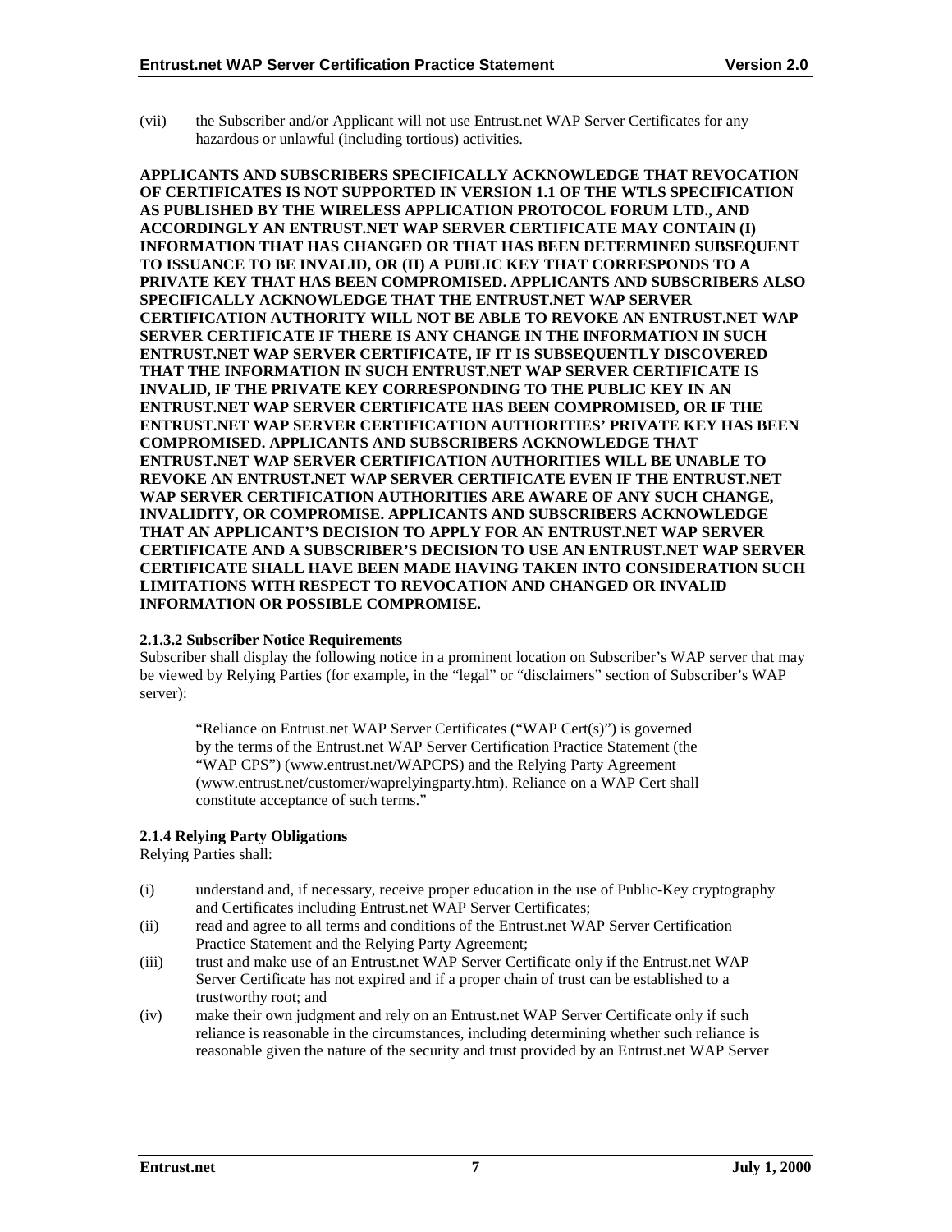(vii) the Subscriber and/or Applicant will not use Entrust.net WAP Server Certificates for any hazardous or unlawful (including tortious) activities.

**APPLICANTS AND SUBSCRIBERS SPECIFICALLY ACKNOWLEDGE THAT REVOCATION OF CERTIFICATES IS NOT SUPPORTED IN VERSION 1.1 OF THE WTLS SPECIFICATION AS PUBLISHED BY THE WIRELESS APPLICATION PROTOCOL FORUM LTD., AND ACCORDINGLY AN ENTRUST.NET WAP SERVER CERTIFICATE MAY CONTAIN (I) INFORMATION THAT HAS CHANGED OR THAT HAS BEEN DETERMINED SUBSEQUENT TO ISSUANCE TO BE INVALID, OR (II) A PUBLIC KEY THAT CORRESPONDS TO A PRIVATE KEY THAT HAS BEEN COMPROMISED. APPLICANTS AND SUBSCRIBERS ALSO SPECIFICALLY ACKNOWLEDGE THAT THE ENTRUST.NET WAP SERVER CERTIFICATION AUTHORITY WILL NOT BE ABLE TO REVOKE AN ENTRUST.NET WAP SERVER CERTIFICATE IF THERE IS ANY CHANGE IN THE INFORMATION IN SUCH ENTRUST.NET WAP SERVER CERTIFICATE, IF IT IS SUBSEQUENTLY DISCOVERED THAT THE INFORMATION IN SUCH ENTRUST.NET WAP SERVER CERTIFICATE IS INVALID, IF THE PRIVATE KEY CORRESPONDING TO THE PUBLIC KEY IN AN ENTRUST.NET WAP SERVER CERTIFICATE HAS BEEN COMPROMISED, OR IF THE ENTRUST.NET WAP SERVER CERTIFICATION AUTHORITIES' PRIVATE KEY HAS BEEN COMPROMISED. APPLICANTS AND SUBSCRIBERS ACKNOWLEDGE THAT ENTRUST.NET WAP SERVER CERTIFICATION AUTHORITIES WILL BE UNABLE TO REVOKE AN ENTRUST.NET WAP SERVER CERTIFICATE EVEN IF THE ENTRUST.NET WAP SERVER CERTIFICATION AUTHORITIES ARE AWARE OF ANY SUCH CHANGE, INVALIDITY, OR COMPROMISE. APPLICANTS AND SUBSCRIBERS ACKNOWLEDGE THAT AN APPLICANT'S DECISION TO APPLY FOR AN ENTRUST.NET WAP SERVER CERTIFICATE AND A SUBSCRIBER'S DECISION TO USE AN ENTRUST.NET WAP SERVER CERTIFICATE SHALL HAVE BEEN MADE HAVING TAKEN INTO CONSIDERATION SUCH LIMITATIONS WITH RESPECT TO REVOCATION AND CHANGED OR INVALID INFORMATION OR POSSIBLE COMPROMISE.**

#### 2.1.3.2 Subscriber Notice Requirements

Subscriber shall display the following notice in a prominent location on Subscriber's WAP server that may be viewed by Relying Parties (for example, in the "legal" or "disclaimers" section of Subscriber's WAP server):

> "Reliance on Entrust.net WAP Server Certificates ("WAP Cert(s)") is governed by the terms of the Entrust.net WAP Server Certification Practice Statement (the "WAP CPS") (www.entrust.net/WAPCPS) and the Relying Party Agreement (www.entrust.net/customer/waprelyingparty.htm). Reliance on a WAP Cert shall constitute acceptance of such terms."

### 2.1.4 Relying Party Obligations

Relying Parties shall:

(i) understand and, if necessary, receive proper education in the use of Public-Key cryptography and Certificates including Entrust.net WAP Server Certificates;

(ii) read and agree to all terms and conditions of the Entrust.net WAP Server Certification Practice Statement and the Relying Party Agreement;

(iii) trust and make use of an Entrust.net WAP Server Certificate only if the Entrust.net WAP Server Certificate has not expired and if a proper chain of trust can be established to a trustworthy root; and

(iv) make their own judgment and rely on an Entrust.net WAP Server Certificate only if such reliance is reasonable in the circumstances, including determining whether such reliance is reasonable given the nature of the security and trust provided by an Entrust.net WAP Server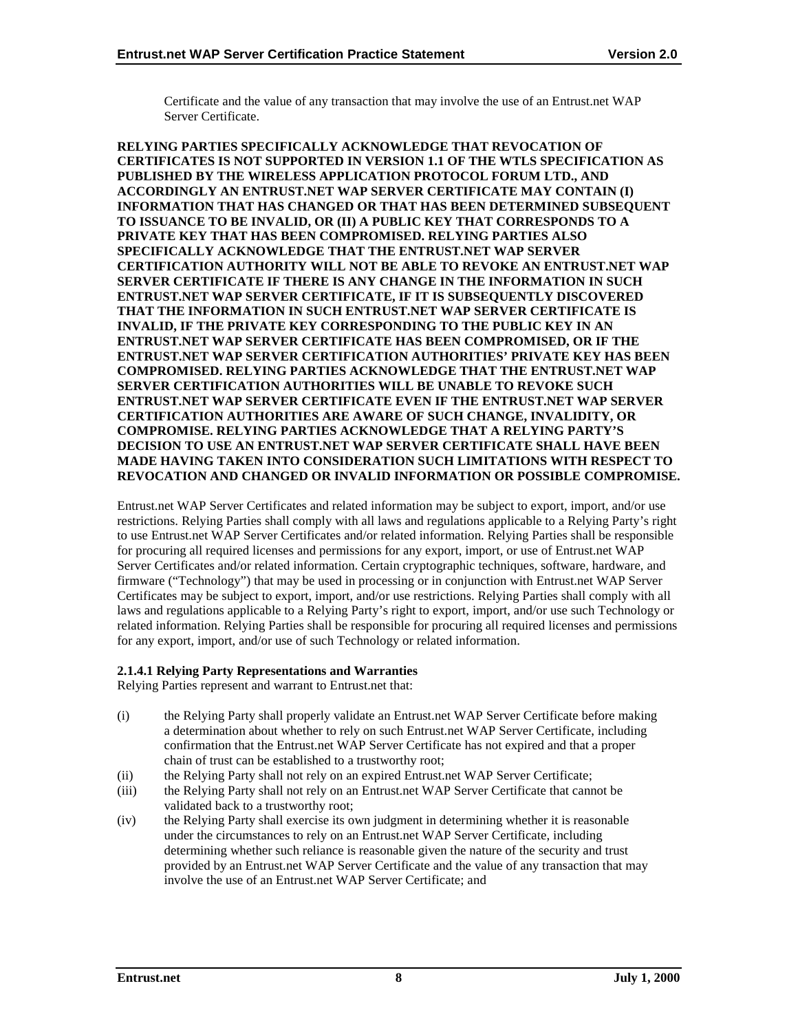Certificate and the value of any transaction that may involve the use of an Entrust.net WAP Server Certificate.

**RELYING PARTIES SPECIFICALLY ACKNOWLEDGE THAT REVOCATION OF CERTIFICATES IS NOT SUPPORTED IN VERSION 1.1 OF THE WTLS SPECIFICATION AS PUBLISHED BY THE WIRELESS APPLICATION PROTOCOL FORUM LTD., AND ACCORDINGLY AN ENTRUST.NET WAP SERVER CERTIFICATE MAY CONTAIN (I) INFORMATION THAT HAS CHANGED OR THAT HAS BEEN DETERMINED SUBSEQUENT TO ISSUANCE TO BE INVALID, OR (II) A PUBLIC KEY THAT CORRESPONDS TO A PRIVATE KEY THAT HAS BEEN COMPROMISED. RELYING PARTIES ALSO SPECIFICALLY ACKNOWLEDGE THAT THE ENTRUST.NET WAP SERVER CERTIFICATION AUTHORITY WILL NOT BE ABLE TO REVOKE AN ENTRUST.NET WAP SERVER CERTIFICATE IF THERE IS ANY CHANGE IN THE INFORMATION IN SUCH ENTRUST.NET WAP SERVER CERTIFICATE, IF IT IS SUBSEQUENTLY DISCOVERED THAT THE INFORMATION IN SUCH ENTRUST.NET WAP SERVER CERTIFICATE IS INVALID, IF THE PRIVATE KEY CORRESPONDING TO THE PUBLIC KEY IN AN ENTRUST.NET WAP SERVER CERTIFICATE HAS BEEN COMPROMISED, OR IF THE ENTRUST.NET WAP SERVER CERTIFICATION AUTHORITIES' PRIVATE KEY HAS BEEN COMPROMISED. RELYING PARTIES ACKNOWLEDGE THAT THE ENTRUST.NET WAP SERVER CERTIFICATION AUTHORITIES WILL BE UNABLE TO REVOKE SUCH ENTRUST.NET WAP SERVER CERTIFICATE EVEN IF THE ENTRUST.NET WAP SERVER CERTIFICATION AUTHORITIES ARE AWARE OF SUCH CHANGE, INVALIDITY, OR COMPROMISE. RELYING PARTIES ACKNOWLEDGE THAT A RELYING PARTY'S DECISION TO USE AN ENTRUST.NET WAP SERVER CERTIFICATE SHALL HAVE BEEN MADE HAVING TAKEN INTO CONSIDERATION SUCH LIMITATIONS WITH RESPECT TO REVOCATION AND CHANGED OR INVALID INFORMATION OR POSSIBLE COMPROMISE.**

Entrust.net WAP Server Certificates and related information may be subject to export, import, and/or use restrictions. Relying Parties shall comply with all laws and regulations applicable to a Relying Party's right to use Entrust.net WAP Server Certificates and/or related information. Relying Parties shall be responsible for procuring all required licenses and permissions for any export, import, or use of Entrust.net WAP Server Certificates and/or related information. Certain cryptographic techniques, software, hardware, and firmware ("Technology") that may be used in processing or in conjunction with Entrust.net WAP Server Certificates may be subject to export, import, and/or use restrictions. Relying Parties shall comply with all laws and regulations applicable to a Relying Party's right to export, import, and/or use such Technology or related information. Relying Parties shall be responsible for procuring all required licenses and permissions for any export, import, and/or use of such Technology or related information.

#### 2.1.4.1 Relying Party Representations and Warranties

Relying Parties represent and warrant to Entrust.net that:

(i) the Relying Party shall properly validate an Entrust.net WAP Server Certificate before making a determination about whether to rely on such Entrust.net WAP Server Certificate, including confirmation that the Entrust.net WAP Server Certificate has not expired and that a proper chain of trust can be established to a trustworthy root;

(ii) the Relying Party shall not rely on an expired Entrust.net WAP Server Certificate;

(iii) the Relying Party shall not rely on an Entrust.net WAP Server Certificate that cannot be validated back to a trustworthy root;

(iv) the Relying Party shall exercise its own judgment in determining whether it is reasonable under the circumstances to rely on an Entrust.net WAP Server Certificate, including determining whether such reliance is reasonable given the nature of the security and trust provided by an Entrust.net WAP Server Certificate and the value of any transaction that may involve the use of an Entrust.net WAP Server Certificate; and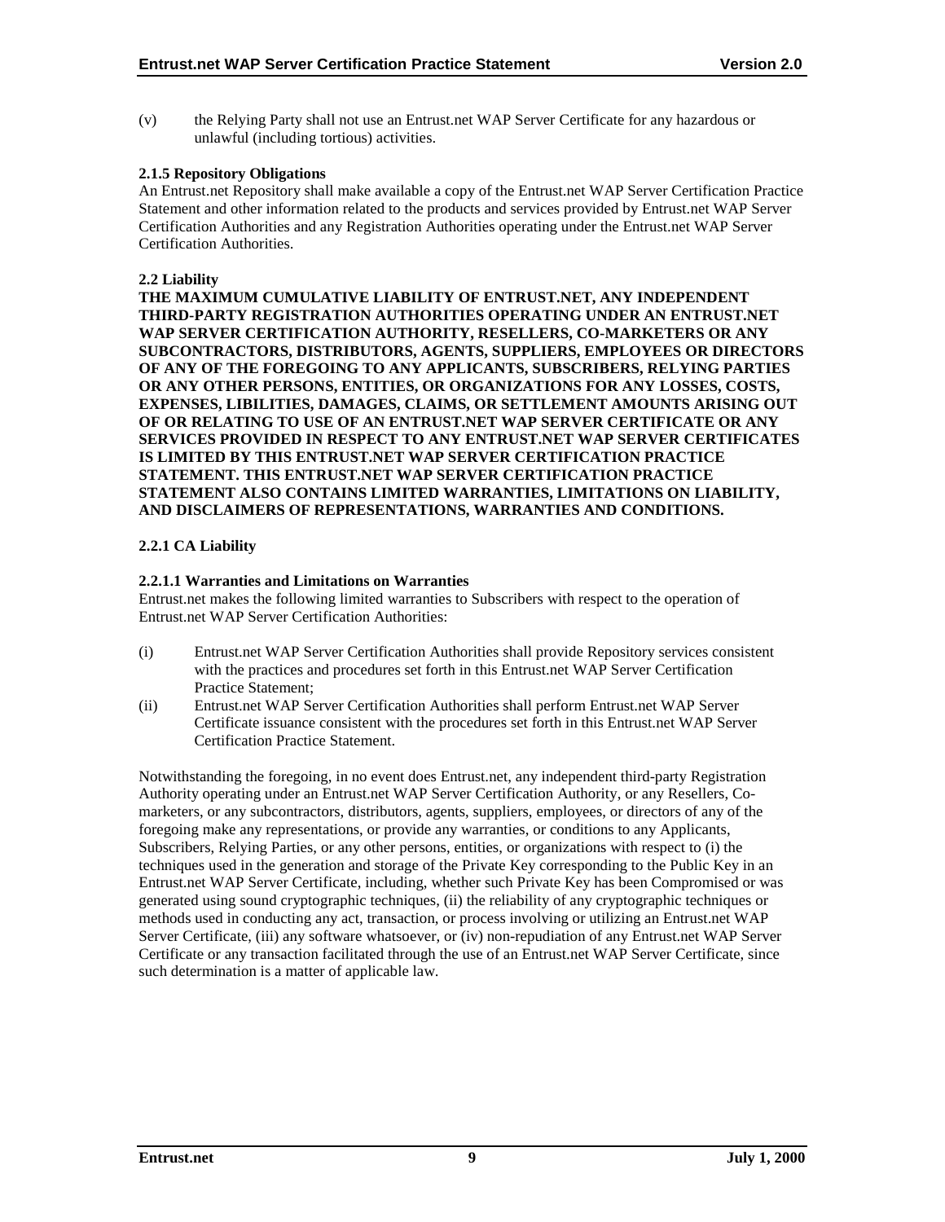(v) the Relying Party shall not use an Entrust.net WAP Server Certificate for any hazardous or unlawful (including tortious) activities.

**2.1.5 Repository Obligations**

An Entrust.net Repository shall make available a copy of the Entrust.net WAP Server Certification Practice Statement and other information related to the products and services provided by Entrust.net WAP Server Certification Authorities and any Registration Authorities operating under the Entrust.net WAP Server Certification Authorities.

**2.2 Liability**

**THE MAXIMUM CUMULATIVE LIABILITY OF ENTRUST.NET, ANY INDEPENDENT THIRD-PARTY REGISTRATION AUTHORITIES OPERATING UNDER AN ENTRUST.NET WAP SERVER CERTIFICATION AUTHORITY, RESELLERS, CO-MARKETERS OR ANY SUBCONTRACTORS, DISTRIBUTORS, AGENTS, SUPPLIERS, EMPLOYEES OR DIRECTORS OF ANY OF THE FOREGOING TO ANY APPLICANTS, SUBSCRIBERS, RELYING PARTIES OR ANY OTHER PERSONS, ENTITIES, OR ORGANIZATIONS FOR ANY LOSSES, COSTS, EXPENSES, LIBILITIES, DAMAGES, CLAIMS, OR SETTLEMENT AMOUNTS ARISING OUT OF OR RELATING TO USE OF AN ENTRUST.NET WAP SERVER CERTIFICATE OR ANY SERVICES PROVIDED IN RESPECT TO ANY ENTRUST.NET WAP SERVER CERTIFICATES IS LIMITED BY THIS ENTRUST.NET WAP SERVER CERTIFICATION PRACTICE STATEMENT. THIS ENTRUST.NET WAP SERVER CERTIFICATION PRACTICE STATEMENT ALSO CONTAINS LIMITED WARRANTIES, LIMITATIONS ON LIABILITY, AND DISCLAIMERS OF REPRESENTATIONS, WARRANTIES AND CONDITIONS.**

**2.2.1 CA Liability**

**2.2.1.1 Warranties and Limitations on Warranties**

Entrust.net makes the following limited warranties to Subscribers with respect to the operation of Entrust.net WAP Server Certification Authorities:

(i) Entrust.net WAP Server Certification Authorities shall provide Repository services consistent with the practices and procedures set forth in this Entrust.net WAP Server Certification Practice Statement;

(ii) Entrust.net WAP Server Certification Authorities shall perform Entrust.net WAP Server Certificate issuance consistent with the procedures set forth in this Entrust.net WAP Server Certification Practice Statement.

Notwithstanding the foregoing, in no event does Entrust.net, any independent third-party Registration Authority operating under an Entrust.net WAP Server Certification Authority, or any Resellers, Co-marketers, or any subcontractors, distributors, agents, suppliers, employees, or directors of any of the foregoing make any representations, or provide any warranties, or conditions to any Applicants, Subscribers, Relying Parties, or any other persons, entities, or organizations with respect to (i) the techniques used in the generation and storage of the Private Key corresponding to the Public Key in an Entrust.net WAP Server Certificate, including, whether such Private Key has been Compromised or was generated using sound cryptographic techniques, (ii) the reliability of any cryptographic techniques or methods used in conducting any act, transaction, or process involving or utilizing an Entrust.net WAP Server Certificate, (iii) any software whatsoever, or (iv) non-repudiation of any Entrust.net WAP Server Certificate or any transaction facilitated through the use of an Entrust.net WAP Server Certificate, since such determination is a matter of applicable law.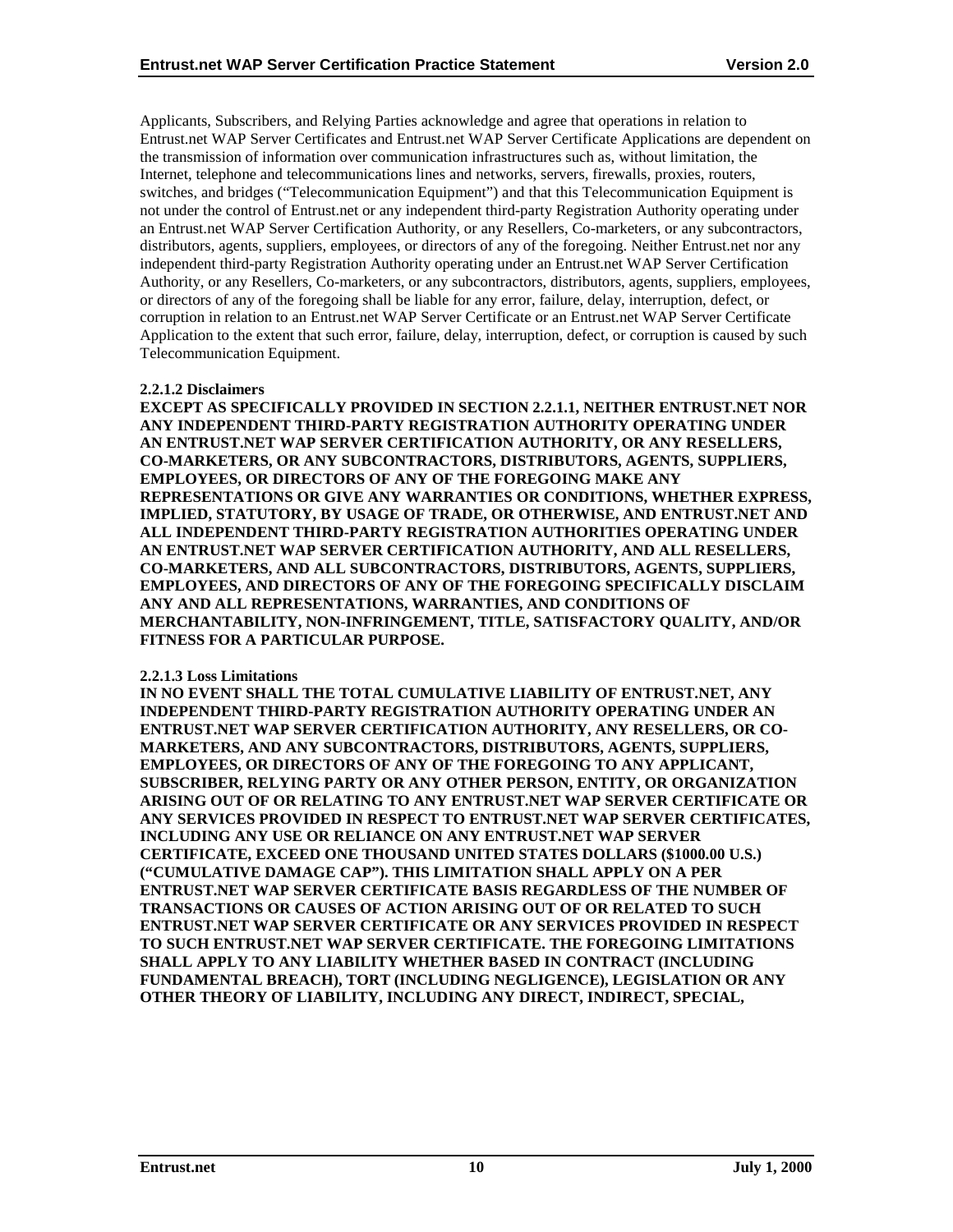Applicants, Subscribers, and Relying Parties acknowledge and agree that operations in relation to Entrust.net WAP Server Certificates and Entrust.net WAP Server Certificate Applications are dependent on the transmission of information over communication infrastructures such as, without limitation, the Internet, telephone and telecommunications lines and networks, servers, firewalls, proxies, routers, switches, and bridges ("Telecommunication Equipment") and that this Telecommunication Equipment is not under the control of Entrust.net or any independent third-party Registration Authority operating under an Entrust.net WAP Server Certification Authority, or any Resellers, Co-marketers, or any subcontractors, distributors, agents, suppliers, employees, or directors of any of the foregoing. Neither Entrust.net nor any independent third-party Registration Authority operating under an Entrust.net WAP Server Certification Authority, or any Resellers, Co-marketers, or any subcontractors, distributors, agents, suppliers, employees, or directors of any of the foregoing shall be liable for any error, failure, delay, interruption, defect, or corruption in relation to an Entrust.net WAP Server Certificate or an Entrust.net WAP Server Certificate Application to the extent that such error, failure, delay, interruption, defect, or corruption is caused by such Telecommunication Equipment.

#### 2.2.1.2 Disclaimers

**EXCEPT AS SPECIFICALLY PROVIDED IN SECTION 2.2.1.1, NEITHER ENTRUST.NET NOR ANY INDEPENDENT THIRD-PARTY REGISTRATION AUTHORITY OPERATING UNDER AN ENTRUST.NET WAP SERVER CERTIFICATION AUTHORITY, OR ANY RESELLERS, CO-MARKETERS, OR ANY SUBCONTRACTORS, DISTRIBUTORS, AGENTS, SUPPLIERS, EMPLOYEES, OR DIRECTORS OF ANY OF THE FOREGOING MAKE ANY REPRESENTATIONS OR GIVE ANY WARRANTIES OR CONDITIONS, WHETHER EXPRESS, IMPLIED, STATUTORY, BY USAGE OF TRADE, OR OTHERWISE, AND ENTRUST.NET AND ALL INDEPENDENT THIRD-PARTY REGISTRATION AUTHORITIES OPERATING UNDER AN ENTRUST.NET WAP SERVER CERTIFICATION AUTHORITY, AND ALL RESELLERS, CO-MARKETERS, AND ALL SUBCONTRACTORS, DISTRIBUTORS, AGENTS, SUPPLIERS, EMPLOYEES, AND DIRECTORS OF ANY OF THE FOREGOING SPECIFICALLY DISCLAIM ANY AND ALL REPRESENTATIONS, WARRANTIES, AND CONDITIONS OF MERCHANTABILITY, NON-INFRINGEMENT, TITLE, SATISFACTORY QUALITY, AND/OR FITNESS FOR A PARTICULAR PURPOSE.**

#### 2.2.1.3 Loss Limitations

**IN NO EVENT SHALL THE TOTAL CUMULATIVE LIABILITY OF ENTRUST.NET, ANY INDEPENDENT THIRD-PARTY REGISTRATION AUTHORITY OPERATING UNDER AN ENTRUST.NET WAP SERVER CERTIFICATION AUTHORITY, ANY RESELLERS, OR CO-MARKETERS, AND ANY SUBCONTRACTORS, DISTRIBUTORS, AGENTS, SUPPLIERS, EMPLOYEES, OR DIRECTORS OF ANY OF THE FOREGOING TO ANY APPLICANT, SUBSCRIBER, RELYING PARTY OR ANY OTHER PERSON, ENTITY, OR ORGANIZATION ARISING OUT OF OR RELATING TO ANY ENTRUST.NET WAP SERVER CERTIFICATE OR ANY SERVICES PROVIDED IN RESPECT TO ENTRUST.NET WAP SERVER CERTIFICATES, INCLUDING ANY USE OR RELIANCE ON ANY ENTRUST.NET WAP SERVER CERTIFICATE, EXCEED ONE THOUSAND UNITED STATES DOLLARS ($1000.00 U.S.) ("CUMULATIVE DAMAGE CAP"). THIS LIMITATION SHALL APPLY ON A PER ENTRUST.NET WAP SERVER CERTIFICATE BASIS REGARDLESS OF THE NUMBER OF TRANSACTIONS OR CAUSES OF ACTION ARISING OUT OF OR RELATED TO SUCH ENTRUST.NET WAP SERVER CERTIFICATE OR ANY SERVICES PROVIDED IN RESPECT TO SUCH ENTRUST.NET WAP SERVER CERTIFICATE. THE FOREGOING LIMITATIONS SHALL APPLY TO ANY LIABILITY WHETHER BASED IN CONTRACT (INCLUDING FUNDAMENTAL BREACH), TORT (INCLUDING NEGLIGENCE), LEGISLATION OR ANY OTHER THEORY OF LIABILITY, INCLUDING ANY DIRECT, INDIRECT, SPECIAL,**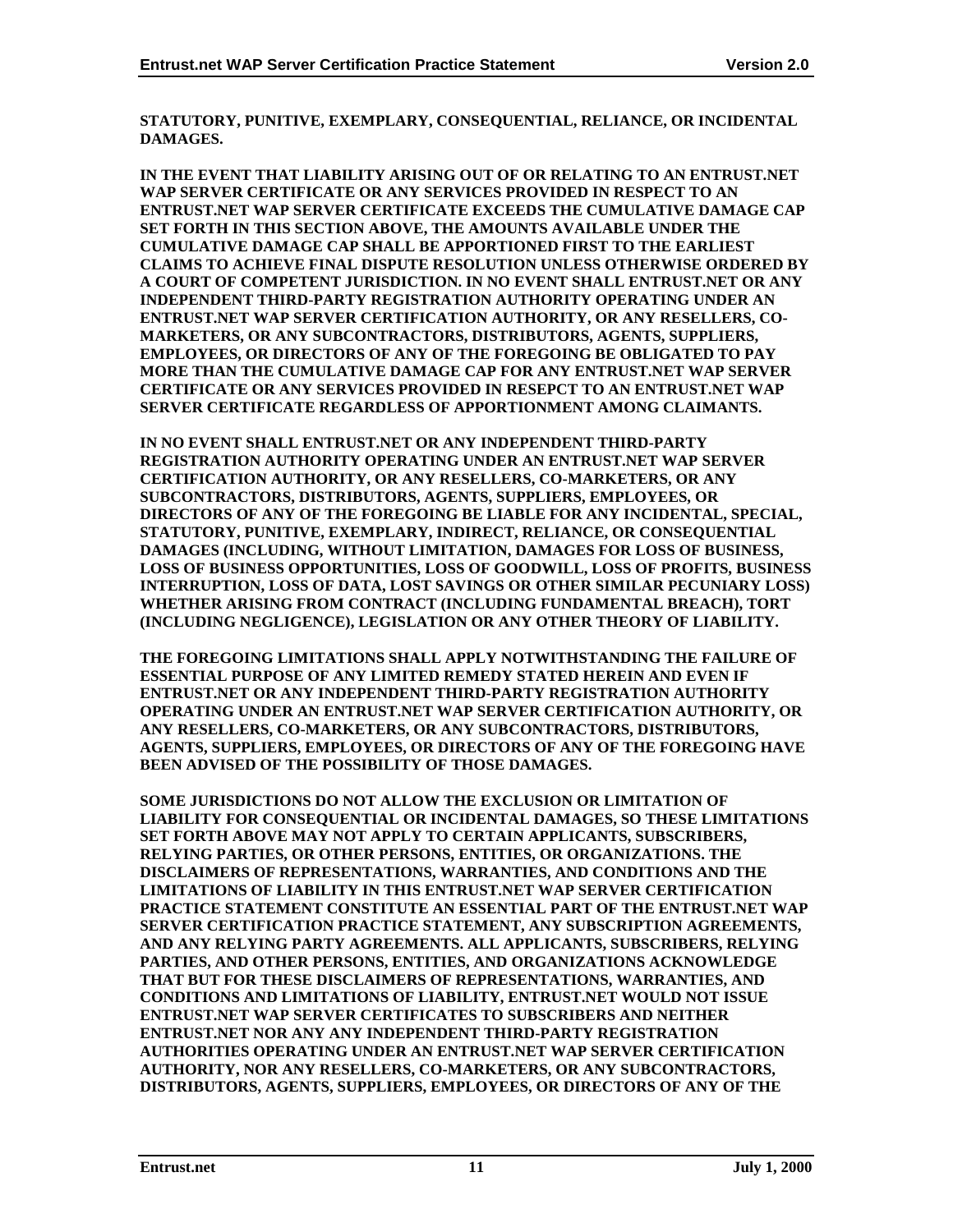**STATUTORY, PUNITIVE, EXEMPLARY, CONSEQUENTIAL, RELIANCE, OR INCIDENTAL DAMAGES.**

**IN THE EVENT THAT LIABILITY ARISING OUT OF OR RELATING TO AN ENTRUST.NET WAP SERVER CERTIFICATE OR ANY SERVICES PROVIDED IN RESPECT TO AN ENTRUST.NET WAP SERVER CERTIFICATE EXCEEDS THE CUMULATIVE DAMAGE CAP SET FORTH IN THIS SECTION ABOVE, THE AMOUNTS AVAILABLE UNDER THE CUMULATIVE DAMAGE CAP SHALL BE APPORTIONED FIRST TO THE EARLIEST CLAIMS TO ACHIEVE FINAL DISPUTE RESOLUTION UNLESS OTHERWISE ORDERED BY A COURT OF COMPETENT JURISDICTION. IN NO EVENT SHALL ENTRUST.NET OR ANY INDEPENDENT THIRD-PARTY REGISTRATION AUTHORITY OPERATING UNDER AN ENTRUST.NET WAP SERVER CERTIFICATION AUTHORITY, OR ANY RESELLERS, CO-MARKETERS, OR ANY SUBCONTRACTORS, DISTRIBUTORS, AGENTS, SUPPLIERS, EMPLOYEES, OR DIRECTORS OF ANY OF THE FOREGOING BE OBLIGATED TO PAY MORE THAN THE CUMULATIVE DAMAGE CAP FOR ANY ENTRUST.NET WAP SERVER CERTIFICATE OR ANY SERVICES PROVIDED IN RESEPCT TO AN ENTRUST.NET WAP SERVER CERTIFICATE REGARDLESS OF APPORTIONMENT AMONG CLAIMANTS.**

**IN NO EVENT SHALL ENTRUST.NET OR ANY INDEPENDENT THIRD-PARTY REGISTRATION AUTHORITY OPERATING UNDER AN ENTRUST.NET WAP SERVER CERTIFICATION AUTHORITY, OR ANY RESELLERS, CO-MARKETERS, OR ANY SUBCONTRACTORS, DISTRIBUTORS, AGENTS, SUPPLIERS, EMPLOYEES, OR DIRECTORS OF ANY OF THE FOREGOING BE LIABLE FOR ANY INCIDENTAL, SPECIAL, STATUTORY, PUNITIVE, EXEMPLARY, INDIRECT, RELIANCE, OR CONSEQUENTIAL DAMAGES (INCLUDING, WITHOUT LIMITATION, DAMAGES FOR LOSS OF BUSINESS, LOSS OF BUSINESS OPPORTUNITIES, LOSS OF GOODWILL, LOSS OF PROFITS, BUSINESS INTERRUPTION, LOSS OF DATA, LOST SAVINGS OR OTHER SIMILAR PECUNIARY LOSS) WHETHER ARISING FROM CONTRACT (INCLUDING FUNDAMENTAL BREACH), TORT (INCLUDING NEGLIGENCE), LEGISLATION OR ANY OTHER THEORY OF LIABILITY.**

**THE FOREGOING LIMITATIONS SHALL APPLY NOTWITHSTANDING THE FAILURE OF ESSENTIAL PURPOSE OF ANY LIMITED REMEDY STATED HEREIN AND EVEN IF ENTRUST.NET OR ANY INDEPENDENT THIRD-PARTY REGISTRATION AUTHORITY OPERATING UNDER AN ENTRUST.NET WAP SERVER CERTIFICATION AUTHORITY, OR ANY RESELLERS, CO-MARKETERS, OR ANY SUBCONTRACTORS, DISTRIBUTORS, AGENTS, SUPPLIERS, EMPLOYEES, OR DIRECTORS OF ANY OF THE FOREGOING HAVE BEEN ADVISED OF THE POSSIBILITY OF THOSE DAMAGES.**

**SOME JURISDICTIONS DO NOT ALLOW THE EXCLUSION OR LIMITATION OF LIABILITY FOR CONSEQUENTIAL OR INCIDENTAL DAMAGES, SO THESE LIMITATIONS SET FORTH ABOVE MAY NOT APPLY TO CERTAIN APPLICANTS, SUBSCRIBERS, RELYING PARTIES, OR OTHER PERSONS, ENTITIES, OR ORGANIZATIONS. THE DISCLAIMERS OF REPRESENTATIONS, WARRANTIES, AND CONDITIONS AND THE LIMITATIONS OF LIABILITY IN THIS ENTRUST.NET WAP SERVER CERTIFICATION PRACTICE STATEMENT CONSTITUTE AN ESSENTIAL PART OF THE ENTRUST.NET WAP SERVER CERTIFICATION PRACTICE STATEMENT, ANY SUBSCRIPTION AGREEMENTS, AND ANY RELYING PARTY AGREEMENTS. ALL APPLICANTS, SUBSCRIBERS, RELYING PARTIES, AND OTHER PERSONS, ENTITIES, AND ORGANIZATIONS ACKNOWLEDGE THAT BUT FOR THESE DISCLAIMERS OF REPRESENTATIONS, WARRANTIES, AND CONDITIONS AND LIMITATIONS OF LIABILITY, ENTRUST.NET WOULD NOT ISSUE ENTRUST.NET WAP SERVER CERTIFICATES TO SUBSCRIBERS AND NEITHER ENTRUST.NET NOR ANY ANY INDEPENDENT THIRD-PARTY REGISTRATION AUTHORITIES OPERATING UNDER AN ENTRUST.NET WAP SERVER CERTIFICATION AUTHORITY, NOR ANY RESELLERS, CO-MARKETERS, OR ANY SUBCONTRACTORS, DISTRIBUTORS, AGENTS, SUPPLIERS, EMPLOYEES, OR DIRECTORS OF ANY OF THE**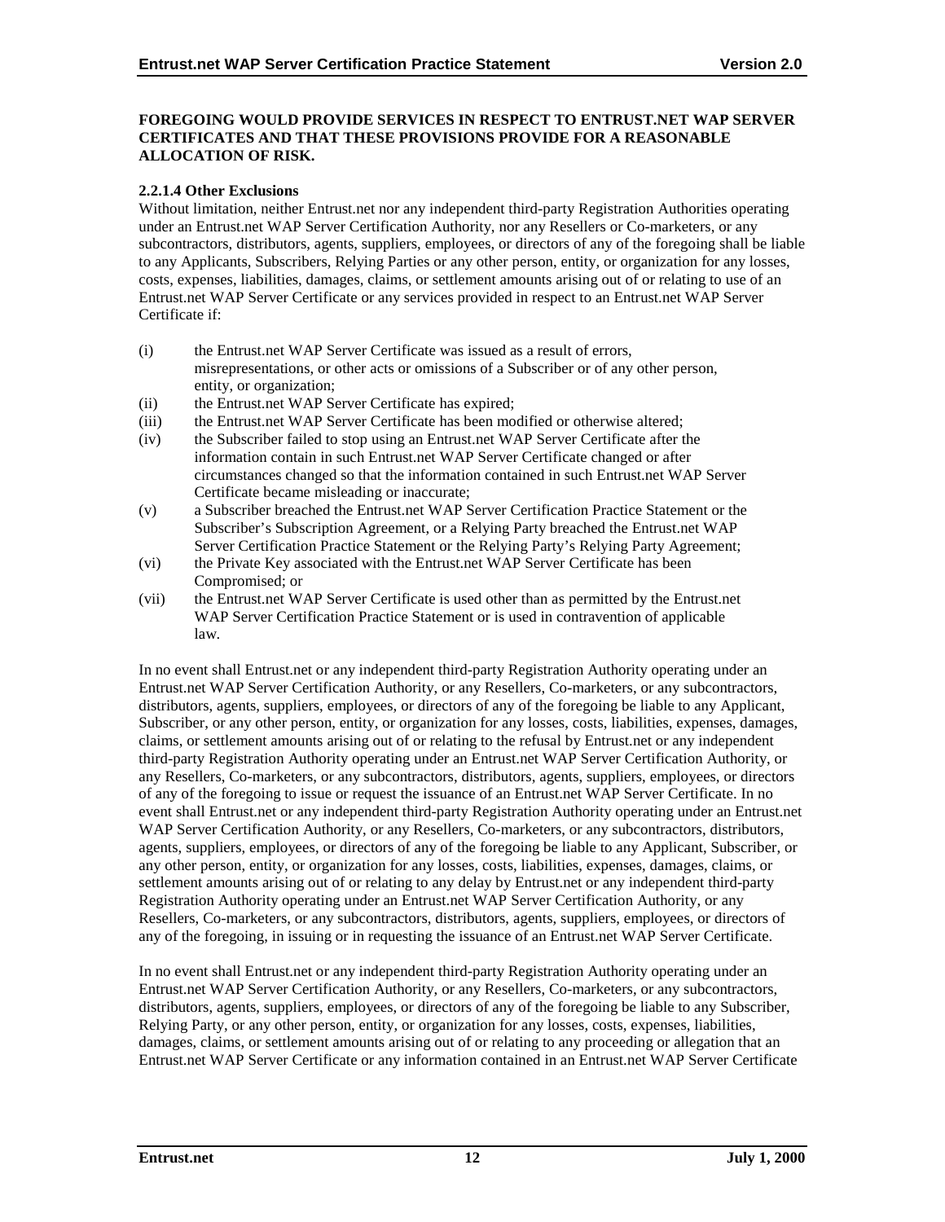**FOREGOING WOULD PROVIDE SERVICES IN RESPECT TO ENTRUST.NET WAP SERVER CERTIFICATES AND THAT THESE PROVISIONS PROVIDE FOR A REASONABLE ALLOCATION OF RISK.**

#### 2.2.1.4 Other Exclusions

Without limitation, neither Entrust.net nor any independent third-party Registration Authorities operating under an Entrust.net WAP Server Certification Authority, nor any Resellers or Co-marketers, or any subcontractors, distributors, agents, suppliers, employees, or directors of any of the foregoing shall be liable to any Applicants, Subscribers, Relying Parties or any other person, entity, or organization for any losses, costs, expenses, liabilities, damages, claims, or settlement amounts arising out of or relating to use of an Entrust.net WAP Server Certificate or any services provided in respect to an Entrust.net WAP Server Certificate if:

(i) the Entrust.net WAP Server Certificate was issued as a result of errors, misrepresentations, or other acts or omissions of a Subscriber or of any other person, entity, or organization;

(ii) the Entrust.net WAP Server Certificate has expired;

(iii) the Entrust.net WAP Server Certificate has been modified or otherwise altered;

(iv) the Subscriber failed to stop using an Entrust.net WAP Server Certificate after the information contain in such Entrust.net WAP Server Certificate changed or after circumstances changed so that the information contained in such Entrust.net WAP Server Certificate became misleading or inaccurate;

(v) a Subscriber breached the Entrust.net WAP Server Certification Practice Statement or the Subscriber's Subscription Agreement, or a Relying Party breached the Entrust.net WAP Server Certification Practice Statement or the Relying Party's Relying Party Agreement;

(vi) the Private Key associated with the Entrust.net WAP Server Certificate has been Compromised; or

(vii) the Entrust.net WAP Server Certificate is used other than as permitted by the Entrust.net WAP Server Certification Practice Statement or is used in contravention of applicable law.

In no event shall Entrust.net or any independent third-party Registration Authority operating under an Entrust.net WAP Server Certification Authority, or any Resellers, Co-marketers, or any subcontractors, distributors, agents, suppliers, employees, or directors of any of the foregoing be liable to any Applicant, Subscriber, or any other person, entity, or organization for any losses, costs, liabilities, expenses, damages, claims, or settlement amounts arising out of or relating to the refusal by Entrust.net or any independent third-party Registration Authority operating under an Entrust.net WAP Server Certification Authority, or any Resellers, Co-marketers, or any subcontractors, distributors, agents, suppliers, employees, or directors of any of the foregoing to issue or request the issuance of an Entrust.net WAP Server Certificate. In no event shall Entrust.net or any independent third-party Registration Authority operating under an Entrust.net WAP Server Certification Authority, or any Resellers, Co-marketers, or any subcontractors, distributors, agents, suppliers, employees, or directors of any of the foregoing be liable to any Applicant, Subscriber, or any other person, entity, or organization for any losses, costs, liabilities, expenses, damages, claims, or settlement amounts arising out of or relating to any delay by Entrust.net or any independent third-party Registration Authority operating under an Entrust.net WAP Server Certification Authority, or any Resellers, Co-marketers, or any subcontractors, distributors, agents, suppliers, employees, or directors of any of the foregoing, in issuing or in requesting the issuance of an Entrust.net WAP Server Certificate.

In no event shall Entrust.net or any independent third-party Registration Authority operating under an Entrust.net WAP Server Certification Authority, or any Resellers, Co-marketers, or any subcontractors, distributors, agents, suppliers, employees, or directors of any of the foregoing be liable to any Subscriber, Relying Party, or any other person, entity, or organization for any losses, costs, expenses, liabilities, damages, claims, or settlement amounts arising out of or relating to any proceeding or allegation that an Entrust.net WAP Server Certificate or any information contained in an Entrust.net WAP Server Certificate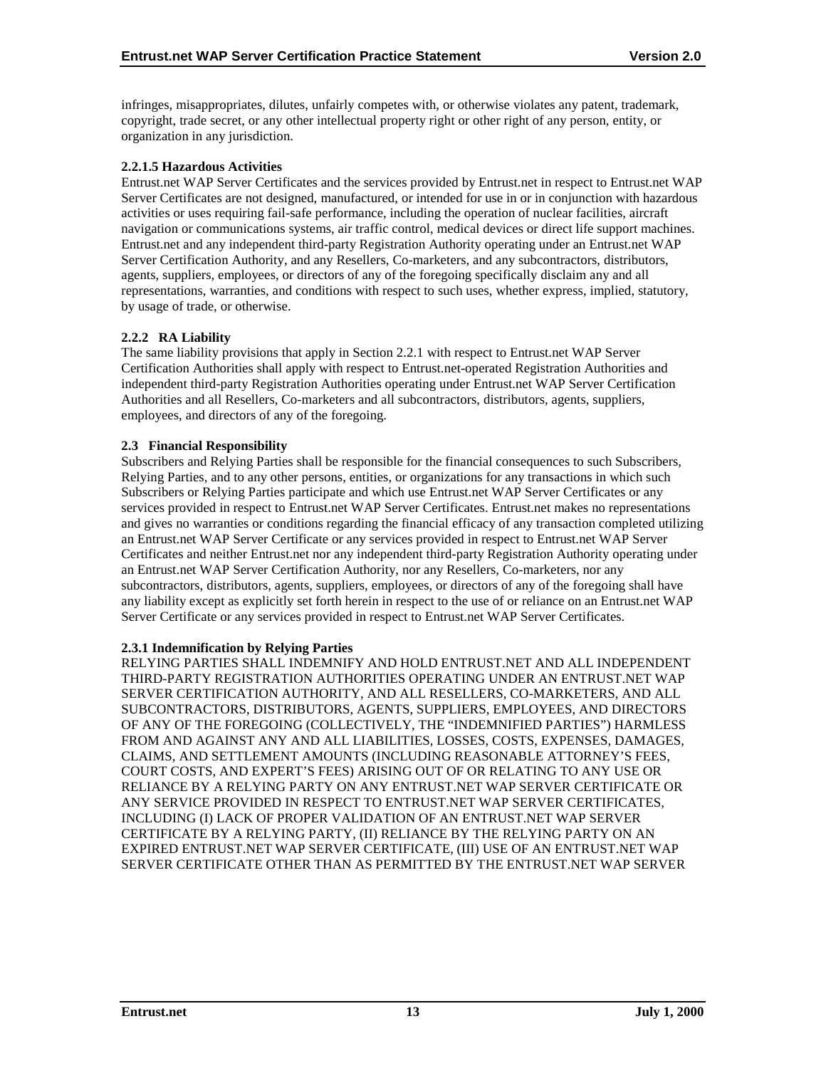infringes, misappropriates, dilutes, unfairly competes with, or otherwise violates any patent, trademark, copyright, trade secret, or any other intellectual property right or other right of any person, entity, or organization in any jurisdiction.

#### 2.2.1.5 Hazardous Activities

Entrust.net WAP Server Certificates and the services provided by Entrust.net in respect to Entrust.net WAP Server Certificates are not designed, manufactured, or intended for use in or in conjunction with hazardous activities or uses requiring fail-safe performance, including the operation of nuclear facilities, aircraft navigation or communications systems, air traffic control, medical devices or direct life support machines. Entrust.net and any independent third-party Registration Authority operating under an Entrust.net WAP Server Certification Authority, and any Resellers, Co-marketers, and any subcontractors, distributors, agents, suppliers, employees, or directors of any of the foregoing specifically disclaim any and all representations, warranties, and conditions with respect to such uses, whether express, implied, statutory, by usage of trade, or otherwise.

### 2.2.2 RA Liability

The same liability provisions that apply in Section 2.2.1 with respect to Entrust.net WAP Server Certification Authorities shall apply with respect to Entrust.net-operated Registration Authorities and independent third-party Registration Authorities operating under Entrust.net WAP Server Certification Authorities and all Resellers, Co-marketers and all subcontractors, distributors, agents, suppliers, employees, and directors of any of the foregoing.

## 2.3 Financial Responsibility

Subscribers and Relying Parties shall be responsible for the financial consequences to such Subscribers, Relying Parties, and to any other persons, entities, or organizations for any transactions in which such Subscribers or Relying Parties participate and which use Entrust.net WAP Server Certificates or any services provided in respect to Entrust.net WAP Server Certificates. Entrust.net makes no representations and gives no warranties or conditions regarding the financial efficacy of any transaction completed utilizing an Entrust.net WAP Server Certificate or any services provided in respect to Entrust.net WAP Server Certificates and neither Entrust.net nor any independent third-party Registration Authority operating under an Entrust.net WAP Server Certification Authority, nor any Resellers, Co-marketers, nor any subcontractors, distributors, agents, suppliers, employees, or directors of any of the foregoing shall have any liability except as explicitly set forth herein in respect to the use of or reliance on an Entrust.net WAP Server Certificate or any services provided in respect to Entrust.net WAP Server Certificates.

### 2.3.1 Indemnification by Relying Parties

RELYING PARTIES SHALL INDEMNIFY AND HOLD ENTRUST.NET AND ALL INDEPENDENT THIRD-PARTY REGISTRATION AUTHORITIES OPERATING UNDER AN ENTRUST.NET WAP SERVER CERTIFICATION AUTHORITY, AND ALL RESELLERS, CO-MARKETERS, AND ALL SUBCONTRACTORS, DISTRIBUTORS, AGENTS, SUPPLIERS, EMPLOYEES, AND DIRECTORS OF ANY OF THE FOREGOING (COLLECTIVELY, THE "INDEMNIFIED PARTIES") HARMLESS FROM AND AGAINST ANY AND ALL LIABILITIES, LOSSES, COSTS, EXPENSES, DAMAGES, CLAIMS, AND SETTLEMENT AMOUNTS (INCLUDING REASONABLE ATTORNEY'S FEES, COURT COSTS, AND EXPERT'S FEES) ARISING OUT OF OR RELATING TO ANY USE OR RELIANCE BY A RELYING PARTY ON ANY ENTRUST.NET WAP SERVER CERTIFICATE OR ANY SERVICE PROVIDED IN RESPECT TO ENTRUST.NET WAP SERVER CERTIFICATES, INCLUDING (I) LACK OF PROPER VALIDATION OF AN ENTRUST.NET WAP SERVER CERTIFICATE BY A RELYING PARTY, (II) RELIANCE BY THE RELYING PARTY ON AN EXPIRED ENTRUST.NET WAP SERVER CERTIFICATE, (III) USE OF AN ENTRUST.NET WAP SERVER CERTIFICATE OTHER THAN AS PERMITTED BY THE ENTRUST.NET WAP SERVER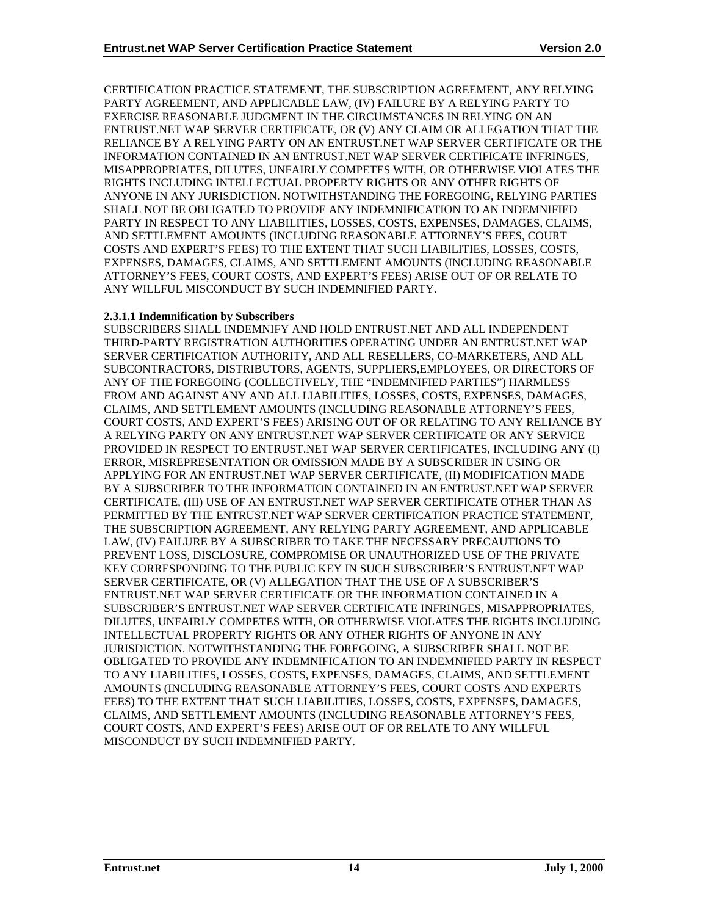CERTIFICATION PRACTICE STATEMENT, THE SUBSCRIPTION AGREEMENT, ANY RELYING PARTY AGREEMENT, AND APPLICABLE LAW, (IV) FAILURE BY A RELYING PARTY TO EXERCISE REASONABLE JUDGMENT IN THE CIRCUMSTANCES IN RELYING ON AN ENTRUST.NET WAP SERVER CERTIFICATE, OR (V) ANY CLAIM OR ALLEGATION THAT THE RELIANCE BY A RELYING PARTY ON AN ENTRUST.NET WAP SERVER CERTIFICATE OR THE INFORMATION CONTAINED IN AN ENTRUST.NET WAP SERVER CERTIFICATE INFRINGES, MISAPPROPRIATES, DILUTES, UNFAIRLY COMPETES WITH, OR OTHERWISE VIOLATES THE RIGHTS INCLUDING INTELLECTUAL PROPERTY RIGHTS OR ANY OTHER RIGHTS OF ANYONE IN ANY JURISDICTION. NOTWITHSTANDING THE FOREGOING, RELYING PARTIES SHALL NOT BE OBLIGATED TO PROVIDE ANY INDEMNIFICATION TO AN INDEMNIFIED PARTY IN RESPECT TO ANY LIABILITIES, LOSSES, COSTS, EXPENSES, DAMAGES, CLAIMS, AND SETTLEMENT AMOUNTS (INCLUDING REASONABLE ATTORNEY'S FEES, COURT COSTS AND EXPERT'S FEES) TO THE EXTENT THAT SUCH LIABILITIES, LOSSES, COSTS, EXPENSES, DAMAGES, CLAIMS, AND SETTLEMENT AMOUNTS (INCLUDING REASONABLE ATTORNEY'S FEES, COURT COSTS, AND EXPERT'S FEES) ARISE OUT OF OR RELATE TO ANY WILLFUL MISCONDUCT BY SUCH INDEMNIFIED PARTY.

#### 2.3.1.1 Indemnification by Subscribers

SUBSCRIBERS SHALL INDEMNIFY AND HOLD ENTRUST.NET AND ALL INDEPENDENT THIRD-PARTY REGISTRATION AUTHORITIES OPERATING UNDER AN ENTRUST.NET WAP SERVER CERTIFICATION AUTHORITY, AND ALL RESELLERS, CO-MARKETERS, AND ALL SUBCONTRACTORS, DISTRIBUTORS, AGENTS, SUPPLIERS,EMPLOYEES, OR DIRECTORS OF ANY OF THE FOREGOING (COLLECTIVELY, THE "INDEMNIFIED PARTIES") HARMLESS FROM AND AGAINST ANY AND ALL LIABILITIES, LOSSES, COSTS, EXPENSES, DAMAGES, CLAIMS, AND SETTLEMENT AMOUNTS (INCLUDING REASONABLE ATTORNEY'S FEES, COURT COSTS, AND EXPERT'S FEES) ARISING OUT OF OR RELATING TO ANY RELIANCE BY A RELYING PARTY ON ANY ENTRUST.NET WAP SERVER CERTIFICATE OR ANY SERVICE PROVIDED IN RESPECT TO ENTRUST.NET WAP SERVER CERTIFICATES, INCLUDING ANY (I) ERROR, MISREPRESENTATION OR OMISSION MADE BY A SUBSCRIBER IN USING OR APPLYING FOR AN ENTRUST.NET WAP SERVER CERTIFICATE, (II) MODIFICATION MADE BY A SUBSCRIBER TO THE INFORMATION CONTAINED IN AN ENTRUST.NET WAP SERVER CERTIFICATE, (III) USE OF AN ENTRUST.NET WAP SERVER CERTIFICATE OTHER THAN AS PERMITTED BY THE ENTRUST.NET WAP SERVER CERTIFICATION PRACTICE STATEMENT, THE SUBSCRIPTION AGREEMENT, ANY RELYING PARTY AGREEMENT, AND APPLICABLE LAW, (IV) FAILURE BY A SUBSCRIBER TO TAKE THE NECESSARY PRECAUTIONS TO PREVENT LOSS, DISCLOSURE, COMPROMISE OR UNAUTHORIZED USE OF THE PRIVATE KEY CORRESPONDING TO THE PUBLIC KEY IN SUCH SUBSCRIBER'S ENTRUST.NET WAP SERVER CERTIFICATE, OR (V) ALLEGATION THAT THE USE OF A SUBSCRIBER'S ENTRUST.NET WAP SERVER CERTIFICATE OR THE INFORMATION CONTAINED IN A SUBSCRIBER'S ENTRUST.NET WAP SERVER CERTIFICATE INFRINGES, MISAPPROPRIATES, DILUTES, UNFAIRLY COMPETES WITH, OR OTHERWISE VIOLATES THE RIGHTS INCLUDING INTELLECTUAL PROPERTY RIGHTS OR ANY OTHER RIGHTS OF ANYONE IN ANY JURISDICTION. NOTWITHSTANDING THE FOREGOING, A SUBSCRIBER SHALL NOT BE OBLIGATED TO PROVIDE ANY INDEMNIFICATION TO AN INDEMNIFIED PARTY IN RESPECT TO ANY LIABILITIES, LOSSES, COSTS, EXPENSES, DAMAGES, CLAIMS, AND SETTLEMENT AMOUNTS (INCLUDING REASONABLE ATTORNEY'S FEES, COURT COSTS AND EXPERTS FEES) TO THE EXTENT THAT SUCH LIABILITIES, LOSSES, COSTS, EXPENSES, DAMAGES, CLAIMS, AND SETTLEMENT AMOUNTS (INCLUDING REASONABLE ATTORNEY'S FEES, COURT COSTS, AND EXPERT'S FEES) ARISE OUT OF OR RELATE TO ANY WILLFUL MISCONDUCT BY SUCH INDEMNIFIED PARTY.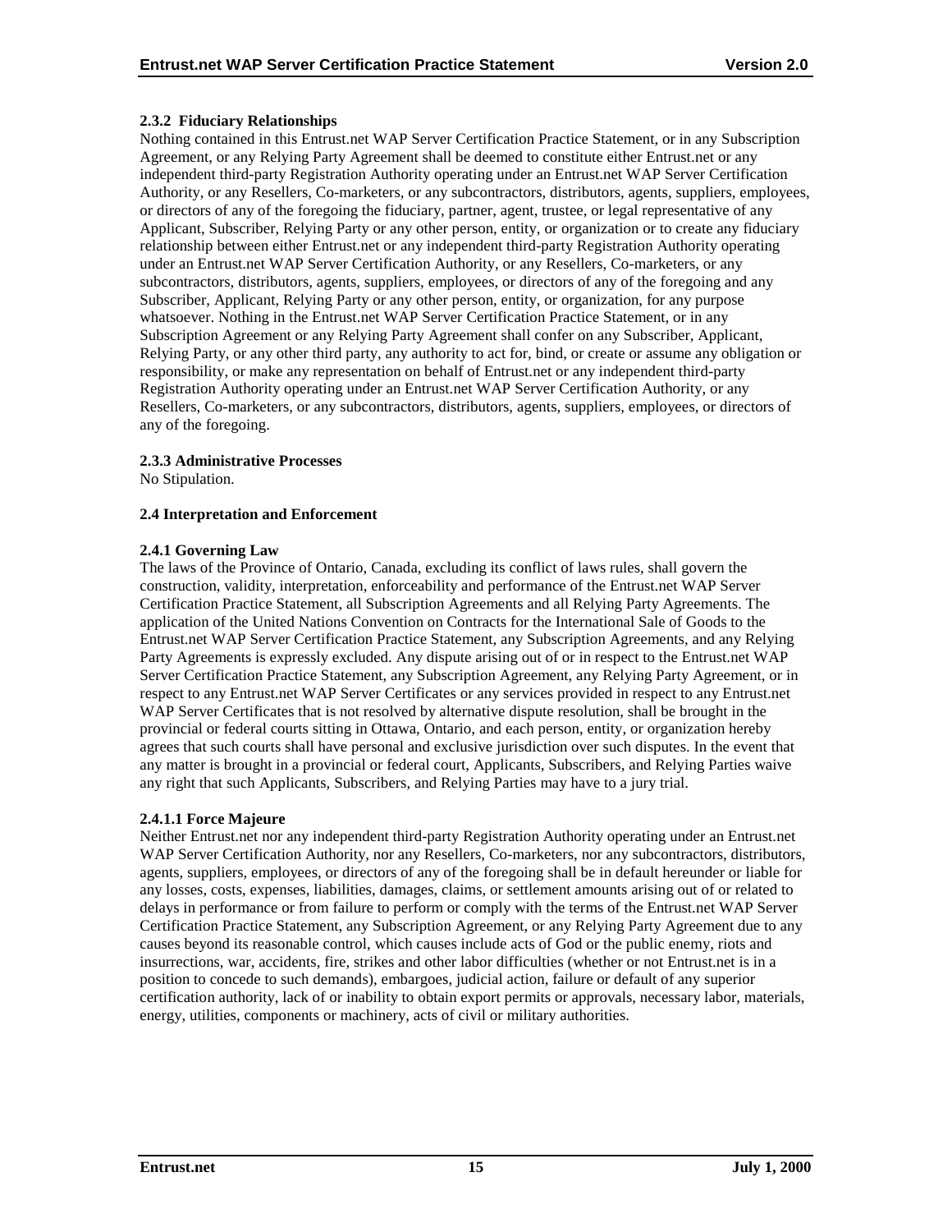### 2.3.2 Fiduciary Relationships

Nothing contained in this Entrust.net WAP Server Certification Practice Statement, or in any Subscription Agreement, or any Relying Party Agreement shall be deemed to constitute either Entrust.net or any independent third-party Registration Authority operating under an Entrust.net WAP Server Certification Authority, or any Resellers, Co-marketers, or any subcontractors, distributors, agents, suppliers, employees, or directors of any of the foregoing the fiduciary, partner, agent, trustee, or legal representative of any Applicant, Subscriber, Relying Party or any other person, entity, or organization or to create any fiduciary relationship between either Entrust.net or any independent third-party Registration Authority operating under an Entrust.net WAP Server Certification Authority, or any Resellers, Co-marketers, or any subcontractors, distributors, agents, suppliers, employees, or directors of any of the foregoing and any Subscriber, Applicant, Relying Party or any other person, entity, or organization, for any purpose whatsoever. Nothing in the Entrust.net WAP Server Certification Practice Statement, or in any Subscription Agreement or any Relying Party Agreement shall confer on any Subscriber, Applicant, Relying Party, or any other third party, any authority to act for, bind, or create or assume any obligation or responsibility, or make any representation on behalf of Entrust.net or any independent third-party Registration Authority operating under an Entrust.net WAP Server Certification Authority, or any Resellers, Co-marketers, or any subcontractors, distributors, agents, suppliers, employees, or directors of any of the foregoing.

### 2.3.3 Administrative Processes

No Stipulation.

## 2.4 Interpretation and Enforcement

### 2.4.1 Governing Law

The laws of the Province of Ontario, Canada, excluding its conflict of laws rules, shall govern the construction, validity, interpretation, enforceability and performance of the Entrust.net WAP Server Certification Practice Statement, all Subscription Agreements and all Relying Party Agreements. The application of the United Nations Convention on Contracts for the International Sale of Goods to the Entrust.net WAP Server Certification Practice Statement, any Subscription Agreements, and any Relying Party Agreements is expressly excluded. Any dispute arising out of or in respect to the Entrust.net WAP Server Certification Practice Statement, any Subscription Agreement, any Relying Party Agreement, or in respect to any Entrust.net WAP Server Certificates or any services provided in respect to any Entrust.net WAP Server Certificates that is not resolved by alternative dispute resolution, shall be brought in the provincial or federal courts sitting in Ottawa, Ontario, and each person, entity, or organization hereby agrees that such courts shall have personal and exclusive jurisdiction over such disputes. In the event that any matter is brought in a provincial or federal court, Applicants, Subscribers, and Relying Parties waive any right that such Applicants, Subscribers, and Relying Parties may have to a jury trial.

#### 2.4.1.1 Force Majeure

Neither Entrust.net nor any independent third-party Registration Authority operating under an Entrust.net WAP Server Certification Authority, nor any Resellers, Co-marketers, nor any subcontractors, distributors, agents, suppliers, employees, or directors of any of the foregoing shall be in default hereunder or liable for any losses, costs, expenses, liabilities, damages, claims, or settlement amounts arising out of or related to delays in performance or from failure to perform or comply with the terms of the Entrust.net WAP Server Certification Practice Statement, any Subscription Agreement, or any Relying Party Agreement due to any causes beyond its reasonable control, which causes include acts of God or the public enemy, riots and insurrections, war, accidents, fire, strikes and other labor difficulties (whether or not Entrust.net is in a position to concede to such demands), embargoes, judicial action, failure or default of any superior certification authority, lack of or inability to obtain export permits or approvals, necessary labor, materials, energy, utilities, components or machinery, acts of civil or military authorities.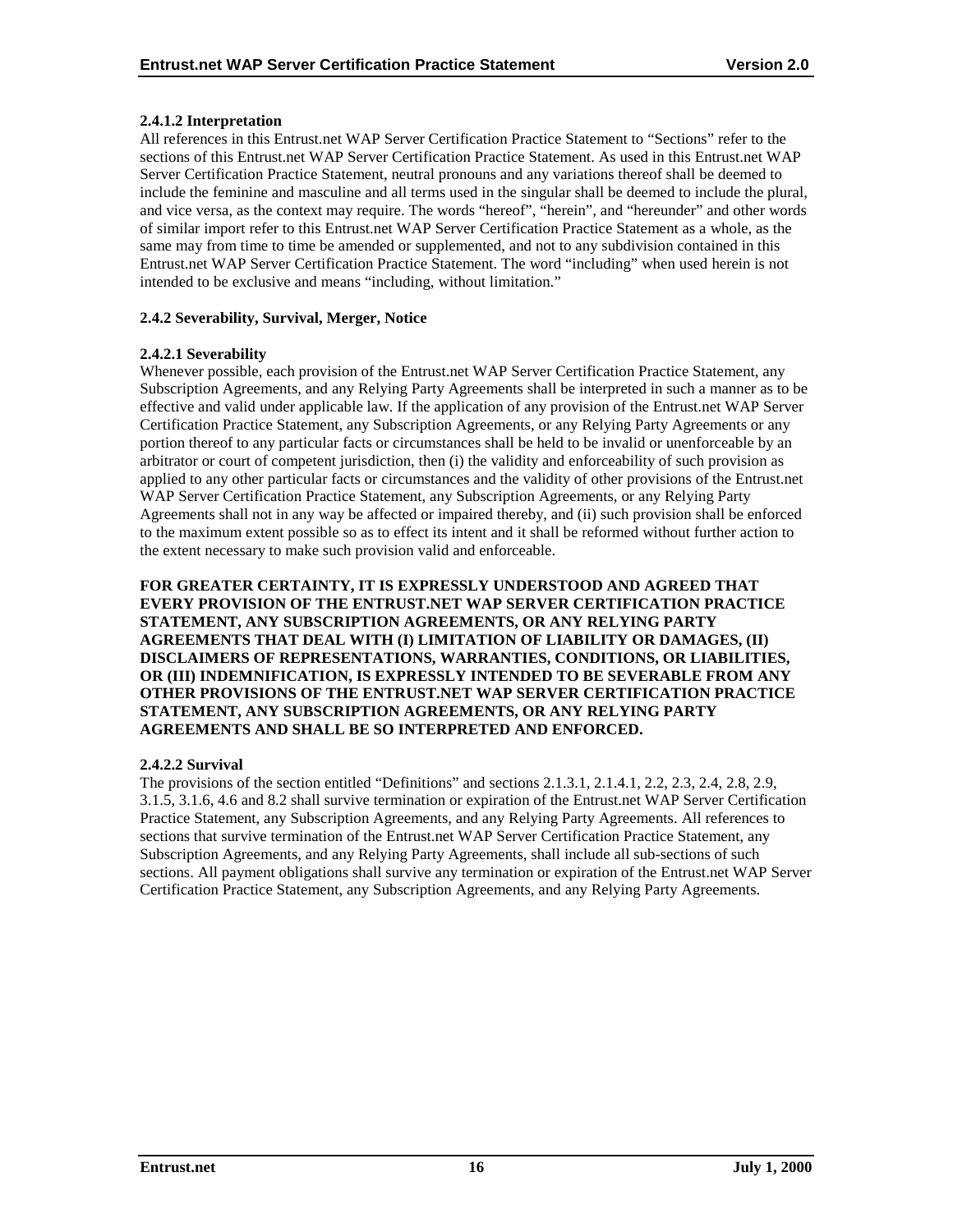#### 2.4.1.2 Interpretation

All references in this Entrust.net WAP Server Certification Practice Statement to "Sections" refer to the sections of this Entrust.net WAP Server Certification Practice Statement. As used in this Entrust.net WAP Server Certification Practice Statement, neutral pronouns and any variations thereof shall be deemed to include the feminine and masculine and all terms used in the singular shall be deemed to include the plural, and vice versa, as the context may require. The words "hereof", "herein", and "hereunder" and other words of similar import refer to this Entrust.net WAP Server Certification Practice Statement as a whole, as the same may from time to time be amended or supplemented, and not to any subdivision contained in this Entrust.net WAP Server Certification Practice Statement. The word "including" when used herein is not intended to be exclusive and means "including, without limitation."

### 2.4.2 Severability, Survival, Merger, Notice

#### 2.4.2.1 Severability

Whenever possible, each provision of the Entrust.net WAP Server Certification Practice Statement, any Subscription Agreements, and any Relying Party Agreements shall be interpreted in such a manner as to be effective and valid under applicable law. If the application of any provision of the Entrust.net WAP Server Certification Practice Statement, any Subscription Agreements, or any Relying Party Agreements or any portion thereof to any particular facts or circumstances shall be held to be invalid or unenforceable by an arbitrator or court of competent jurisdiction, then (i) the validity and enforceability of such provision as applied to any other particular facts or circumstances and the validity of other provisions of the Entrust.net WAP Server Certification Practice Statement, any Subscription Agreements, or any Relying Party Agreements shall not in any way be affected or impaired thereby, and (ii) such provision shall be enforced to the maximum extent possible so as to effect its intent and it shall be reformed without further action to the extent necessary to make such provision valid and enforceable.

**FOR GREATER CERTAINTY, IT IS EXPRESSLY UNDERSTOOD AND AGREED THAT EVERY PROVISION OF THE ENTRUST.NET WAP SERVER CERTIFICATION PRACTICE STATEMENT, ANY SUBSCRIPTION AGREEMENTS, OR ANY RELYING PARTY AGREEMENTS THAT DEAL WITH (I) LIMITATION OF LIABILITY OR DAMAGES, (II) DISCLAIMERS OF REPRESENTATIONS, WARRANTIES, CONDITIONS, OR LIABILITIES, OR (III) INDEMNIFICATION, IS EXPRESSLY INTENDED TO BE SEVERABLE FROM ANY OTHER PROVISIONS OF THE ENTRUST.NET WAP SERVER CERTIFICATION PRACTICE STATEMENT, ANY SUBSCRIPTION AGREEMENTS, OR ANY RELYING PARTY AGREEMENTS AND SHALL BE SO INTERPRETED AND ENFORCED.**

#### 2.4.2.2 Survival

The provisions of the section entitled "Definitions" and sections 2.1.3.1, 2.1.4.1, 2.2, 2.3, 2.4, 2.8, 2.9, 3.1.5, 3.1.6, 4.6 and 8.2 shall survive termination or expiration of the Entrust.net WAP Server Certification Practice Statement, any Subscription Agreements, and any Relying Party Agreements. All references to sections that survive termination of the Entrust.net WAP Server Certification Practice Statement, any Subscription Agreements, and any Relying Party Agreements, shall include all sub-sections of such sections. All payment obligations shall survive any termination or expiration of the Entrust.net WAP Server Certification Practice Statement, any Subscription Agreements, and any Relying Party Agreements.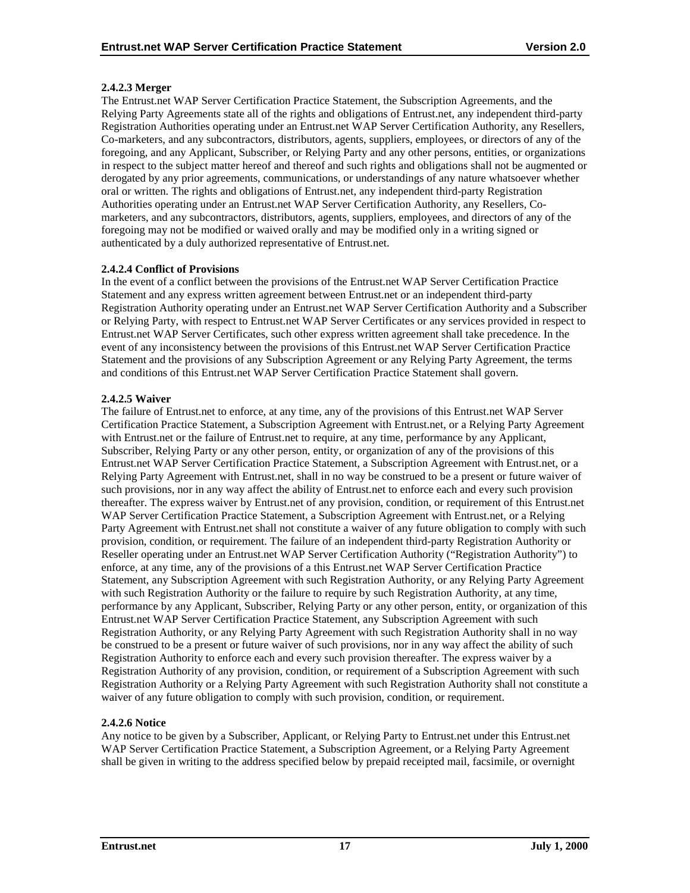#### 2.4.2.3 Merger

The Entrust.net WAP Server Certification Practice Statement, the Subscription Agreements, and the Relying Party Agreements state all of the rights and obligations of Entrust.net, any independent third-party Registration Authorities operating under an Entrust.net WAP Server Certification Authority, any Resellers, Co-marketers, and any subcontractors, distributors, agents, suppliers, employees, or directors of any of the foregoing, and any Applicant, Subscriber, or Relying Party and any other persons, entities, or organizations in respect to the subject matter hereof and thereof and such rights and obligations shall not be augmented or derogated by any prior agreements, communications, or understandings of any nature whatsoever whether oral or written. The rights and obligations of Entrust.net, any independent third-party Registration Authorities operating under an Entrust.net WAP Server Certification Authority, any Resellers, Co-marketers, and any subcontractors, distributors, agents, suppliers, employees, and directors of any of the foregoing may not be modified or waived orally and may be modified only in a writing signed or authenticated by a duly authorized representative of Entrust.net.

#### 2.4.2.4 Conflict of Provisions

In the event of a conflict between the provisions of the Entrust.net WAP Server Certification Practice Statement and any express written agreement between Entrust.net or an independent third-party Registration Authority operating under an Entrust.net WAP Server Certification Authority and a Subscriber or Relying Party, with respect to Entrust.net WAP Server Certificates or any services provided in respect to Entrust.net WAP Server Certificates, such other express written agreement shall take precedence. In the event of any inconsistency between the provisions of this Entrust.net WAP Server Certification Practice Statement and the provisions of any Subscription Agreement or any Relying Party Agreement, the terms and conditions of this Entrust.net WAP Server Certification Practice Statement shall govern.

#### 2.4.2.5 Waiver

The failure of Entrust.net to enforce, at any time, any of the provisions of this Entrust.net WAP Server Certification Practice Statement, a Subscription Agreement with Entrust.net, or a Relying Party Agreement with Entrust.net or the failure of Entrust.net to require, at any time, performance by any Applicant, Subscriber, Relying Party or any other person, entity, or organization of any of the provisions of this Entrust.net WAP Server Certification Practice Statement, a Subscription Agreement with Entrust.net, or a Relying Party Agreement with Entrust.net, shall in no way be construed to be a present or future waiver of such provisions, nor in any way affect the ability of Entrust.net to enforce each and every such provision thereafter. The express waiver by Entrust.net of any provision, condition, or requirement of this Entrust.net WAP Server Certification Practice Statement, a Subscription Agreement with Entrust.net, or a Relying Party Agreement with Entrust.net shall not constitute a waiver of any future obligation to comply with such provision, condition, or requirement. The failure of an independent third-party Registration Authority or Reseller operating under an Entrust.net WAP Server Certification Authority ("Registration Authority") to enforce, at any time, any of the provisions of a this Entrust.net WAP Server Certification Practice Statement, any Subscription Agreement with such Registration Authority, or any Relying Party Agreement with such Registration Authority or the failure to require by such Registration Authority, at any time, performance by any Applicant, Subscriber, Relying Party or any other person, entity, or organization of this Entrust.net WAP Server Certification Practice Statement, any Subscription Agreement with such Registration Authority, or any Relying Party Agreement with such Registration Authority shall in no way be construed to be a present or future waiver of such provisions, nor in any way affect the ability of such Registration Authority to enforce each and every such provision thereafter. The express waiver by a Registration Authority of any provision, condition, or requirement of a Subscription Agreement with such Registration Authority or a Relying Party Agreement with such Registration Authority shall not constitute a waiver of any future obligation to comply with such provision, condition, or requirement.

#### 2.4.2.6 Notice

Any notice to be given by a Subscriber, Applicant, or Relying Party to Entrust.net under this Entrust.net WAP Server Certification Practice Statement, a Subscription Agreement, or a Relying Party Agreement shall be given in writing to the address specified below by prepaid receipted mail, facsimile, or overnight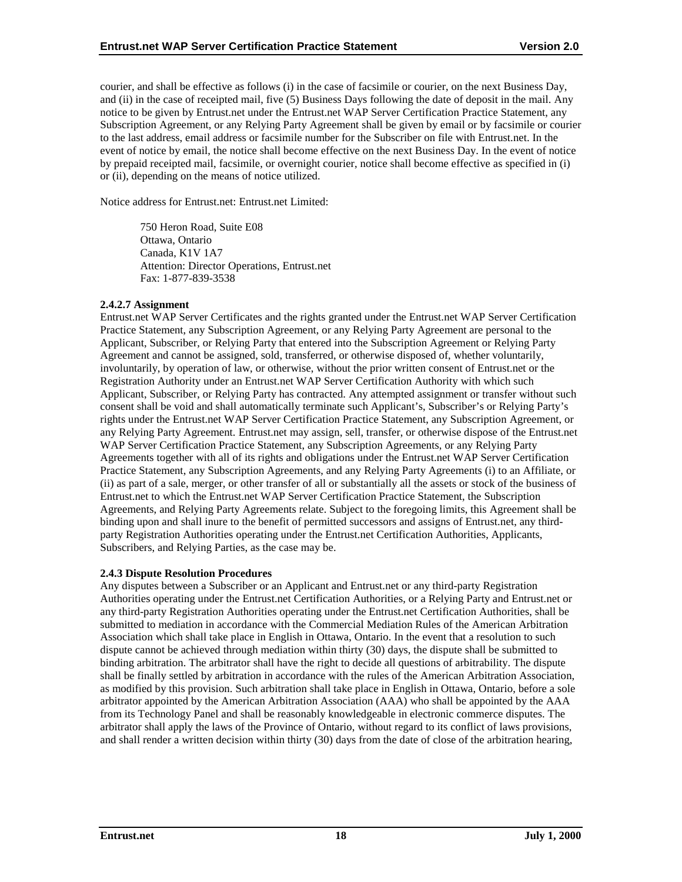courier, and shall be effective as follows (i) in the case of facsimile or courier, on the next Business Day, and (ii) in the case of receipted mail, five (5) Business Days following the date of deposit in the mail. Any notice to be given by Entrust.net under the Entrust.net WAP Server Certification Practice Statement, any Subscription Agreement, or any Relying Party Agreement shall be given by email or by facsimile or courier to the last address, email address or facsimile number for the Subscriber on file with Entrust.net. In the event of notice by email, the notice shall become effective on the next Business Day. In the event of notice by prepaid receipted mail, facsimile, or overnight courier, notice shall become effective as specified in (i) or (ii), depending on the means of notice utilized.

Notice address for Entrust.net: Entrust.net Limited:

> 750 Heron Road, Suite E08
> Ottawa, Ontario
> Canada, K1V 1A7
> Attention: Director Operations, Entrust.net
> Fax: 1-877-839-3538

#### 2.4.2.7 Assignment

Entrust.net WAP Server Certificates and the rights granted under the Entrust.net WAP Server Certification Practice Statement, any Subscription Agreement, or any Relying Party Agreement are personal to the Applicant, Subscriber, or Relying Party that entered into the Subscription Agreement or Relying Party Agreement and cannot be assigned, sold, transferred, or otherwise disposed of, whether voluntarily, involuntarily, by operation of law, or otherwise, without the prior written consent of Entrust.net or the Registration Authority under an Entrust.net WAP Server Certification Authority with which such Applicant, Subscriber, or Relying Party has contracted. Any attempted assignment or transfer without such consent shall be void and shall automatically terminate such Applicant's, Subscriber's or Relying Party's rights under the Entrust.net WAP Server Certification Practice Statement, any Subscription Agreement, or any Relying Party Agreement. Entrust.net may assign, sell, transfer, or otherwise dispose of the Entrust.net WAP Server Certification Practice Statement, any Subscription Agreements, or any Relying Party Agreements together with all of its rights and obligations under the Entrust.net WAP Server Certification Practice Statement, any Subscription Agreements, and any Relying Party Agreements (i) to an Affiliate, or (ii) as part of a sale, merger, or other transfer of all or substantially all the assets or stock of the business of Entrust.net to which the Entrust.net WAP Server Certification Practice Statement, the Subscription Agreements, and Relying Party Agreements relate. Subject to the foregoing limits, this Agreement shall be binding upon and shall inure to the benefit of permitted successors and assigns of Entrust.net, any third-party Registration Authorities operating under the Entrust.net Certification Authorities, Applicants, Subscribers, and Relying Parties, as the case may be.

### 2.4.3 Dispute Resolution Procedures

Any disputes between a Subscriber or an Applicant and Entrust.net or any third-party Registration Authorities operating under the Entrust.net Certification Authorities, or a Relying Party and Entrust.net or any third-party Registration Authorities operating under the Entrust.net Certification Authorities, shall be submitted to mediation in accordance with the Commercial Mediation Rules of the American Arbitration Association which shall take place in English in Ottawa, Ontario. In the event that a resolution to such dispute cannot be achieved through mediation within thirty (30) days, the dispute shall be submitted to binding arbitration. The arbitrator shall have the right to decide all questions of arbitrability. The dispute shall be finally settled by arbitration in accordance with the rules of the American Arbitration Association, as modified by this provision. Such arbitration shall take place in English in Ottawa, Ontario, before a sole arbitrator appointed by the American Arbitration Association (AAA) who shall be appointed by the AAA from its Technology Panel and shall be reasonably knowledgeable in electronic commerce disputes. The arbitrator shall apply the laws of the Province of Ontario, without regard to its conflict of laws provisions, and shall render a written decision within thirty (30) days from the date of close of the arbitration hearing,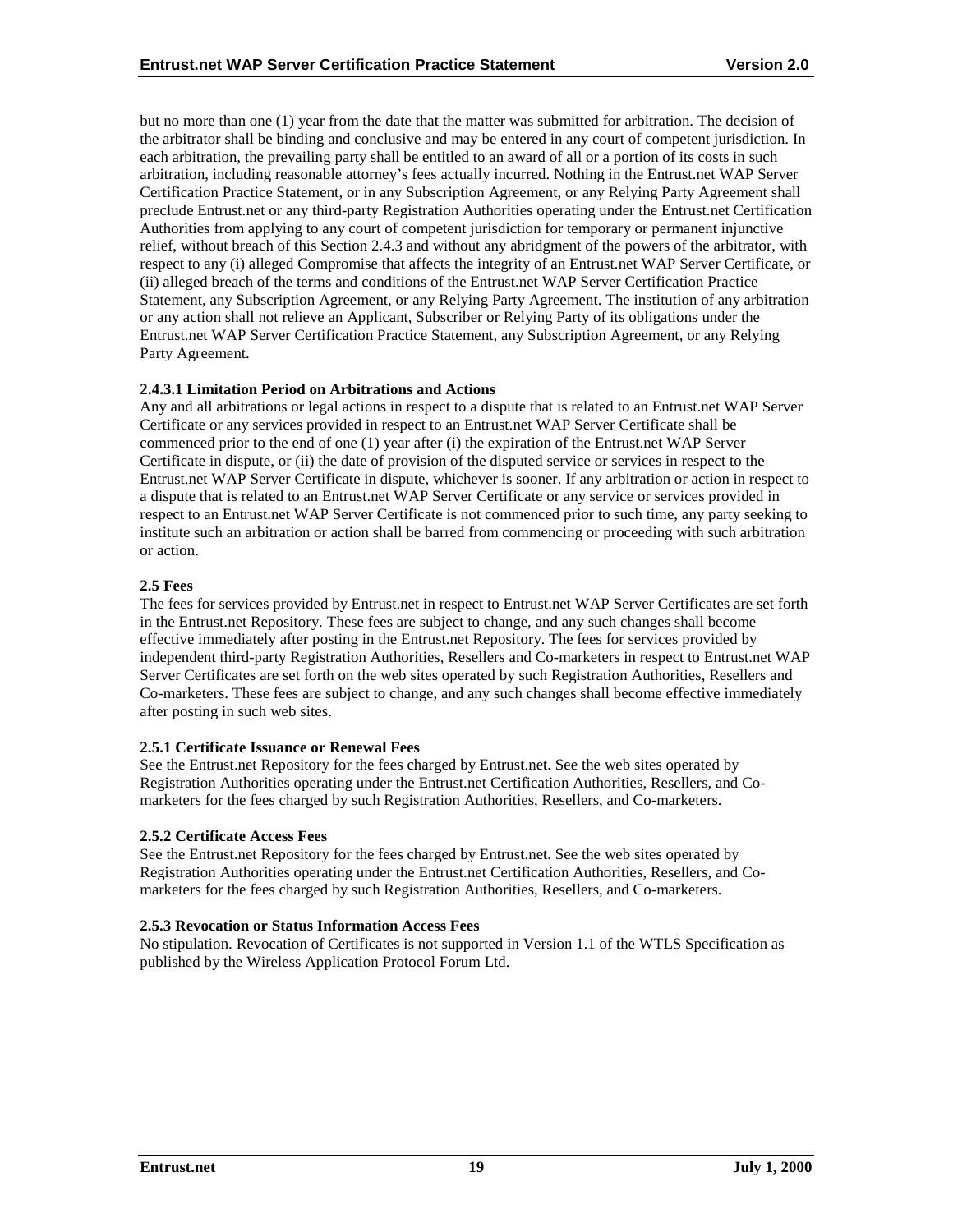but no more than one (1) year from the date that the matter was submitted for arbitration. The decision of the arbitrator shall be binding and conclusive and may be entered in any court of competent jurisdiction. In each arbitration, the prevailing party shall be entitled to an award of all or a portion of its costs in such arbitration, including reasonable attorney's fees actually incurred. Nothing in the Entrust.net WAP Server Certification Practice Statement, or in any Subscription Agreement, or any Relying Party Agreement shall preclude Entrust.net or any third-party Registration Authorities operating under the Entrust.net Certification Authorities from applying to any court of competent jurisdiction for temporary or permanent injunctive relief, without breach of this Section 2.4.3 and without any abridgment of the powers of the arbitrator, with respect to any (i) alleged Compromise that affects the integrity of an Entrust.net WAP Server Certificate, or (ii) alleged breach of the terms and conditions of the Entrust.net WAP Server Certification Practice Statement, any Subscription Agreement, or any Relying Party Agreement. The institution of any arbitration or any action shall not relieve an Applicant, Subscriber or Relying Party of its obligations under the Entrust.net WAP Server Certification Practice Statement, any Subscription Agreement, or any Relying Party Agreement.

#### 2.4.3.1 Limitation Period on Arbitrations and Actions

Any and all arbitrations or legal actions in respect to a dispute that is related to an Entrust.net WAP Server Certificate or any services provided in respect to an Entrust.net WAP Server Certificate shall be commenced prior to the end of one (1) year after (i) the expiration of the Entrust.net WAP Server Certificate in dispute, or (ii) the date of provision of the disputed service or services in respect to the Entrust.net WAP Server Certificate in dispute, whichever is sooner. If any arbitration or action in respect to a dispute that is related to an Entrust.net WAP Server Certificate or any service or services provided in respect to an Entrust.net WAP Server Certificate is not commenced prior to such time, any party seeking to institute such an arbitration or action shall be barred from commencing or proceeding with such arbitration or action.

### 2.5 Fees

The fees for services provided by Entrust.net in respect to Entrust.net WAP Server Certificates are set forth in the Entrust.net Repository. These fees are subject to change, and any such changes shall become effective immediately after posting in the Entrust.net Repository. The fees for services provided by independent third-party Registration Authorities, Resellers and Co-marketers in respect to Entrust.net WAP Server Certificates are set forth on the web sites operated by such Registration Authorities, Resellers and Co-marketers. These fees are subject to change, and any such changes shall become effective immediately after posting in such web sites.

#### 2.5.1 Certificate Issuance or Renewal Fees

See the Entrust.net Repository for the fees charged by Entrust.net. See the web sites operated by Registration Authorities operating under the Entrust.net Certification Authorities, Resellers, and Co-marketers for the fees charged by such Registration Authorities, Resellers, and Co-marketers.

#### 2.5.2 Certificate Access Fees

See the Entrust.net Repository for the fees charged by Entrust.net. See the web sites operated by Registration Authorities operating under the Entrust.net Certification Authorities, Resellers, and Co-marketers for the fees charged by such Registration Authorities, Resellers, and Co-marketers.

#### 2.5.3 Revocation or Status Information Access Fees

No stipulation. Revocation of Certificates is not supported in Version 1.1 of the WTLS Specification as published by the Wireless Application Protocol Forum Ltd.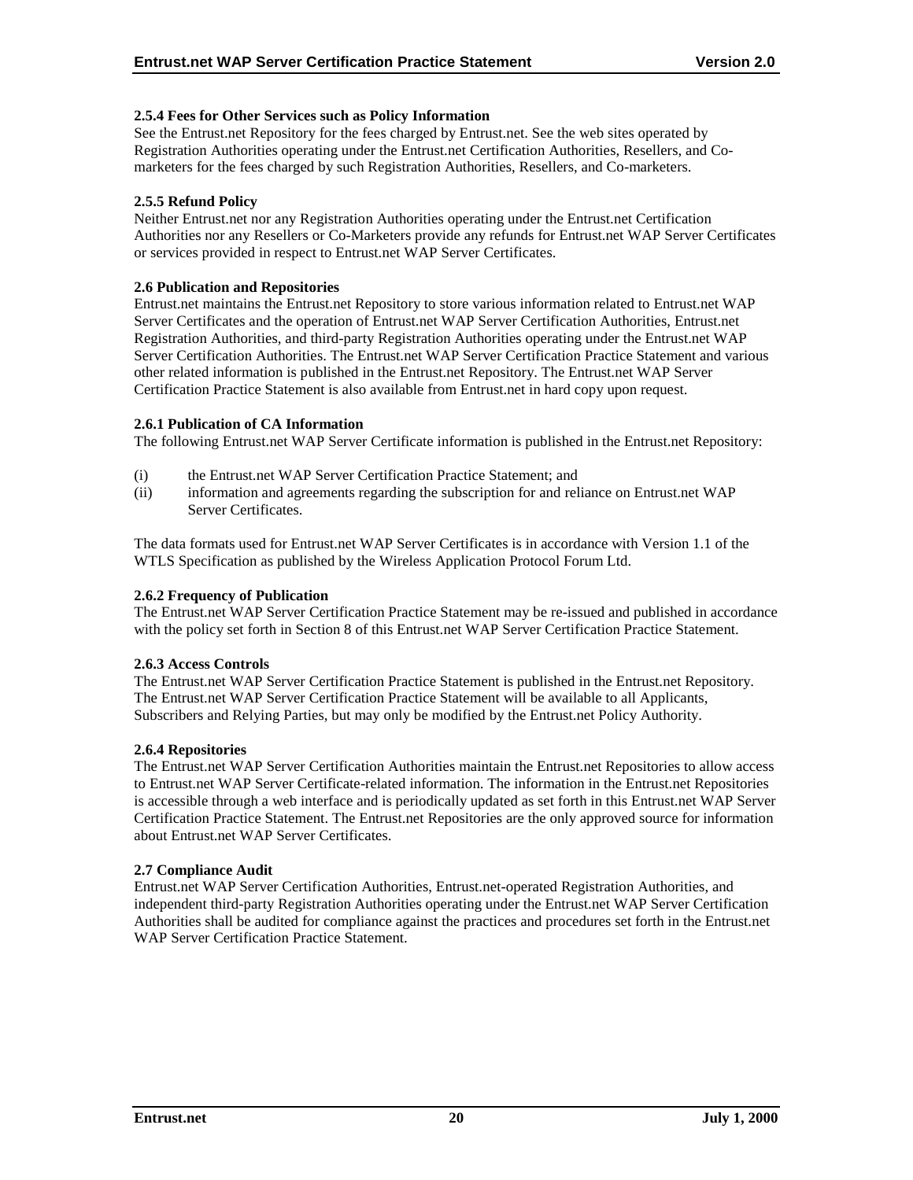### 2.5.4 Fees for Other Services such as Policy Information

See the Entrust.net Repository for the fees charged by Entrust.net. See the web sites operated by Registration Authorities operating under the Entrust.net Certification Authorities, Resellers, and Co-marketers for the fees charged by such Registration Authorities, Resellers, and Co-marketers.

### 2.5.5 Refund Policy

Neither Entrust.net nor any Registration Authorities operating under the Entrust.net Certification Authorities nor any Resellers or Co-Marketers provide any refunds for Entrust.net WAP Server Certificates or services provided in respect to Entrust.net WAP Server Certificates.

### 2.6 Publication and Repositories

Entrust.net maintains the Entrust.net Repository to store various information related to Entrust.net WAP Server Certificates and the operation of Entrust.net WAP Server Certification Authorities, Entrust.net Registration Authorities, and third-party Registration Authorities operating under the Entrust.net WAP Server Certification Authorities. The Entrust.net WAP Server Certification Practice Statement and various other related information is published in the Entrust.net Repository. The Entrust.net WAP Server Certification Practice Statement is also available from Entrust.net in hard copy upon request.

### 2.6.1 Publication of CA Information

The following Entrust.net WAP Server Certificate information is published in the Entrust.net Repository:

(i) the Entrust.net WAP Server Certification Practice Statement; and
(ii) information and agreements regarding the subscription for and reliance on Entrust.net WAP Server Certificates.

The data formats used for Entrust.net WAP Server Certificates is in accordance with Version 1.1 of the WTLS Specification as published by the Wireless Application Protocol Forum Ltd.

### 2.6.2 Frequency of Publication

The Entrust.net WAP Server Certification Practice Statement may be re-issued and published in accordance with the policy set forth in Section 8 of this Entrust.net WAP Server Certification Practice Statement.

### 2.6.3 Access Controls

The Entrust.net WAP Server Certification Practice Statement is published in the Entrust.net Repository. The Entrust.net WAP Server Certification Practice Statement will be available to all Applicants, Subscribers and Relying Parties, but may only be modified by the Entrust.net Policy Authority.

### 2.6.4 Repositories

The Entrust.net WAP Server Certification Authorities maintain the Entrust.net Repositories to allow access to Entrust.net WAP Server Certificate-related information. The information in the Entrust.net Repositories is accessible through a web interface and is periodically updated as set forth in this Entrust.net WAP Server Certification Practice Statement. The Entrust.net Repositories are the only approved source for information about Entrust.net WAP Server Certificates.

### 2.7 Compliance Audit

Entrust.net WAP Server Certification Authorities, Entrust.net-operated Registration Authorities, and independent third-party Registration Authorities operating under the Entrust.net WAP Server Certification Authorities shall be audited for compliance against the practices and procedures set forth in the Entrust.net WAP Server Certification Practice Statement.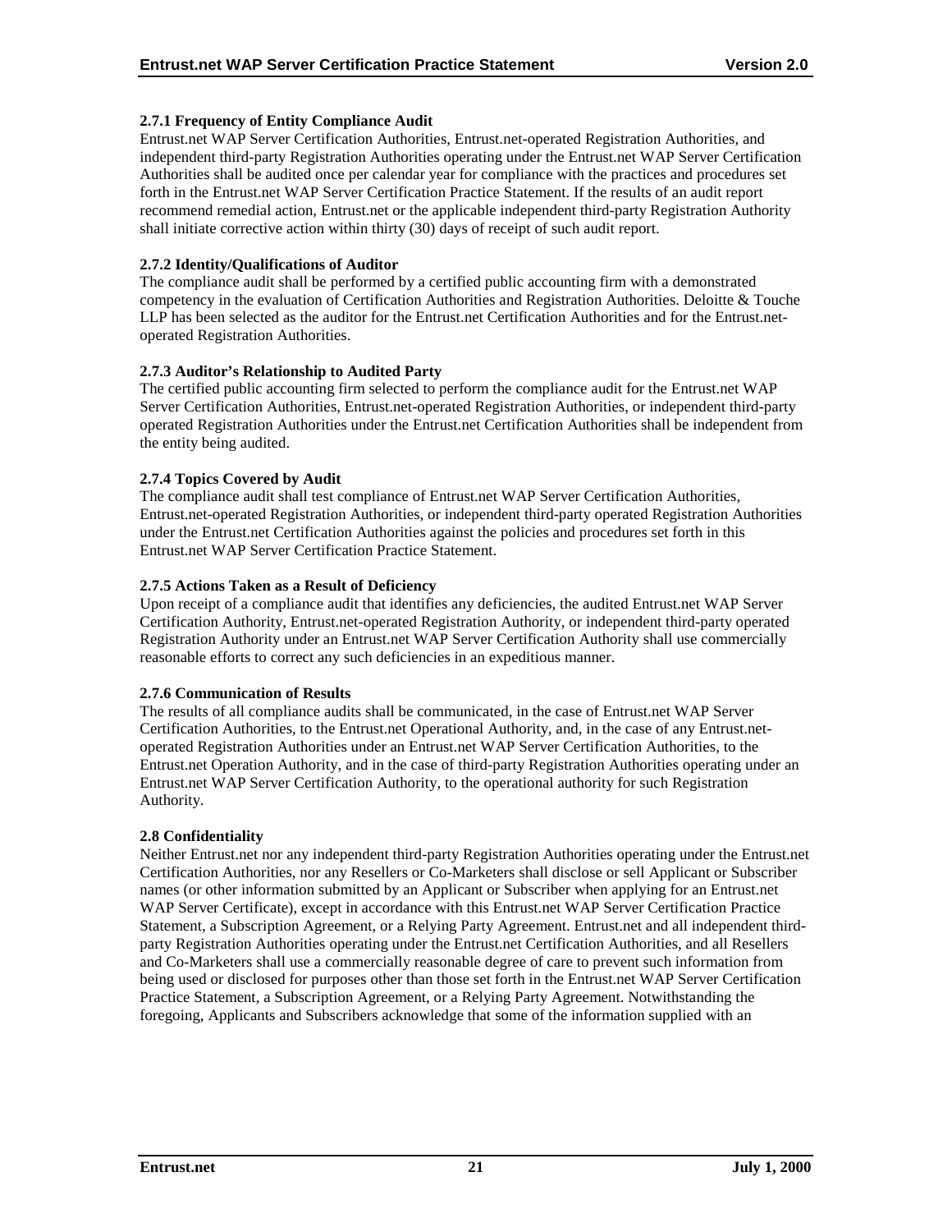### 2.7.1 Frequency of Entity Compliance Audit

Entrust.net WAP Server Certification Authorities, Entrust.net-operated Registration Authorities, and independent third-party Registration Authorities operating under the Entrust.net WAP Server Certification Authorities shall be audited once per calendar year for compliance with the practices and procedures set forth in the Entrust.net WAP Server Certification Practice Statement. If the results of an audit report recommend remedial action, Entrust.net or the applicable independent third-party Registration Authority shall initiate corrective action within thirty (30) days of receipt of such audit report.

### 2.7.2 Identity/Qualifications of Auditor

The compliance audit shall be performed by a certified public accounting firm with a demonstrated competency in the evaluation of Certification Authorities and Registration Authorities. Deloitte & Touche LLP has been selected as the auditor for the Entrust.net Certification Authorities and for the Entrust.net-operated Registration Authorities.

### 2.7.3 Auditor's Relationship to Audited Party

The certified public accounting firm selected to perform the compliance audit for the Entrust.net WAP Server Certification Authorities, Entrust.net-operated Registration Authorities, or independent third-party operated Registration Authorities under the Entrust.net Certification Authorities shall be independent from the entity being audited.

### 2.7.4 Topics Covered by Audit

The compliance audit shall test compliance of Entrust.net WAP Server Certification Authorities, Entrust.net-operated Registration Authorities, or independent third-party operated Registration Authorities under the Entrust.net Certification Authorities against the policies and procedures set forth in this Entrust.net WAP Server Certification Practice Statement.

### 2.7.5 Actions Taken as a Result of Deficiency

Upon receipt of a compliance audit that identifies any deficiencies, the audited Entrust.net WAP Server Certification Authority, Entrust.net-operated Registration Authority, or independent third-party operated Registration Authority under an Entrust.net WAP Server Certification Authority shall use commercially reasonable efforts to correct any such deficiencies in an expeditious manner.

### 2.7.6 Communication of Results

The results of all compliance audits shall be communicated, in the case of Entrust.net WAP Server Certification Authorities, to the Entrust.net Operational Authority, and, in the case of any Entrust.net-operated Registration Authorities under an Entrust.net WAP Server Certification Authorities, to the Entrust.net Operation Authority, and in the case of third-party Registration Authorities operating under an Entrust.net WAP Server Certification Authority, to the operational authority for such Registration Authority.

## 2.8 Confidentiality

Neither Entrust.net nor any independent third-party Registration Authorities operating under the Entrust.net Certification Authorities, nor any Resellers or Co-Marketers shall disclose or sell Applicant or Subscriber names (or other information submitted by an Applicant or Subscriber when applying for an Entrust.net WAP Server Certificate), except in accordance with this Entrust.net WAP Server Certification Practice Statement, a Subscription Agreement, or a Relying Party Agreement. Entrust.net and all independent third-party Registration Authorities operating under the Entrust.net Certification Authorities, and all Resellers and Co-Marketers shall use a commercially reasonable degree of care to prevent such information from being used or disclosed for purposes other than those set forth in the Entrust.net WAP Server Certification Practice Statement, a Subscription Agreement, or a Relying Party Agreement. Notwithstanding the foregoing, Applicants and Subscribers acknowledge that some of the information supplied with an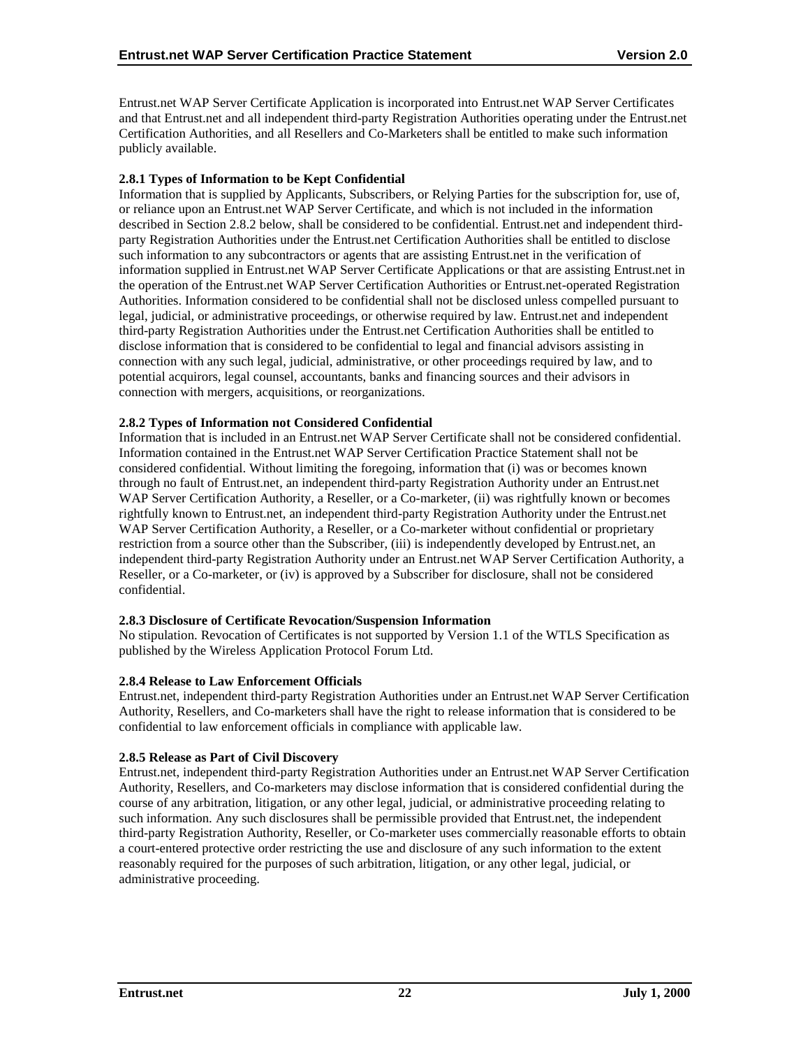Entrust.net WAP Server Certificate Application is incorporated into Entrust.net WAP Server Certificates and that Entrust.net and all independent third-party Registration Authorities operating under the Entrust.net Certification Authorities, and all Resellers and Co-Marketers shall be entitled to make such information publicly available.

### 2.8.1 Types of Information to be Kept Confidential

Information that is supplied by Applicants, Subscribers, or Relying Parties for the subscription for, use of, or reliance upon an Entrust.net WAP Server Certificate, and which is not included in the information described in Section 2.8.2 below, shall be considered to be confidential. Entrust.net and independent third-party Registration Authorities under the Entrust.net Certification Authorities shall be entitled to disclose such information to any subcontractors or agents that are assisting Entrust.net in the verification of information supplied in Entrust.net WAP Server Certificate Applications or that are assisting Entrust.net in the operation of the Entrust.net WAP Server Certification Authorities or Entrust.net-operated Registration Authorities. Information considered to be confidential shall not be disclosed unless compelled pursuant to legal, judicial, or administrative proceedings, or otherwise required by law. Entrust.net and independent third-party Registration Authorities under the Entrust.net Certification Authorities shall be entitled to disclose information that is considered to be confidential to legal and financial advisors assisting in connection with any such legal, judicial, administrative, or other proceedings required by law, and to potential acquirors, legal counsel, accountants, banks and financing sources and their advisors in connection with mergers, acquisitions, or reorganizations.

### 2.8.2 Types of Information not Considered Confidential

Information that is included in an Entrust.net WAP Server Certificate shall not be considered confidential. Information contained in the Entrust.net WAP Server Certification Practice Statement shall not be considered confidential. Without limiting the foregoing, information that (i) was or becomes known through no fault of Entrust.net, an independent third-party Registration Authority under an Entrust.net WAP Server Certification Authority, a Reseller, or a Co-marketer, (ii) was rightfully known or becomes rightfully known to Entrust.net, an independent third-party Registration Authority under the Entrust.net WAP Server Certification Authority, a Reseller, or a Co-marketer without confidential or proprietary restriction from a source other than the Subscriber, (iii) is independently developed by Entrust.net, an independent third-party Registration Authority under an Entrust.net WAP Server Certification Authority, a Reseller, or a Co-marketer, or (iv) is approved by a Subscriber for disclosure, shall not be considered confidential.

### 2.8.3 Disclosure of Certificate Revocation/Suspension Information

No stipulation. Revocation of Certificates is not supported by Version 1.1 of the WTLS Specification as published by the Wireless Application Protocol Forum Ltd.

### 2.8.4 Release to Law Enforcement Officials

Entrust.net, independent third-party Registration Authorities under an Entrust.net WAP Server Certification Authority, Resellers, and Co-marketers shall have the right to release information that is considered to be confidential to law enforcement officials in compliance with applicable law.

### 2.8.5 Release as Part of Civil Discovery

Entrust.net, independent third-party Registration Authorities under an Entrust.net WAP Server Certification Authority, Resellers, and Co-marketers may disclose information that is considered confidential during the course of any arbitration, litigation, or any other legal, judicial, or administrative proceeding relating to such information. Any such disclosures shall be permissible provided that Entrust.net, the independent third-party Registration Authority, Reseller, or Co-marketer uses commercially reasonable efforts to obtain a court-entered protective order restricting the use and disclosure of any such information to the extent reasonably required for the purposes of such arbitration, litigation, or any other legal, judicial, or administrative proceeding.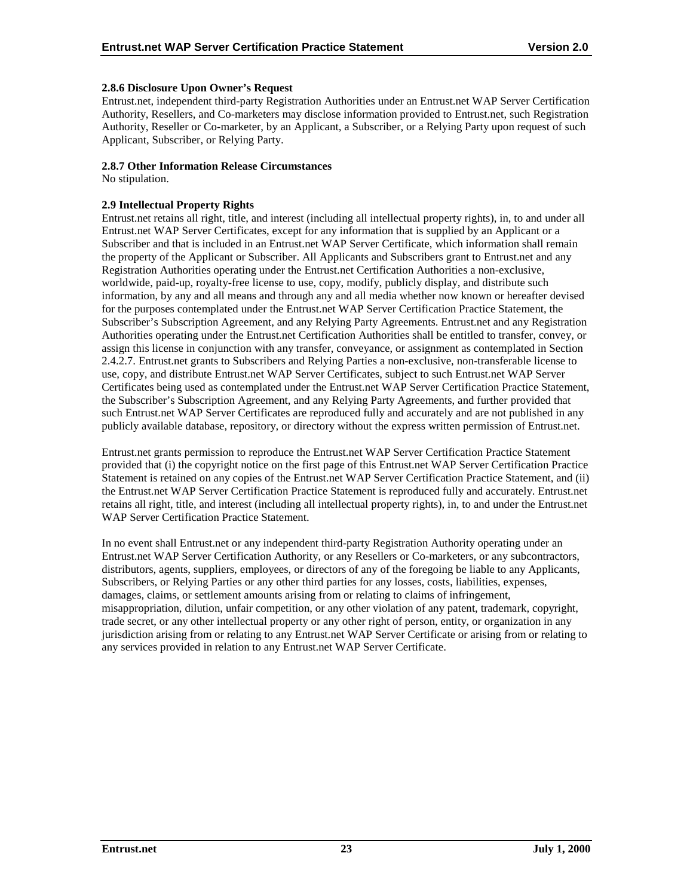### 2.8.6 Disclosure Upon Owner's Request

Entrust.net, independent third-party Registration Authorities under an Entrust.net WAP Server Certification Authority, Resellers, and Co-marketers may disclose information provided to Entrust.net, such Registration Authority, Reseller or Co-marketer, by an Applicant, a Subscriber, or a Relying Party upon request of such Applicant, Subscriber, or Relying Party.

### 2.8.7 Other Information Release Circumstances

No stipulation.

## 2.9 Intellectual Property Rights

Entrust.net retains all right, title, and interest (including all intellectual property rights), in, to and under all Entrust.net WAP Server Certificates, except for any information that is supplied by an Applicant or a Subscriber and that is included in an Entrust.net WAP Server Certificate, which information shall remain the property of the Applicant or Subscriber. All Applicants and Subscribers grant to Entrust.net and any Registration Authorities operating under the Entrust.net Certification Authorities a non-exclusive, worldwide, paid-up, royalty-free license to use, copy, modify, publicly display, and distribute such information, by any and all means and through any and all media whether now known or hereafter devised for the purposes contemplated under the Entrust.net WAP Server Certification Practice Statement, the Subscriber's Subscription Agreement, and any Relying Party Agreements. Entrust.net and any Registration Authorities operating under the Entrust.net Certification Authorities shall be entitled to transfer, convey, or assign this license in conjunction with any transfer, conveyance, or assignment as contemplated in Section 2.4.2.7. Entrust.net grants to Subscribers and Relying Parties a non-exclusive, non-transferable license to use, copy, and distribute Entrust.net WAP Server Certificates, subject to such Entrust.net WAP Server Certificates being used as contemplated under the Entrust.net WAP Server Certification Practice Statement, the Subscriber's Subscription Agreement, and any Relying Party Agreements, and further provided that such Entrust.net WAP Server Certificates are reproduced fully and accurately and are not published in any publicly available database, repository, or directory without the express written permission of Entrust.net.

Entrust.net grants permission to reproduce the Entrust.net WAP Server Certification Practice Statement provided that (i) the copyright notice on the first page of this Entrust.net WAP Server Certification Practice Statement is retained on any copies of the Entrust.net WAP Server Certification Practice Statement, and (ii) the Entrust.net WAP Server Certification Practice Statement is reproduced fully and accurately. Entrust.net retains all right, title, and interest (including all intellectual property rights), in, to and under the Entrust.net WAP Server Certification Practice Statement.

In no event shall Entrust.net or any independent third-party Registration Authority operating under an Entrust.net WAP Server Certification Authority, or any Resellers or Co-marketers, or any subcontractors, distributors, agents, suppliers, employees, or directors of any of the foregoing be liable to any Applicants, Subscribers, or Relying Parties or any other third parties for any losses, costs, liabilities, expenses, damages, claims, or settlement amounts arising from or relating to claims of infringement, misappropriation, dilution, unfair competition, or any other violation of any patent, trademark, copyright, trade secret, or any other intellectual property or any other right of person, entity, or organization in any jurisdiction arising from or relating to any Entrust.net WAP Server Certificate or arising from or relating to any services provided in relation to any Entrust.net WAP Server Certificate.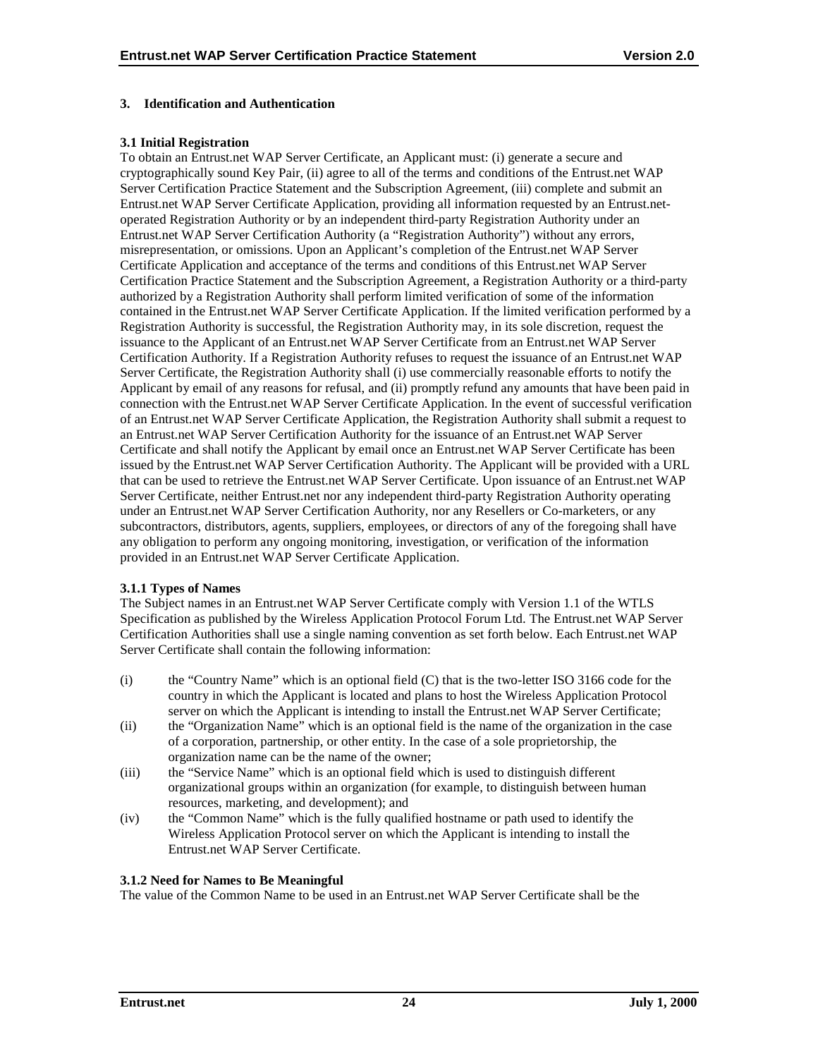# 3. Identification and Authentication

## 3.1 Initial Registration

To obtain an Entrust.net WAP Server Certificate, an Applicant must: (i) generate a secure and cryptographically sound Key Pair, (ii) agree to all of the terms and conditions of the Entrust.net WAP Server Certification Practice Statement and the Subscription Agreement, (iii) complete and submit an Entrust.net WAP Server Certificate Application, providing all information requested by an Entrust.net-operated Registration Authority or by an independent third-party Registration Authority under an Entrust.net WAP Server Certification Authority (a "Registration Authority") without any errors, misrepresentation, or omissions. Upon an Applicant's completion of the Entrust.net WAP Server Certificate Application and acceptance of the terms and conditions of this Entrust.net WAP Server Certification Practice Statement and the Subscription Agreement, a Registration Authority or a third-party authorized by a Registration Authority shall perform limited verification of some of the information contained in the Entrust.net WAP Server Certificate Application. If the limited verification performed by a Registration Authority is successful, the Registration Authority may, in its sole discretion, request the issuance to the Applicant of an Entrust.net WAP Server Certificate from an Entrust.net WAP Server Certification Authority. If a Registration Authority refuses to request the issuance of an Entrust.net WAP Server Certificate, the Registration Authority shall (i) use commercially reasonable efforts to notify the Applicant by email of any reasons for refusal, and (ii) promptly refund any amounts that have been paid in connection with the Entrust.net WAP Server Certificate Application. In the event of successful verification of an Entrust.net WAP Server Certificate Application, the Registration Authority shall submit a request to an Entrust.net WAP Server Certification Authority for the issuance of an Entrust.net WAP Server Certificate and shall notify the Applicant by email once an Entrust.net WAP Server Certificate has been issued by the Entrust.net WAP Server Certification Authority. The Applicant will be provided with a URL that can be used to retrieve the Entrust.net WAP Server Certificate. Upon issuance of an Entrust.net WAP Server Certificate, neither Entrust.net nor any independent third-party Registration Authority operating under an Entrust.net WAP Server Certification Authority, nor any Resellers or Co-marketers, or any subcontractors, distributors, agents, suppliers, employees, or directors of any of the foregoing shall have any obligation to perform any ongoing monitoring, investigation, or verification of the information provided in an Entrust.net WAP Server Certificate Application.

### 3.1.1 Types of Names

The Subject names in an Entrust.net WAP Server Certificate comply with Version 1.1 of the WTLS Specification as published by the Wireless Application Protocol Forum Ltd. The Entrust.net WAP Server Certification Authorities shall use a single naming convention as set forth below. Each Entrust.net WAP Server Certificate shall contain the following information:

(i) the "Country Name" which is an optional field (C) that is the two-letter ISO 3166 code for the country in which the Applicant is located and plans to host the Wireless Application Protocol server on which the Applicant is intending to install the Entrust.net WAP Server Certificate;

(ii) the "Organization Name" which is an optional field is the name of the organization in the case of a corporation, partnership, or other entity. In the case of a sole proprietorship, the organization name can be the name of the owner;

(iii) the "Service Name" which is an optional field which is used to distinguish different organizational groups within an organization (for example, to distinguish between human resources, marketing, and development); and

(iv) the "Common Name" which is the fully qualified hostname or path used to identify the Wireless Application Protocol server on which the Applicant is intending to install the Entrust.net WAP Server Certificate.

### 3.1.2 Need for Names to Be Meaningful

The value of the Common Name to be used in an Entrust.net WAP Server Certificate shall be the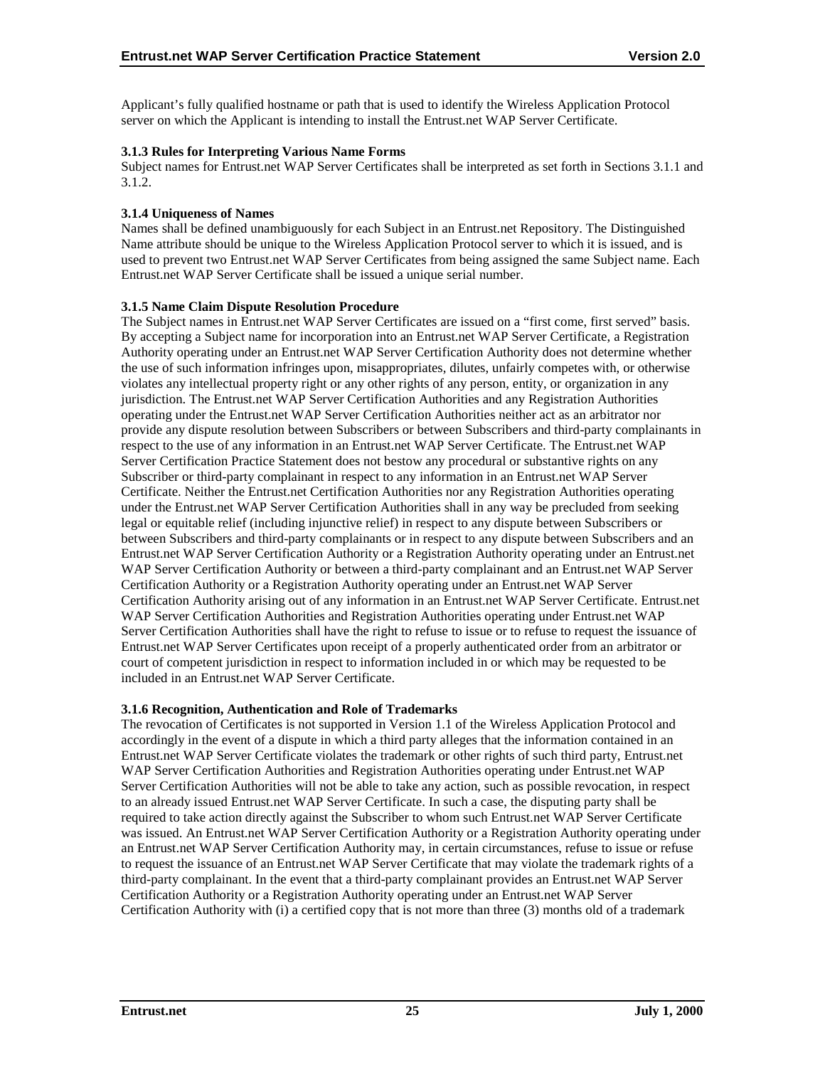Applicant's fully qualified hostname or path that is used to identify the Wireless Application Protocol server on which the Applicant is intending to install the Entrust.net WAP Server Certificate.

### 3.1.3 Rules for Interpreting Various Name Forms

Subject names for Entrust.net WAP Server Certificates shall be interpreted as set forth in Sections 3.1.1 and 3.1.2.

### 3.1.4 Uniqueness of Names

Names shall be defined unambiguously for each Subject in an Entrust.net Repository. The Distinguished Name attribute should be unique to the Wireless Application Protocol server to which it is issued, and is used to prevent two Entrust.net WAP Server Certificates from being assigned the same Subject name. Each Entrust.net WAP Server Certificate shall be issued a unique serial number.

### 3.1.5 Name Claim Dispute Resolution Procedure

The Subject names in Entrust.net WAP Server Certificates are issued on a "first come, first served" basis. By accepting a Subject name for incorporation into an Entrust.net WAP Server Certificate, a Registration Authority operating under an Entrust.net WAP Server Certification Authority does not determine whether the use of such information infringes upon, misappropriates, dilutes, unfairly competes with, or otherwise violates any intellectual property right or any other rights of any person, entity, or organization in any jurisdiction. The Entrust.net WAP Server Certification Authorities and any Registration Authorities operating under the Entrust.net WAP Server Certification Authorities neither act as an arbitrator nor provide any dispute resolution between Subscribers or between Subscribers and third-party complainants in respect to the use of any information in an Entrust.net WAP Server Certificate. The Entrust.net WAP Server Certification Practice Statement does not bestow any procedural or substantive rights on any Subscriber or third-party complainant in respect to any information in an Entrust.net WAP Server Certificate. Neither the Entrust.net Certification Authorities nor any Registration Authorities operating under the Entrust.net WAP Server Certification Authorities shall in any way be precluded from seeking legal or equitable relief (including injunctive relief) in respect to any dispute between Subscribers or between Subscribers and third-party complainants or in respect to any dispute between Subscribers and an Entrust.net WAP Server Certification Authority or a Registration Authority operating under an Entrust.net WAP Server Certification Authority or between a third-party complainant and an Entrust.net WAP Server Certification Authority or a Registration Authority operating under an Entrust.net WAP Server Certification Authority arising out of any information in an Entrust.net WAP Server Certificate. Entrust.net WAP Server Certification Authorities and Registration Authorities operating under Entrust.net WAP Server Certification Authorities shall have the right to refuse to issue or to refuse to request the issuance of Entrust.net WAP Server Certificates upon receipt of a properly authenticated order from an arbitrator or court of competent jurisdiction in respect to information included in or which may be requested to be included in an Entrust.net WAP Server Certificate.

### 3.1.6 Recognition, Authentication and Role of Trademarks

The revocation of Certificates is not supported in Version 1.1 of the Wireless Application Protocol and accordingly in the event of a dispute in which a third party alleges that the information contained in an Entrust.net WAP Server Certificate violates the trademark or other rights of such third party, Entrust.net WAP Server Certification Authorities and Registration Authorities operating under Entrust.net WAP Server Certification Authorities will not be able to take any action, such as possible revocation, in respect to an already issued Entrust.net WAP Server Certificate. In such a case, the disputing party shall be required to take action directly against the Subscriber to whom such Entrust.net WAP Server Certificate was issued. An Entrust.net WAP Server Certification Authority or a Registration Authority operating under an Entrust.net WAP Server Certification Authority may, in certain circumstances, refuse to issue or refuse to request the issuance of an Entrust.net WAP Server Certificate that may violate the trademark rights of a third-party complainant. In the event that a third-party complainant provides an Entrust.net WAP Server Certification Authority or a Registration Authority operating under an Entrust.net WAP Server Certification Authority with (i) a certified copy that is not more than three (3) months old of a trademark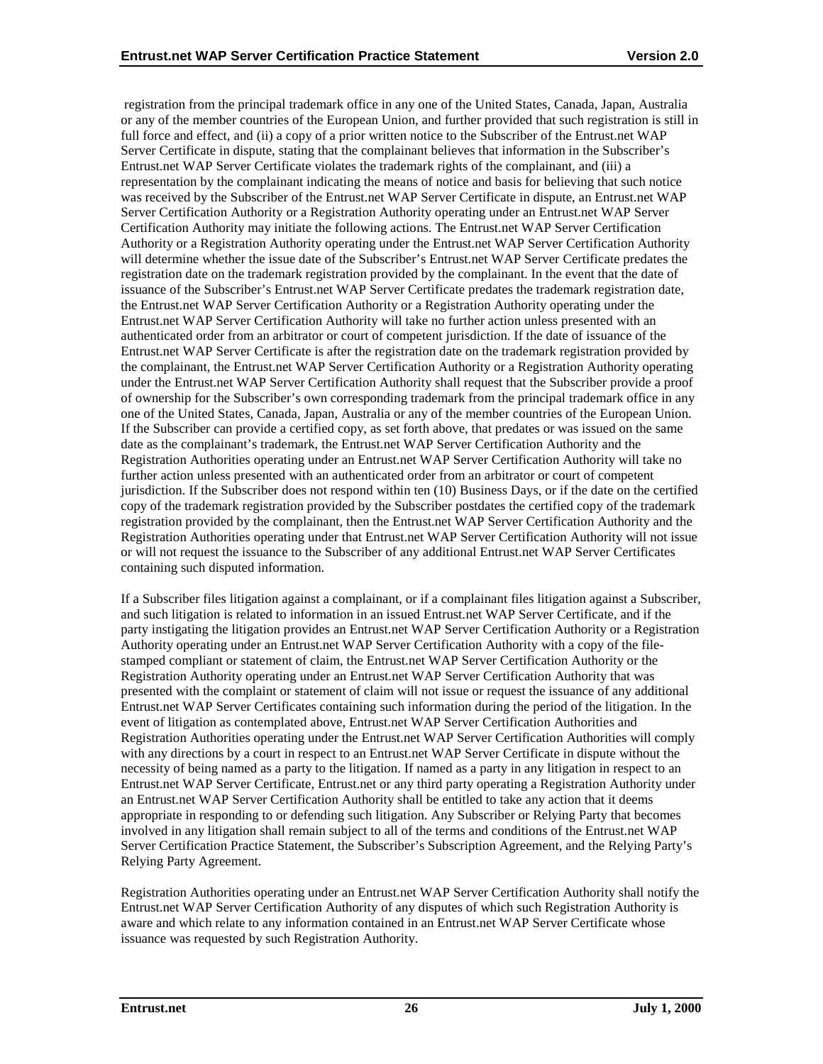registration from the principal trademark office in any one of the United States, Canada, Japan, Australia or any of the member countries of the European Union, and further provided that such registration is still in full force and effect, and (ii) a copy of a prior written notice to the Subscriber of the Entrust.net WAP Server Certificate in dispute, stating that the complainant believes that information in the Subscriber's Entrust.net WAP Server Certificate violates the trademark rights of the complainant, and (iii) a representation by the complainant indicating the means of notice and basis for believing that such notice was received by the Subscriber of the Entrust.net WAP Server Certificate in dispute, an Entrust.net WAP Server Certification Authority or a Registration Authority operating under an Entrust.net WAP Server Certification Authority may initiate the following actions. The Entrust.net WAP Server Certification Authority or a Registration Authority operating under the Entrust.net WAP Server Certification Authority will determine whether the issue date of the Subscriber's Entrust.net WAP Server Certificate predates the registration date on the trademark registration provided by the complainant. In the event that the date of issuance of the Subscriber's Entrust.net WAP Server Certificate predates the trademark registration date, the Entrust.net WAP Server Certification Authority or a Registration Authority operating under the Entrust.net WAP Server Certification Authority will take no further action unless presented with an authenticated order from an arbitrator or court of competent jurisdiction. If the date of issuance of the Entrust.net WAP Server Certificate is after the registration date on the trademark registration provided by the complainant, the Entrust.net WAP Server Certification Authority or a Registration Authority operating under the Entrust.net WAP Server Certification Authority shall request that the Subscriber provide a proof of ownership for the Subscriber's own corresponding trademark from the principal trademark office in any one of the United States, Canada, Japan, Australia or any of the member countries of the European Union. If the Subscriber can provide a certified copy, as set forth above, that predates or was issued on the same date as the complainant's trademark, the Entrust.net WAP Server Certification Authority and the Registration Authorities operating under an Entrust.net WAP Server Certification Authority will take no further action unless presented with an authenticated order from an arbitrator or court of competent jurisdiction. If the Subscriber does not respond within ten (10) Business Days, or if the date on the certified copy of the trademark registration provided by the Subscriber postdates the certified copy of the trademark registration provided by the complainant, then the Entrust.net WAP Server Certification Authority and the Registration Authorities operating under that Entrust.net WAP Server Certification Authority will not issue or will not request the issuance to the Subscriber of any additional Entrust.net WAP Server Certificates containing such disputed information.

If a Subscriber files litigation against a complainant, or if a complainant files litigation against a Subscriber, and such litigation is related to information in an issued Entrust.net WAP Server Certificate, and if the party instigating the litigation provides an Entrust.net WAP Server Certification Authority or a Registration Authority operating under an Entrust.net WAP Server Certification Authority with a copy of the file-stamped compliant or statement of claim, the Entrust.net WAP Server Certification Authority or the Registration Authority operating under an Entrust.net WAP Server Certification Authority that was presented with the complaint or statement of claim will not issue or request the issuance of any additional Entrust.net WAP Server Certificates containing such information during the period of the litigation. In the event of litigation as contemplated above, Entrust.net WAP Server Certification Authorities and Registration Authorities operating under the Entrust.net WAP Server Certification Authorities will comply with any directions by a court in respect to an Entrust.net WAP Server Certificate in dispute without the necessity of being named as a party to the litigation. If named as a party in any litigation in respect to an Entrust.net WAP Server Certificate, Entrust.net or any third party operating a Registration Authority under an Entrust.net WAP Server Certification Authority shall be entitled to take any action that it deems appropriate in responding to or defending such litigation. Any Subscriber or Relying Party that becomes involved in any litigation shall remain subject to all of the terms and conditions of the Entrust.net WAP Server Certification Practice Statement, the Subscriber's Subscription Agreement, and the Relying Party's Relying Party Agreement.

Registration Authorities operating under an Entrust.net WAP Server Certification Authority shall notify the Entrust.net WAP Server Certification Authority of any disputes of which such Registration Authority is aware and which relate to any information contained in an Entrust.net WAP Server Certificate whose issuance was requested by such Registration Authority.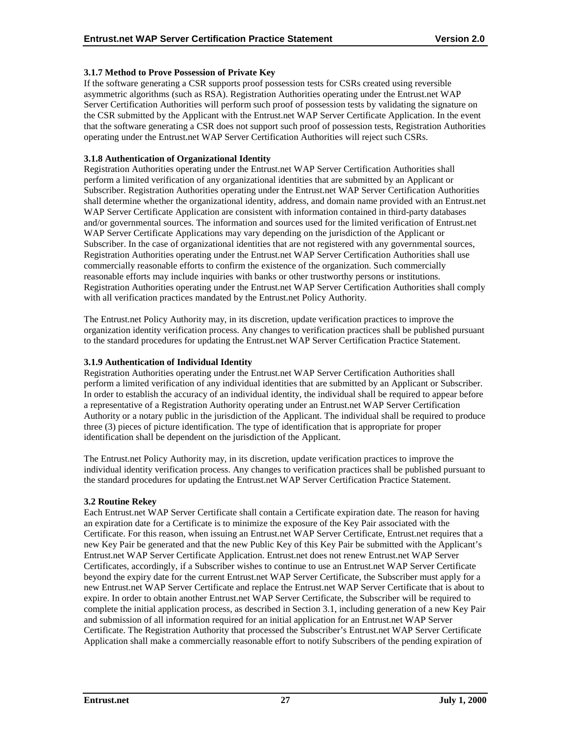### 3.1.7 Method to Prove Possession of Private Key

If the software generating a CSR supports proof possession tests for CSRs created using reversible asymmetric algorithms (such as RSA). Registration Authorities operating under the Entrust.net WAP Server Certification Authorities will perform such proof of possession tests by validating the signature on the CSR submitted by the Applicant with the Entrust.net WAP Server Certificate Application. In the event that the software generating a CSR does not support such proof of possession tests, Registration Authorities operating under the Entrust.net WAP Server Certification Authorities will reject such CSRs.

### 3.1.8 Authentication of Organizational Identity

Registration Authorities operating under the Entrust.net WAP Server Certification Authorities shall perform a limited verification of any organizational identities that are submitted by an Applicant or Subscriber. Registration Authorities operating under the Entrust.net WAP Server Certification Authorities shall determine whether the organizational identity, address, and domain name provided with an Entrust.net WAP Server Certificate Application are consistent with information contained in third-party databases and/or governmental sources. The information and sources used for the limited verification of Entrust.net WAP Server Certificate Applications may vary depending on the jurisdiction of the Applicant or Subscriber. In the case of organizational identities that are not registered with any governmental sources, Registration Authorities operating under the Entrust.net WAP Server Certification Authorities shall use commercially reasonable efforts to confirm the existence of the organization. Such commercially reasonable efforts may include inquiries with banks or other trustworthy persons or institutions. Registration Authorities operating under the Entrust.net WAP Server Certification Authorities shall comply with all verification practices mandated by the Entrust.net Policy Authority.

The Entrust.net Policy Authority may, in its discretion, update verification practices to improve the organization identity verification process. Any changes to verification practices shall be published pursuant to the standard procedures for updating the Entrust.net WAP Server Certification Practice Statement.

### 3.1.9 Authentication of Individual Identity

Registration Authorities operating under the Entrust.net WAP Server Certification Authorities shall perform a limited verification of any individual identities that are submitted by an Applicant or Subscriber. In order to establish the accuracy of an individual identity, the individual shall be required to appear before a representative of a Registration Authority operating under an Entrust.net WAP Server Certification Authority or a notary public in the jurisdiction of the Applicant. The individual shall be required to produce three (3) pieces of picture identification. The type of identification that is appropriate for proper identification shall be dependent on the jurisdiction of the Applicant.

The Entrust.net Policy Authority may, in its discretion, update verification practices to improve the individual identity verification process. Any changes to verification practices shall be published pursuant to the standard procedures for updating the Entrust.net WAP Server Certification Practice Statement.

## 3.2 Routine Rekey

Each Entrust.net WAP Server Certificate shall contain a Certificate expiration date. The reason for having an expiration date for a Certificate is to minimize the exposure of the Key Pair associated with the Certificate. For this reason, when issuing an Entrust.net WAP Server Certificate, Entrust.net requires that a new Key Pair be generated and that the new Public Key of this Key Pair be submitted with the Applicant's Entrust.net WAP Server Certificate Application. Entrust.net does not renew Entrust.net WAP Server Certificates, accordingly, if a Subscriber wishes to continue to use an Entrust.net WAP Server Certificate beyond the expiry date for the current Entrust.net WAP Server Certificate, the Subscriber must apply for a new Entrust.net WAP Server Certificate and replace the Entrust.net WAP Server Certificate that is about to expire. In order to obtain another Entrust.net WAP Server Certificate, the Subscriber will be required to complete the initial application process, as described in Section 3.1, including generation of a new Key Pair and submission of all information required for an initial application for an Entrust.net WAP Server Certificate. The Registration Authority that processed the Subscriber's Entrust.net WAP Server Certificate Application shall make a commercially reasonable effort to notify Subscribers of the pending expiration of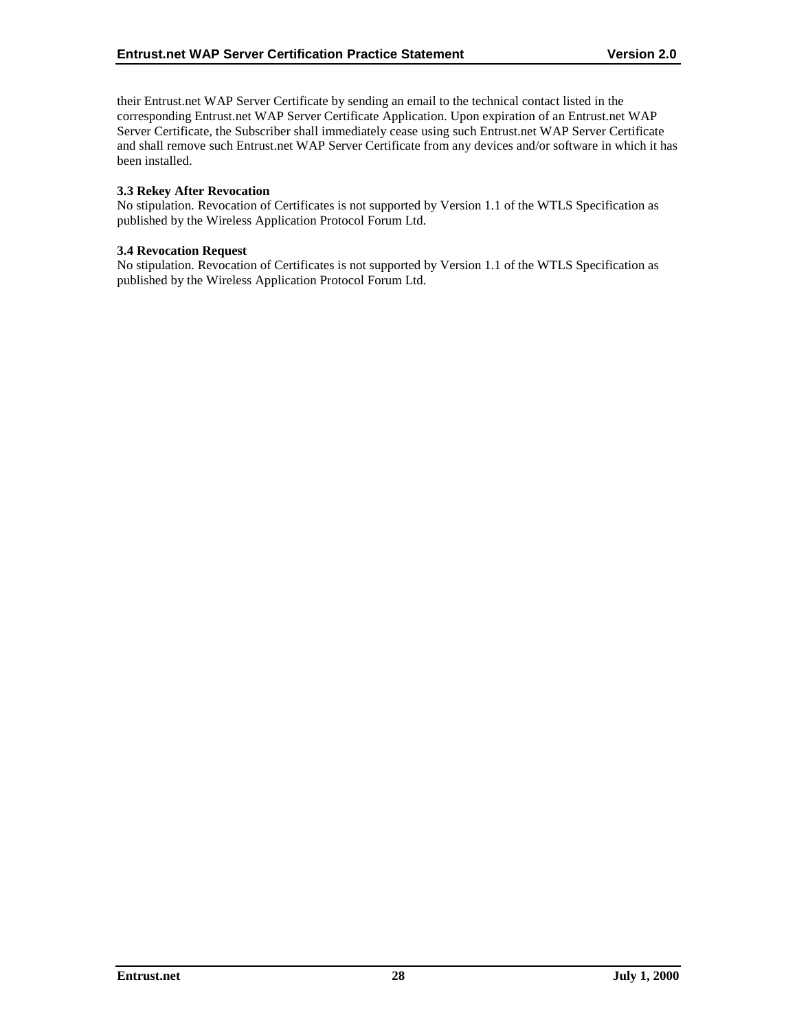their Entrust.net WAP Server Certificate by sending an email to the technical contact listed in the corresponding Entrust.net WAP Server Certificate Application. Upon expiration of an Entrust.net WAP Server Certificate, the Subscriber shall immediately cease using such Entrust.net WAP Server Certificate and shall remove such Entrust.net WAP Server Certificate from any devices and/or software in which it has been installed.

### 3.3 Rekey After Revocation

No stipulation. Revocation of Certificates is not supported by Version 1.1 of the WTLS Specification as published by the Wireless Application Protocol Forum Ltd.

### 3.4 Revocation Request

No stipulation. Revocation of Certificates is not supported by Version 1.1 of the WTLS Specification as published by the Wireless Application Protocol Forum Ltd.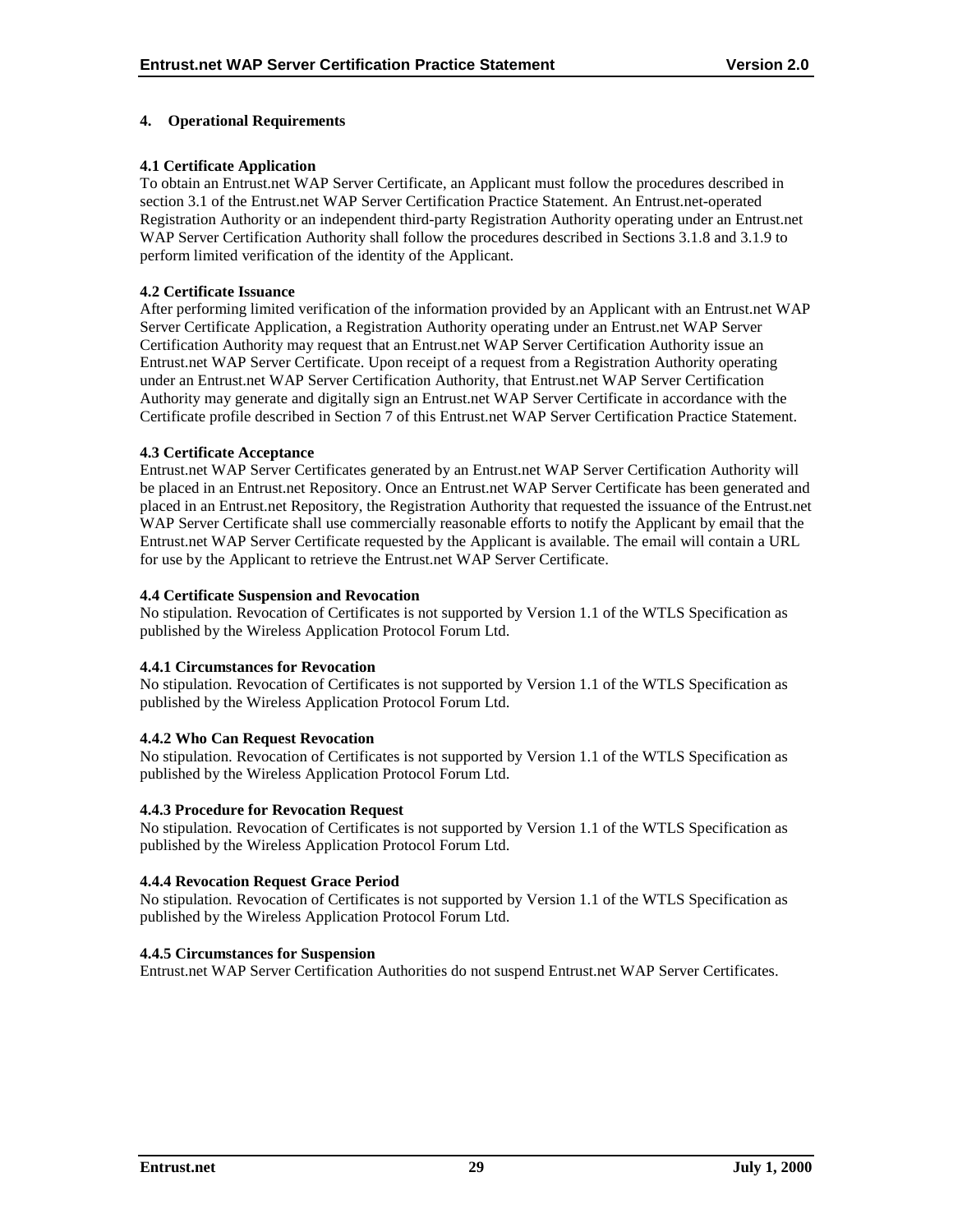# 4. Operational Requirements

## 4.1 Certificate Application

To obtain an Entrust.net WAP Server Certificate, an Applicant must follow the procedures described in section 3.1 of the Entrust.net WAP Server Certification Practice Statement. An Entrust.net-operated Registration Authority or an independent third-party Registration Authority operating under an Entrust.net WAP Server Certification Authority shall follow the procedures described in Sections 3.1.8 and 3.1.9 to perform limited verification of the identity of the Applicant.

## 4.2 Certificate Issuance

After performing limited verification of the information provided by an Applicant with an Entrust.net WAP Server Certificate Application, a Registration Authority operating under an Entrust.net WAP Server Certification Authority may request that an Entrust.net WAP Server Certification Authority issue an Entrust.net WAP Server Certificate. Upon receipt of a request from a Registration Authority operating under an Entrust.net WAP Server Certification Authority, that Entrust.net WAP Server Certification Authority may generate and digitally sign an Entrust.net WAP Server Certificate in accordance with the Certificate profile described in Section 7 of this Entrust.net WAP Server Certification Practice Statement.

## 4.3 Certificate Acceptance

Entrust.net WAP Server Certificates generated by an Entrust.net WAP Server Certification Authority will be placed in an Entrust.net Repository. Once an Entrust.net WAP Server Certificate has been generated and placed in an Entrust.net Repository, the Registration Authority that requested the issuance of the Entrust.net WAP Server Certificate shall use commercially reasonable efforts to notify the Applicant by email that the Entrust.net WAP Server Certificate requested by the Applicant is available. The email will contain a URL for use by the Applicant to retrieve the Entrust.net WAP Server Certificate.

## 4.4 Certificate Suspension and Revocation

No stipulation. Revocation of Certificates is not supported by Version 1.1 of the WTLS Specification as published by the Wireless Application Protocol Forum Ltd.

### 4.4.1 Circumstances for Revocation

No stipulation. Revocation of Certificates is not supported by Version 1.1 of the WTLS Specification as published by the Wireless Application Protocol Forum Ltd.

### 4.4.2 Who Can Request Revocation

No stipulation. Revocation of Certificates is not supported by Version 1.1 of the WTLS Specification as published by the Wireless Application Protocol Forum Ltd.

### 4.4.3 Procedure for Revocation Request

No stipulation. Revocation of Certificates is not supported by Version 1.1 of the WTLS Specification as published by the Wireless Application Protocol Forum Ltd.

### 4.4.4 Revocation Request Grace Period

No stipulation. Revocation of Certificates is not supported by Version 1.1 of the WTLS Specification as published by the Wireless Application Protocol Forum Ltd.

### 4.4.5 Circumstances for Suspension

Entrust.net WAP Server Certification Authorities do not suspend Entrust.net WAP Server Certificates.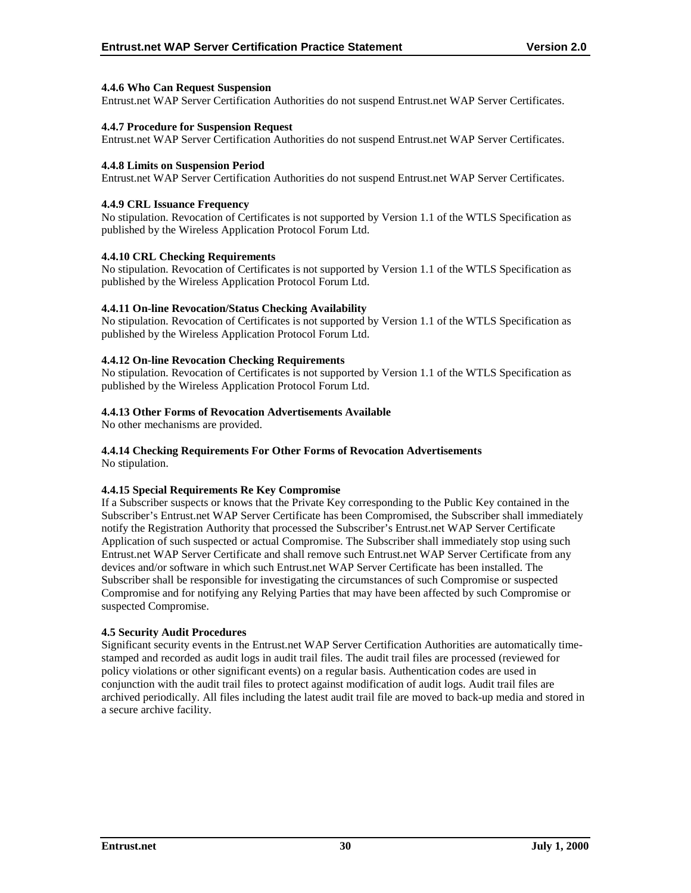#### 4.4.6 Who Can Request Suspension

Entrust.net WAP Server Certification Authorities do not suspend Entrust.net WAP Server Certificates.

#### 4.4.7 Procedure for Suspension Request

Entrust.net WAP Server Certification Authorities do not suspend Entrust.net WAP Server Certificates.

#### 4.4.8 Limits on Suspension Period

Entrust.net WAP Server Certification Authorities do not suspend Entrust.net WAP Server Certificates.

#### 4.4.9 CRL Issuance Frequency

No stipulation. Revocation of Certificates is not supported by Version 1.1 of the WTLS Specification as published by the Wireless Application Protocol Forum Ltd.

#### 4.4.10 CRL Checking Requirements

No stipulation. Revocation of Certificates is not supported by Version 1.1 of the WTLS Specification as published by the Wireless Application Protocol Forum Ltd.

#### 4.4.11 On-line Revocation/Status Checking Availability

No stipulation. Revocation of Certificates is not supported by Version 1.1 of the WTLS Specification as published by the Wireless Application Protocol Forum Ltd.

#### 4.4.12 On-line Revocation Checking Requirements

No stipulation. Revocation of Certificates is not supported by Version 1.1 of the WTLS Specification as published by the Wireless Application Protocol Forum Ltd.

#### 4.4.13 Other Forms of Revocation Advertisements Available

No other mechanisms are provided.

#### 4.4.14 Checking Requirements For Other Forms of Revocation Advertisements

No stipulation.

#### 4.4.15 Special Requirements Re Key Compromise

If a Subscriber suspects or knows that the Private Key corresponding to the Public Key contained in the Subscriber's Entrust.net WAP Server Certificate has been Compromised, the Subscriber shall immediately notify the Registration Authority that processed the Subscriber's Entrust.net WAP Server Certificate Application of such suspected or actual Compromise. The Subscriber shall immediately stop using such Entrust.net WAP Server Certificate and shall remove such Entrust.net WAP Server Certificate from any devices and/or software in which such Entrust.net WAP Server Certificate has been installed. The Subscriber shall be responsible for investigating the circumstances of such Compromise or suspected Compromise and for notifying any Relying Parties that may have been affected by such Compromise or suspected Compromise.

### 4.5 Security Audit Procedures

Significant security events in the Entrust.net WAP Server Certification Authorities are automatically time-stamped and recorded as audit logs in audit trail files. The audit trail files are processed (reviewed for policy violations or other significant events) on a regular basis. Authentication codes are used in conjunction with the audit trail files to protect against modification of audit logs. Audit trail files are archived periodically. All files including the latest audit trail file are moved to back-up media and stored in a secure archive facility.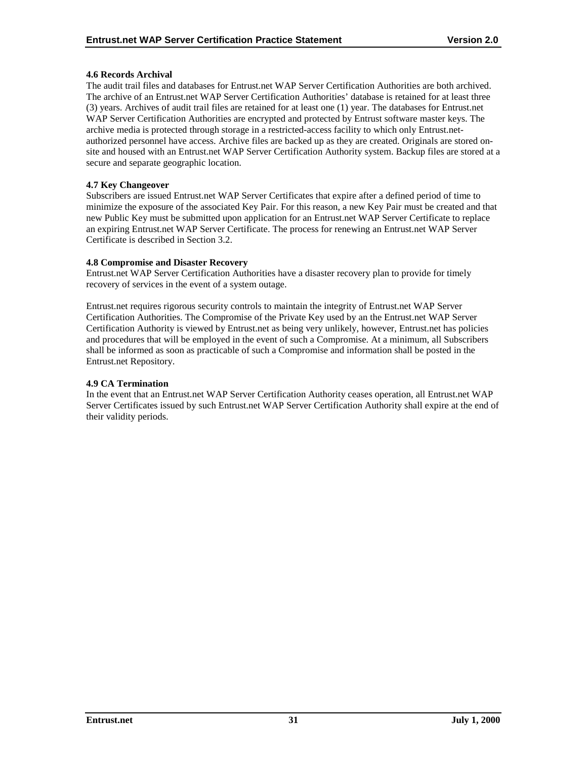### 4.6 Records Archival

The audit trail files and databases for Entrust.net WAP Server Certification Authorities are both archived. The archive of an Entrust.net WAP Server Certification Authorities' database is retained for at least three (3) years. Archives of audit trail files are retained for at least one (1) year. The databases for Entrust.net WAP Server Certification Authorities are encrypted and protected by Entrust software master keys. The archive media is protected through storage in a restricted-access facility to which only Entrust.net-authorized personnel have access. Archive files are backed up as they are created. Originals are stored on-site and housed with an Entrust.net WAP Server Certification Authority system. Backup files are stored at a secure and separate geographic location.

### 4.7 Key Changeover

Subscribers are issued Entrust.net WAP Server Certificates that expire after a defined period of time to minimize the exposure of the associated Key Pair. For this reason, a new Key Pair must be created and that new Public Key must be submitted upon application for an Entrust.net WAP Server Certificate to replace an expiring Entrust.net WAP Server Certificate. The process for renewing an Entrust.net WAP Server Certificate is described in Section 3.2.

### 4.8 Compromise and Disaster Recovery

Entrust.net WAP Server Certification Authorities have a disaster recovery plan to provide for timely recovery of services in the event of a system outage.

Entrust.net requires rigorous security controls to maintain the integrity of Entrust.net WAP Server Certification Authorities. The Compromise of the Private Key used by an the Entrust.net WAP Server Certification Authority is viewed by Entrust.net as being very unlikely, however, Entrust.net has policies and procedures that will be employed in the event of such a Compromise. At a minimum, all Subscribers shall be informed as soon as practicable of such a Compromise and information shall be posted in the Entrust.net Repository.

### 4.9 CA Termination

In the event that an Entrust.net WAP Server Certification Authority ceases operation, all Entrust.net WAP Server Certificates issued by such Entrust.net WAP Server Certification Authority shall expire at the end of their validity periods.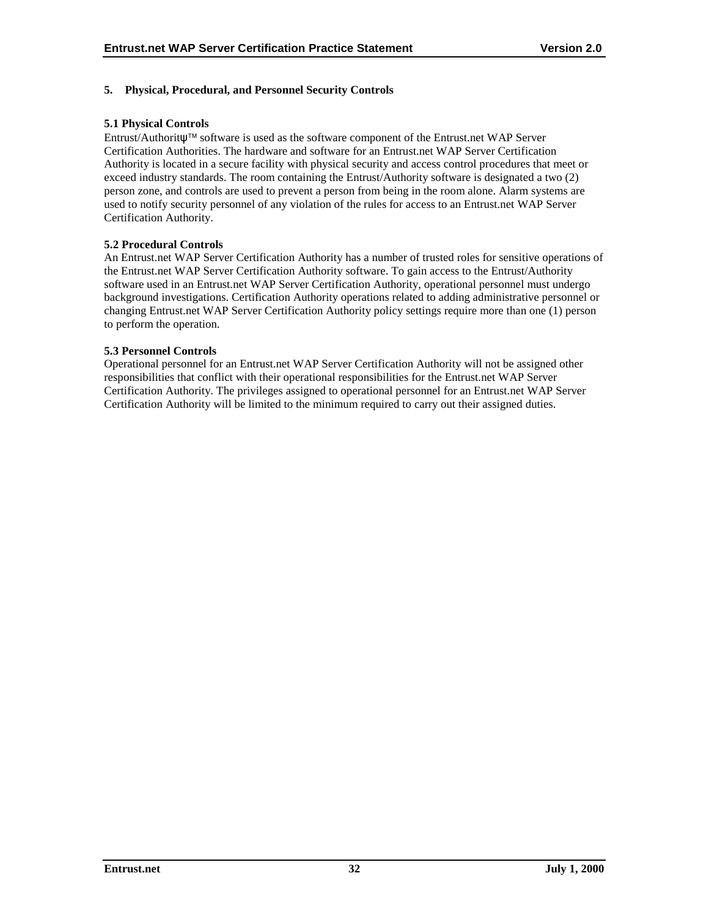## 5. Physical, Procedural, and Personnel Security Controls

### 5.1 Physical Controls

Entrust/Authorityψ™ software is used as the software component of the Entrust.net WAP Server Certification Authorities. The hardware and software for an Entrust.net WAP Server Certification Authority is located in a secure facility with physical security and access control procedures that meet or exceed industry standards. The room containing the Entrust/Authority software is designated a two (2) person zone, and controls are used to prevent a person from being in the room alone. Alarm systems are used to notify security personnel of any violation of the rules for access to an Entrust.net WAP Server Certification Authority.

### 5.2 Procedural Controls

An Entrust.net WAP Server Certification Authority has a number of trusted roles for sensitive operations of the Entrust.net WAP Server Certification Authority software. To gain access to the Entrust/Authority software used in an Entrust.net WAP Server Certification Authority, operational personnel must undergo background investigations. Certification Authority operations related to adding administrative personnel or changing Entrust.net WAP Server Certification Authority policy settings require more than one (1) person to perform the operation.

### 5.3 Personnel Controls

Operational personnel for an Entrust.net WAP Server Certification Authority will not be assigned other responsibilities that conflict with their operational responsibilities for the Entrust.net WAP Server Certification Authority. The privileges assigned to operational personnel for an Entrust.net WAP Server Certification Authority will be limited to the minimum required to carry out their assigned duties.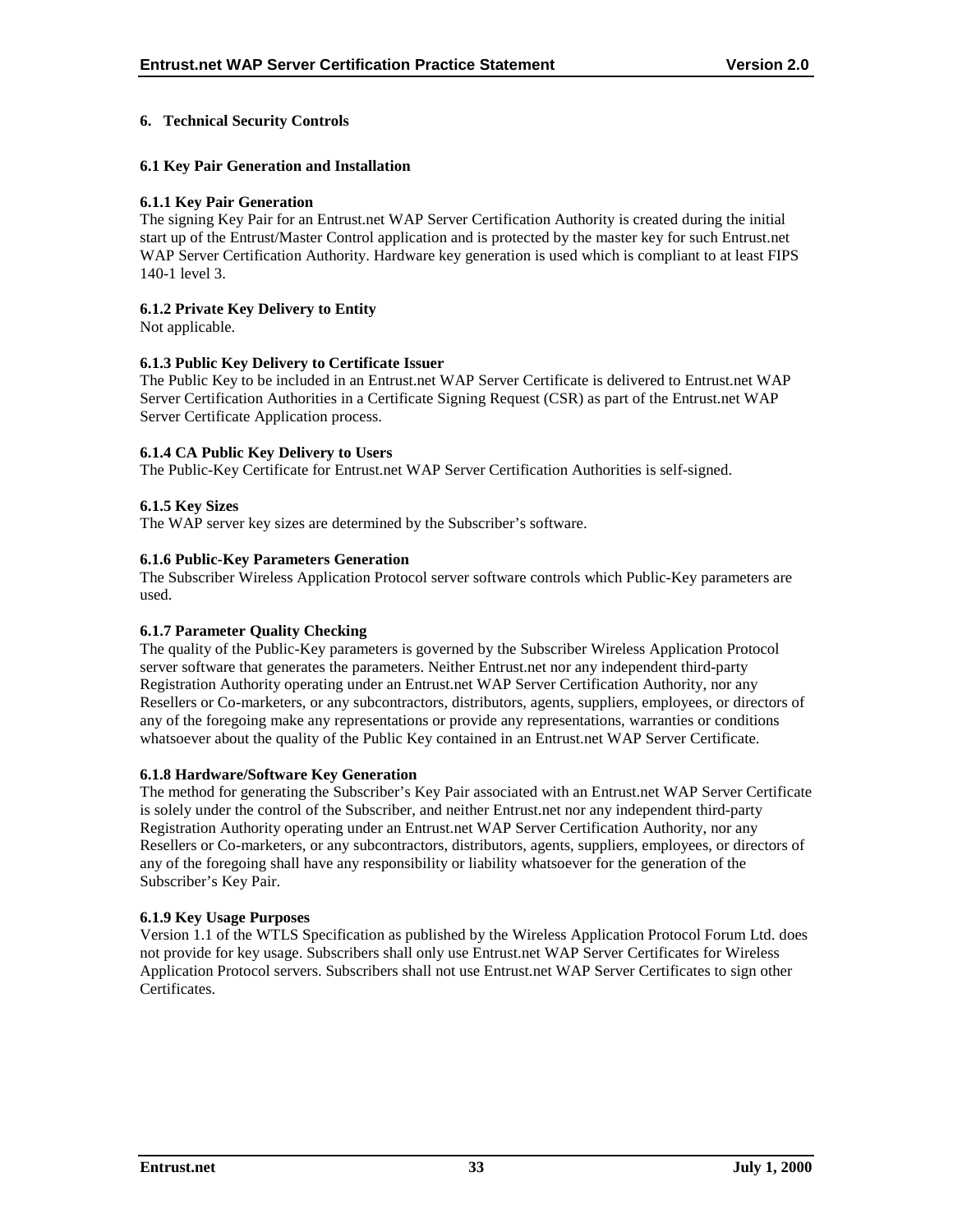# 6. Technical Security Controls

## 6.1 Key Pair Generation and Installation

### 6.1.1 Key Pair Generation

The signing Key Pair for an Entrust.net WAP Server Certification Authority is created during the initial start up of the Entrust/Master Control application and is protected by the master key for such Entrust.net WAP Server Certification Authority. Hardware key generation is used which is compliant to at least FIPS 140-1 level 3.

### 6.1.2 Private Key Delivery to Entity

Not applicable.

### 6.1.3 Public Key Delivery to Certificate Issuer

The Public Key to be included in an Entrust.net WAP Server Certificate is delivered to Entrust.net WAP Server Certification Authorities in a Certificate Signing Request (CSR) as part of the Entrust.net WAP Server Certificate Application process.

### 6.1.4 CA Public Key Delivery to Users

The Public-Key Certificate for Entrust.net WAP Server Certification Authorities is self-signed.

### 6.1.5 Key Sizes

The WAP server key sizes are determined by the Subscriber's software.

### 6.1.6 Public-Key Parameters Generation

The Subscriber Wireless Application Protocol server software controls which Public-Key parameters are used.

### 6.1.7 Parameter Quality Checking

The quality of the Public-Key parameters is governed by the Subscriber Wireless Application Protocol server software that generates the parameters. Neither Entrust.net nor any independent third-party Registration Authority operating under an Entrust.net WAP Server Certification Authority, nor any Resellers or Co-marketers, or any subcontractors, distributors, agents, suppliers, employees, or directors of any of the foregoing make any representations or provide any representations, warranties or conditions whatsoever about the quality of the Public Key contained in an Entrust.net WAP Server Certificate.

### 6.1.8 Hardware/Software Key Generation

The method for generating the Subscriber's Key Pair associated with an Entrust.net WAP Server Certificate is solely under the control of the Subscriber, and neither Entrust.net nor any independent third-party Registration Authority operating under an Entrust.net WAP Server Certification Authority, nor any Resellers or Co-marketers, or any subcontractors, distributors, agents, suppliers, employees, or directors of any of the foregoing shall have any responsibility or liability whatsoever for the generation of the Subscriber's Key Pair.

### 6.1.9 Key Usage Purposes

Version 1.1 of the WTLS Specification as published by the Wireless Application Protocol Forum Ltd. does not provide for key usage. Subscribers shall only use Entrust.net WAP Server Certificates for Wireless Application Protocol servers. Subscribers shall not use Entrust.net WAP Server Certificates to sign other Certificates.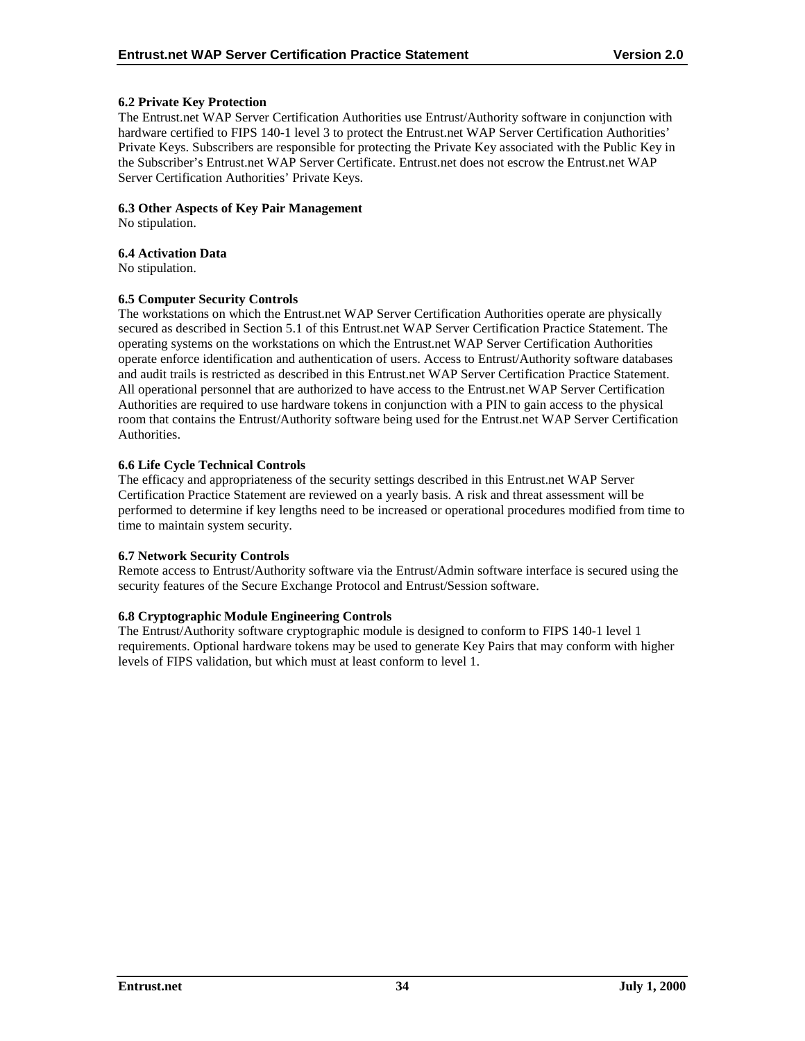### 6.2 Private Key Protection

The Entrust.net WAP Server Certification Authorities use Entrust/Authority software in conjunction with hardware certified to FIPS 140-1 level 3 to protect the Entrust.net WAP Server Certification Authorities' Private Keys. Subscribers are responsible for protecting the Private Key associated with the Public Key in the Subscriber's Entrust.net WAP Server Certificate. Entrust.net does not escrow the Entrust.net WAP Server Certification Authorities' Private Keys.

### 6.3 Other Aspects of Key Pair Management

No stipulation.

### 6.4 Activation Data

No stipulation.

### 6.5 Computer Security Controls

The workstations on which the Entrust.net WAP Server Certification Authorities operate are physically secured as described in Section 5.1 of this Entrust.net WAP Server Certification Practice Statement. The operating systems on the workstations on which the Entrust.net WAP Server Certification Authorities operate enforce identification and authentication of users. Access to Entrust/Authority software databases and audit trails is restricted as described in this Entrust.net WAP Server Certification Practice Statement. All operational personnel that are authorized to have access to the Entrust.net WAP Server Certification Authorities are required to use hardware tokens in conjunction with a PIN to gain access to the physical room that contains the Entrust/Authority software being used for the Entrust.net WAP Server Certification Authorities.

### 6.6 Life Cycle Technical Controls

The efficacy and appropriateness of the security settings described in this Entrust.net WAP Server Certification Practice Statement are reviewed on a yearly basis. A risk and threat assessment will be performed to determine if key lengths need to be increased or operational procedures modified from time to time to maintain system security.

### 6.7 Network Security Controls

Remote access to Entrust/Authority software via the Entrust/Admin software interface is secured using the security features of the Secure Exchange Protocol and Entrust/Session software.

### 6.8 Cryptographic Module Engineering Controls

The Entrust/Authority software cryptographic module is designed to conform to FIPS 140-1 level 1 requirements. Optional hardware tokens may be used to generate Key Pairs that may conform with higher levels of FIPS validation, but which must at least conform to level 1.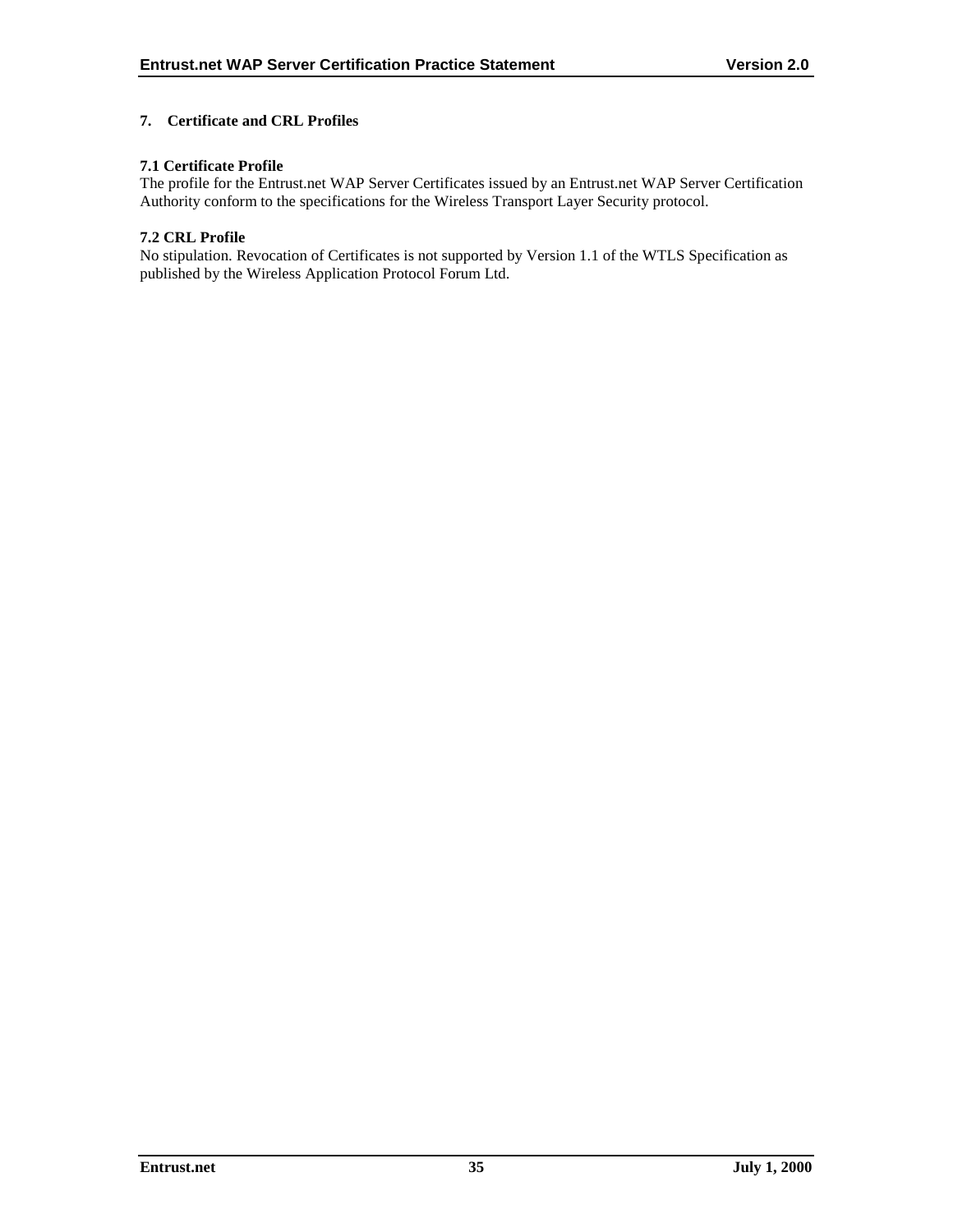## 7. Certificate and CRL Profiles

### 7.1 Certificate Profile

The profile for the Entrust.net WAP Server Certificates issued by an Entrust.net WAP Server Certification Authority conform to the specifications for the Wireless Transport Layer Security protocol.

### 7.2 CRL Profile

No stipulation. Revocation of Certificates is not supported by Version 1.1 of the WTLS Specification as published by the Wireless Application Protocol Forum Ltd.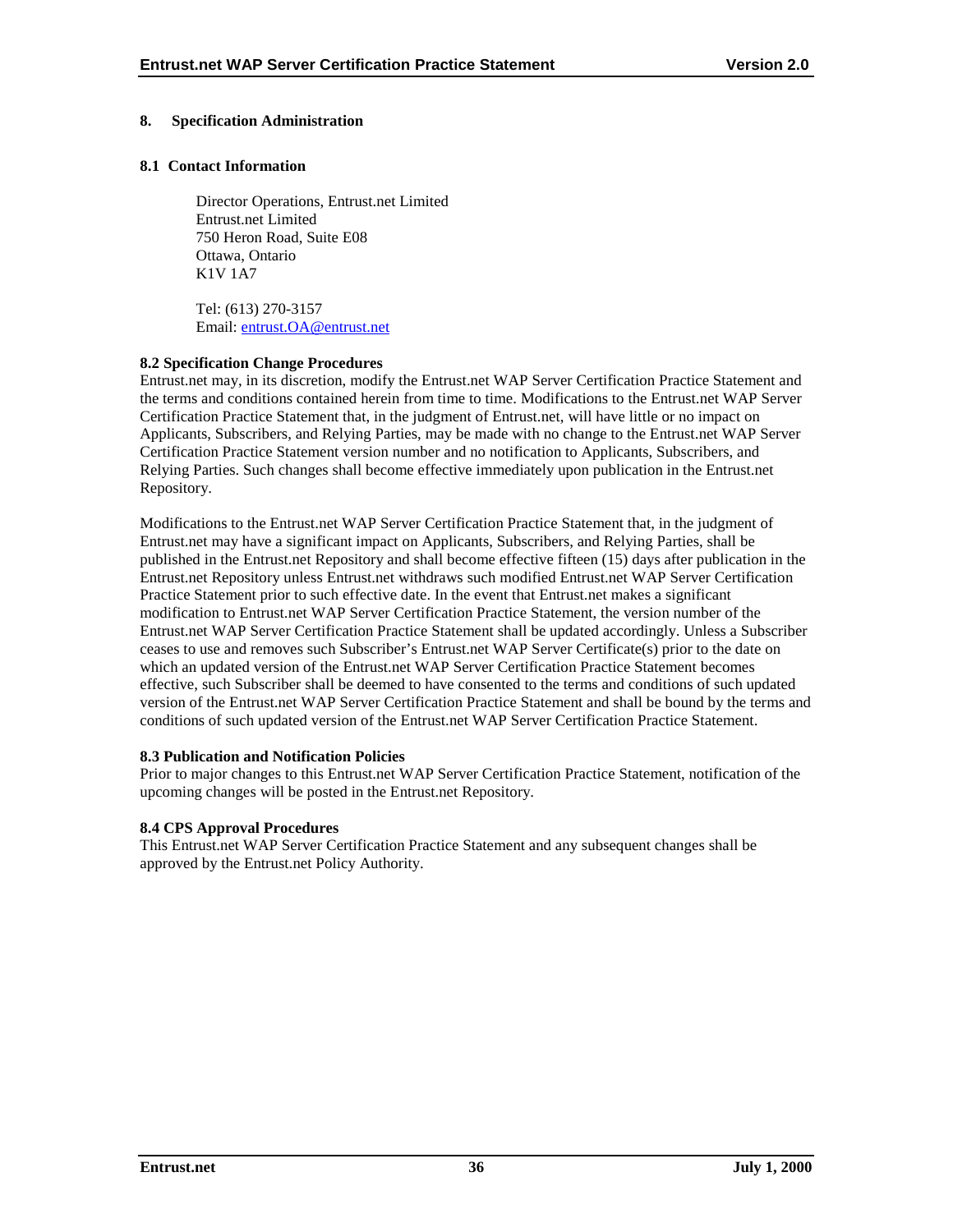## 8. Specification Administration

### 8.1 Contact Information

Director Operations, Entrust.net Limited
Entrust.net Limited
750 Heron Road, Suite E08
Ottawa, Ontario
K1V 1A7

Tel: (613) 270-3157
Email: entrust.OA@entrust.net

### 8.2 Specification Change Procedures

Entrust.net may, in its discretion, modify the Entrust.net WAP Server Certification Practice Statement and the terms and conditions contained herein from time to time. Modifications to the Entrust.net WAP Server Certification Practice Statement that, in the judgment of Entrust.net, will have little or no impact on Applicants, Subscribers, and Relying Parties, may be made with no change to the Entrust.net WAP Server Certification Practice Statement version number and no notification to Applicants, Subscribers, and Relying Parties. Such changes shall become effective immediately upon publication in the Entrust.net Repository.

Modifications to the Entrust.net WAP Server Certification Practice Statement that, in the judgment of Entrust.net may have a significant impact on Applicants, Subscribers, and Relying Parties, shall be published in the Entrust.net Repository and shall become effective fifteen (15) days after publication in the Entrust.net Repository unless Entrust.net withdraws such modified Entrust.net WAP Server Certification Practice Statement prior to such effective date. In the event that Entrust.net makes a significant modification to Entrust.net WAP Server Certification Practice Statement, the version number of the Entrust.net WAP Server Certification Practice Statement shall be updated accordingly. Unless a Subscriber ceases to use and removes such Subscriber's Entrust.net WAP Server Certificate(s) prior to the date on which an updated version of the Entrust.net WAP Server Certification Practice Statement becomes effective, such Subscriber shall be deemed to have consented to the terms and conditions of such updated version of the Entrust.net WAP Server Certification Practice Statement and shall be bound by the terms and conditions of such updated version of the Entrust.net WAP Server Certification Practice Statement.

### 8.3 Publication and Notification Policies

Prior to major changes to this Entrust.net WAP Server Certification Practice Statement, notification of the upcoming changes will be posted in the Entrust.net Repository.

### 8.4 CPS Approval Procedures

This Entrust.net WAP Server Certification Practice Statement and any subsequent changes shall be approved by the Entrust.net Policy Authority.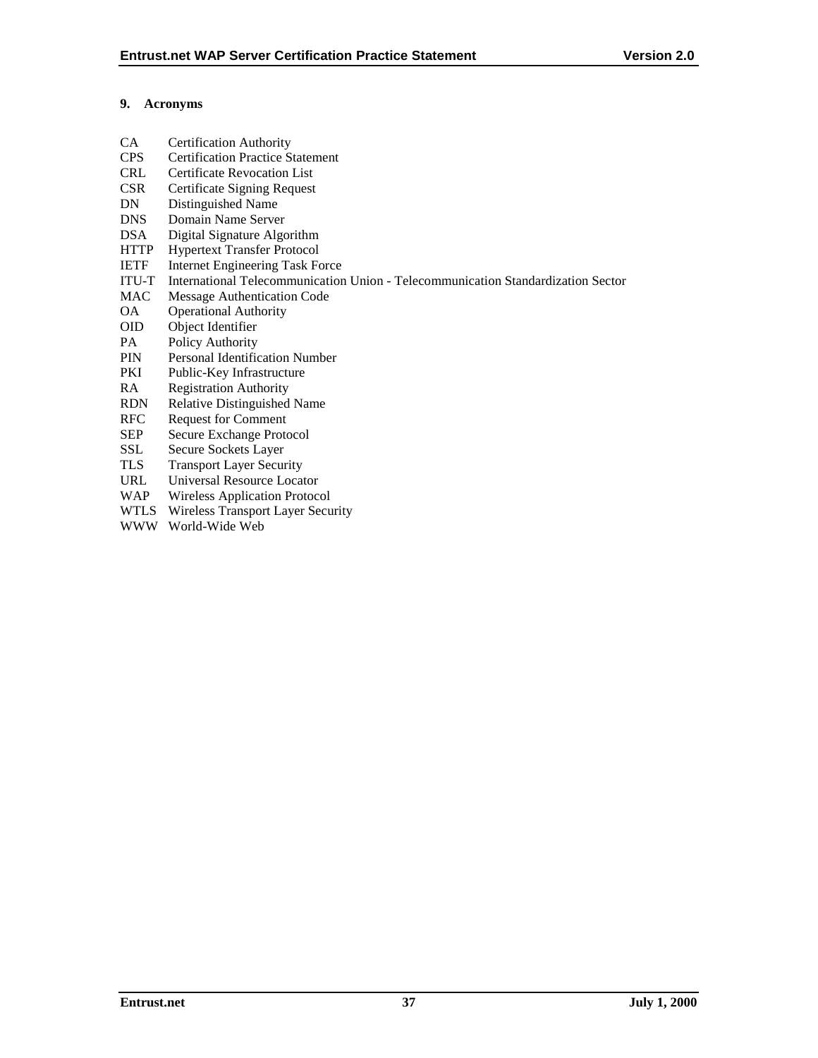## 9. Acronyms

| | |
|---|---|
| CA | Certification Authority |
| CPS | Certification Practice Statement |
| CRL | Certificate Revocation List |
| CSR | Certificate Signing Request |
| DN | Distinguished Name |
| DNS | Domain Name Server |
| DSA | Digital Signature Algorithm |
| HTTP | Hypertext Transfer Protocol |
| IETF | Internet Engineering Task Force |
| ITU-T | International Telecommunication Union - Telecommunication Standardization Sector |
| MAC | Message Authentication Code |
| OA | Operational Authority |
| OID | Object Identifier |
| PA | Policy Authority |
| PIN | Personal Identification Number |
| PKI | Public-Key Infrastructure |
| RA | Registration Authority |
| RDN | Relative Distinguished Name |
| RFC | Request for Comment |
| SEP | Secure Exchange Protocol |
| SSL | Secure Sockets Layer |
| TLS | Transport Layer Security |
| URL | Universal Resource Locator |
| WAP | Wireless Application Protocol |
| WTLS | Wireless Transport Layer Security |
| WWW | World-Wide Web |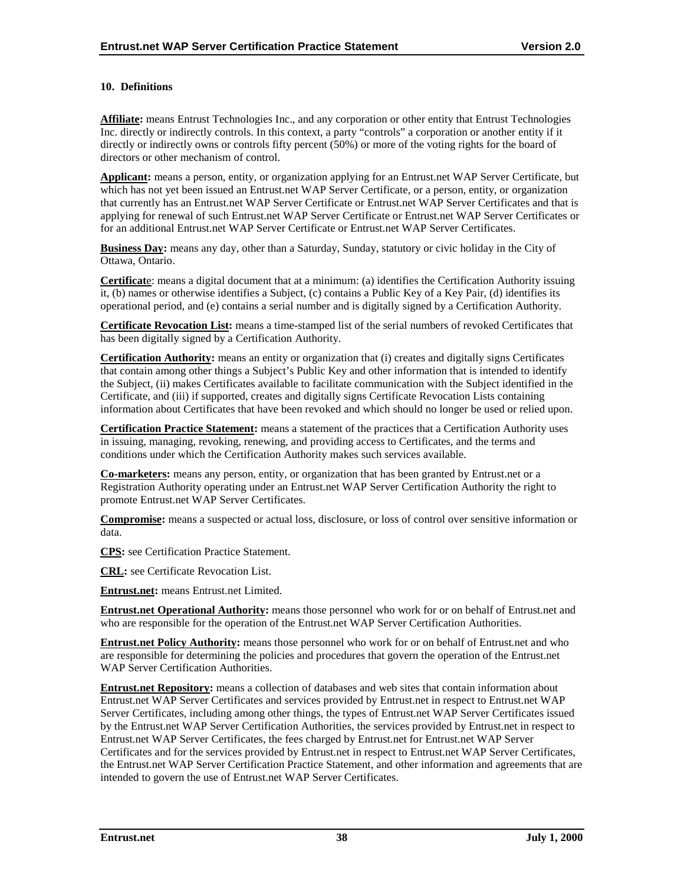## 10. Definitions

**Affiliate:** means Entrust Technologies Inc., and any corporation or other entity that Entrust Technologies Inc. directly or indirectly controls. In this context, a party "controls" a corporation or another entity if it directly or indirectly owns or controls fifty percent (50%) or more of the voting rights for the board of directors or other mechanism of control.

**Applicant:** means a person, entity, or organization applying for an Entrust.net WAP Server Certificate, but which has not yet been issued an Entrust.net WAP Server Certificate, or a person, entity, or organization that currently has an Entrust.net WAP Server Certificate or Entrust.net WAP Server Certificates and that is applying for renewal of such Entrust.net WAP Server Certificate or Entrust.net WAP Server Certificates or for an additional Entrust.net WAP Server Certificate or Entrust.net WAP Server Certificates.

**Business Day:** means any day, other than a Saturday, Sunday, statutory or civic holiday in the City of Ottawa, Ontario.

**Certificate**: means a digital document that at a minimum: (a) identifies the Certification Authority issuing it, (b) names or otherwise identifies a Subject, (c) contains a Public Key of a Key Pair, (d) identifies its operational period, and (e) contains a serial number and is digitally signed by a Certification Authority.

**Certificate Revocation List:** means a time-stamped list of the serial numbers of revoked Certificates that has been digitally signed by a Certification Authority.

**Certification Authority:** means an entity or organization that (i) creates and digitally signs Certificates that contain among other things a Subject's Public Key and other information that is intended to identify the Subject, (ii) makes Certificates available to facilitate communication with the Subject identified in the Certificate, and (iii) if supported, creates and digitally signs Certificate Revocation Lists containing information about Certificates that have been revoked and which should no longer be used or relied upon.

**Certification Practice Statement:** means a statement of the practices that a Certification Authority uses in issuing, managing, revoking, renewing, and providing access to Certificates, and the terms and conditions under which the Certification Authority makes such services available.

**Co-marketers:** means any person, entity, or organization that has been granted by Entrust.net or a Registration Authority operating under an Entrust.net WAP Server Certification Authority the right to promote Entrust.net WAP Server Certificates.

**Compromise:** means a suspected or actual loss, disclosure, or loss of control over sensitive information or data.

**CPS:** see Certification Practice Statement.

**CRL:** see Certificate Revocation List.

**Entrust.net:** means Entrust.net Limited.

**Entrust.net Operational Authority:** means those personnel who work for or on behalf of Entrust.net and who are responsible for the operation of the Entrust.net WAP Server Certification Authorities.

**Entrust.net Policy Authority:** means those personnel who work for or on behalf of Entrust.net and who are responsible for determining the policies and procedures that govern the operation of the Entrust.net WAP Server Certification Authorities.

**Entrust.net Repository:** means a collection of databases and web sites that contain information about Entrust.net WAP Server Certificates and services provided by Entrust.net in respect to Entrust.net WAP Server Certificates, including among other things, the types of Entrust.net WAP Server Certificates issued by the Entrust.net WAP Server Certification Authorities, the services provided by Entrust.net in respect to Entrust.net WAP Server Certificates, the fees charged by Entrust.net for Entrust.net WAP Server Certificates and for the services provided by Entrust.net in respect to Entrust.net WAP Server Certificates, the Entrust.net WAP Server Certification Practice Statement, and other information and agreements that are intended to govern the use of Entrust.net WAP Server Certificates.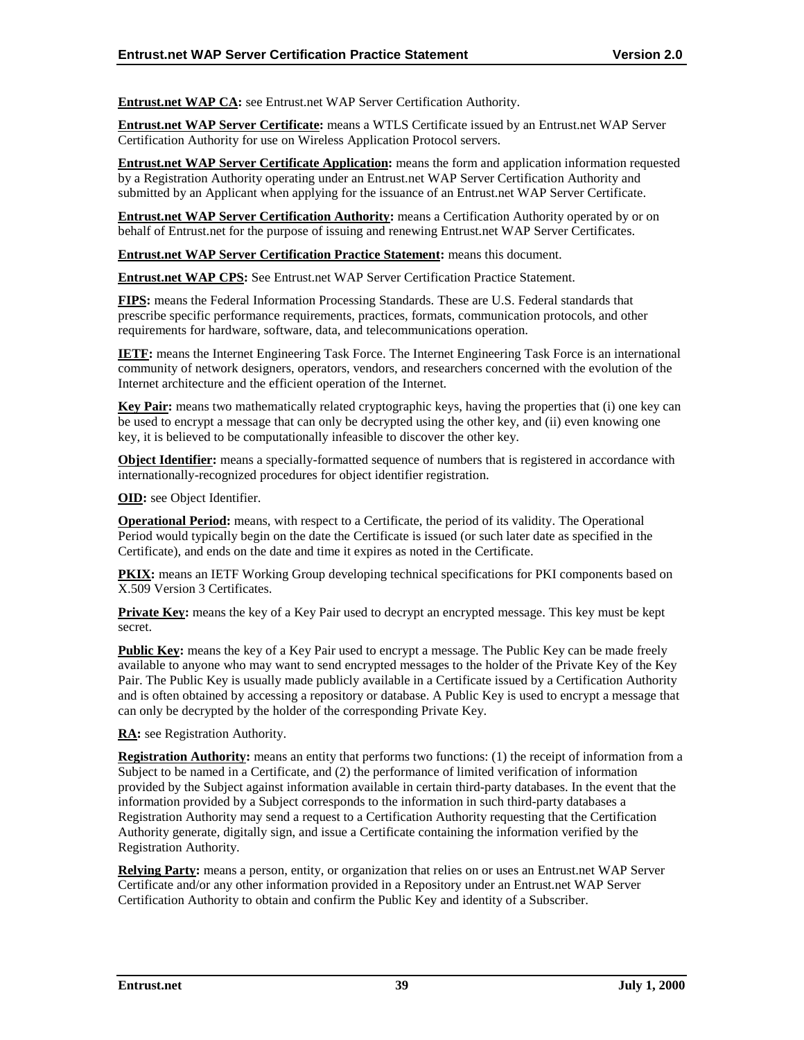**Entrust.net WAP CA:** see Entrust.net WAP Server Certification Authority.

**Entrust.net WAP Server Certificate:** means a WTLS Certificate issued by an Entrust.net WAP Server Certification Authority for use on Wireless Application Protocol servers.

**Entrust.net WAP Server Certificate Application:** means the form and application information requested by a Registration Authority operating under an Entrust.net WAP Server Certification Authority and submitted by an Applicant when applying for the issuance of an Entrust.net WAP Server Certificate.

**Entrust.net WAP Server Certification Authority:** means a Certification Authority operated by or on behalf of Entrust.net for the purpose of issuing and renewing Entrust.net WAP Server Certificates.

**Entrust.net WAP Server Certification Practice Statement:** means this document.

**Entrust.net WAP CPS:** See Entrust.net WAP Server Certification Practice Statement.

**FIPS:** means the Federal Information Processing Standards. These are U.S. Federal standards that prescribe specific performance requirements, practices, formats, communication protocols, and other requirements for hardware, software, data, and telecommunications operation.

**IETF:** means the Internet Engineering Task Force. The Internet Engineering Task Force is an international community of network designers, operators, vendors, and researchers concerned with the evolution of the Internet architecture and the efficient operation of the Internet.

**Key Pair:** means two mathematically related cryptographic keys, having the properties that (i) one key can be used to encrypt a message that can only be decrypted using the other key, and (ii) even knowing one key, it is believed to be computationally infeasible to discover the other key.

**Object Identifier:** means a specially-formatted sequence of numbers that is registered in accordance with internationally-recognized procedures for object identifier registration.

**OID:** see Object Identifier.

**Operational Period:** means, with respect to a Certificate, the period of its validity. The Operational Period would typically begin on the date the Certificate is issued (or such later date as specified in the Certificate), and ends on the date and time it expires as noted in the Certificate.

**PKIX:** means an IETF Working Group developing technical specifications for PKI components based on X.509 Version 3 Certificates.

**Private Key:** means the key of a Key Pair used to decrypt an encrypted message. This key must be kept secret.

**Public Key:** means the key of a Key Pair used to encrypt a message. The Public Key can be made freely available to anyone who may want to send encrypted messages to the holder of the Private Key of the Key Pair. The Public Key is usually made publicly available in a Certificate issued by a Certification Authority and is often obtained by accessing a repository or database. A Public Key is used to encrypt a message that can only be decrypted by the holder of the corresponding Private Key.

**RA:** see Registration Authority.

**Registration Authority:** means an entity that performs two functions: (1) the receipt of information from a Subject to be named in a Certificate, and (2) the performance of limited verification of information provided by the Subject against information available in certain third-party databases. In the event that the information provided by a Subject corresponds to the information in such third-party databases a Registration Authority may send a request to a Certification Authority requesting that the Certification Authority generate, digitally sign, and issue a Certificate containing the information verified by the Registration Authority.

**Relying Party:** means a person, entity, or organization that relies on or uses an Entrust.net WAP Server Certificate and/or any other information provided in a Repository under an Entrust.net WAP Server Certification Authority to obtain and confirm the Public Key and identity of a Subscriber.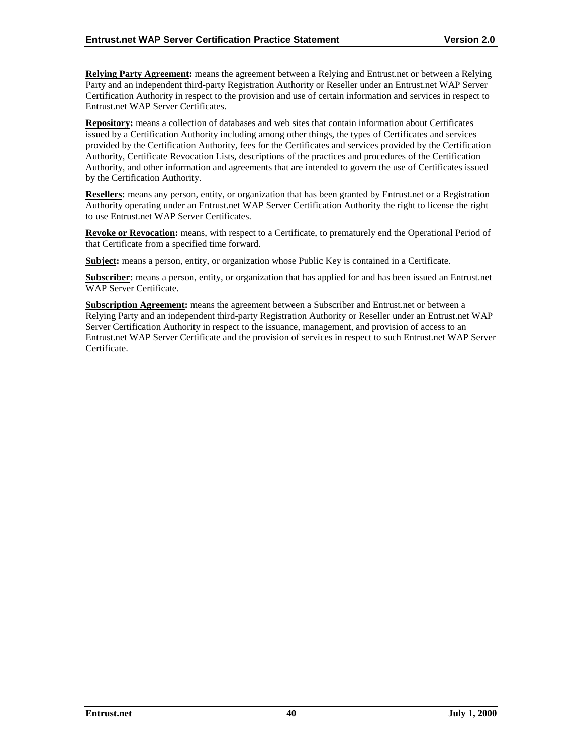**Relying Party Agreement:** means the agreement between a Relying and Entrust.net or between a Relying Party and an independent third-party Registration Authority or Reseller under an Entrust.net WAP Server Certification Authority in respect to the provision and use of certain information and services in respect to Entrust.net WAP Server Certificates.

**Repository:** means a collection of databases and web sites that contain information about Certificates issued by a Certification Authority including among other things, the types of Certificates and services provided by the Certification Authority, fees for the Certificates and services provided by the Certification Authority, Certificate Revocation Lists, descriptions of the practices and procedures of the Certification Authority, and other information and agreements that are intended to govern the use of Certificates issued by the Certification Authority.

**Resellers:** means any person, entity, or organization that has been granted by Entrust.net or a Registration Authority operating under an Entrust.net WAP Server Certification Authority the right to license the right to use Entrust.net WAP Server Certificates.

**Revoke or Revocation:** means, with respect to a Certificate, to prematurely end the Operational Period of that Certificate from a specified time forward.

**Subject:** means a person, entity, or organization whose Public Key is contained in a Certificate.

**Subscriber:** means a person, entity, or organization that has applied for and has been issued an Entrust.net WAP Server Certificate.

**Subscription Agreement:** means the agreement between a Subscriber and Entrust.net or between a Relying Party and an independent third-party Registration Authority or Reseller under an Entrust.net WAP Server Certification Authority in respect to the issuance, management, and provision of access to an Entrust.net WAP Server Certificate and the provision of services in respect to such Entrust.net WAP Server Certificate.